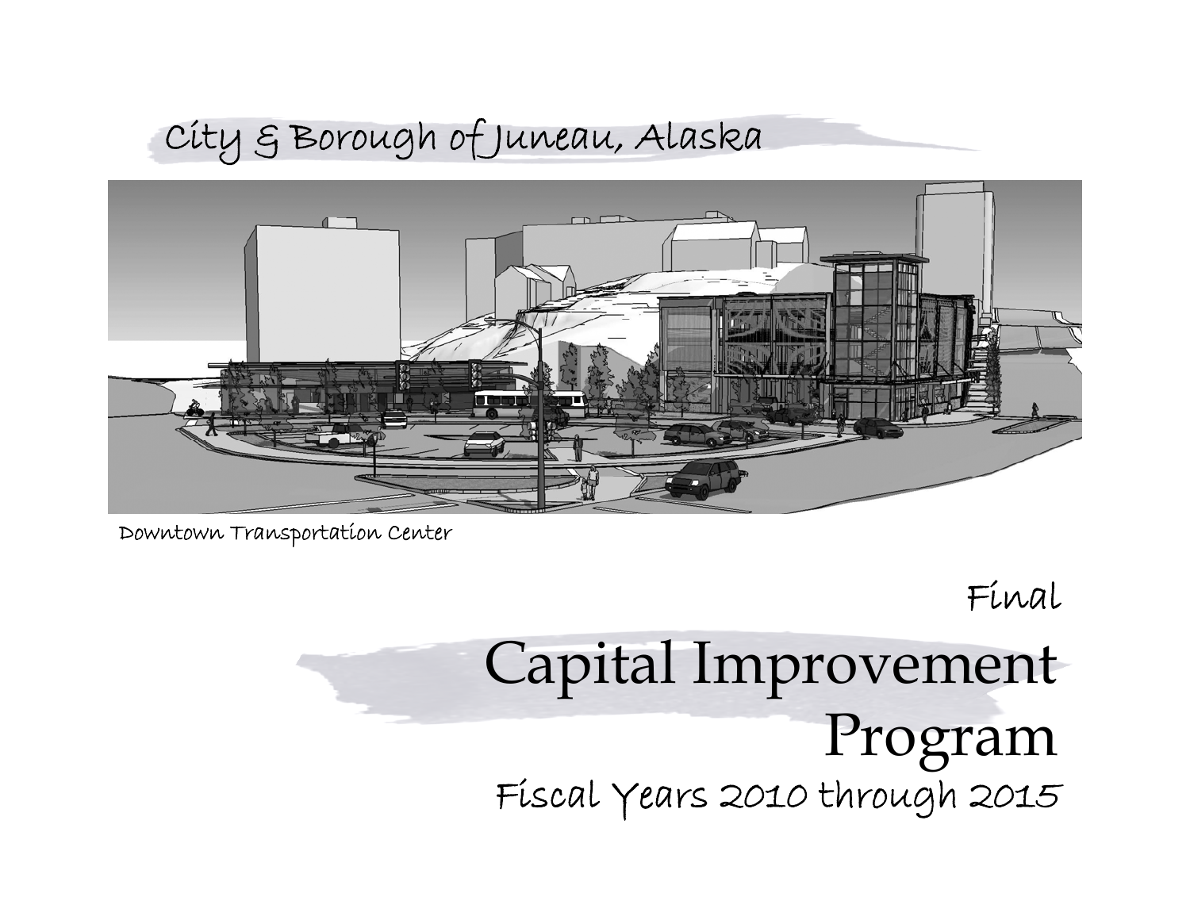City & Borough of Juneau, Alaska

Downtown Transportation Center

Final

# Capital Improvement Program

## Fiscal Years 2010 through 2015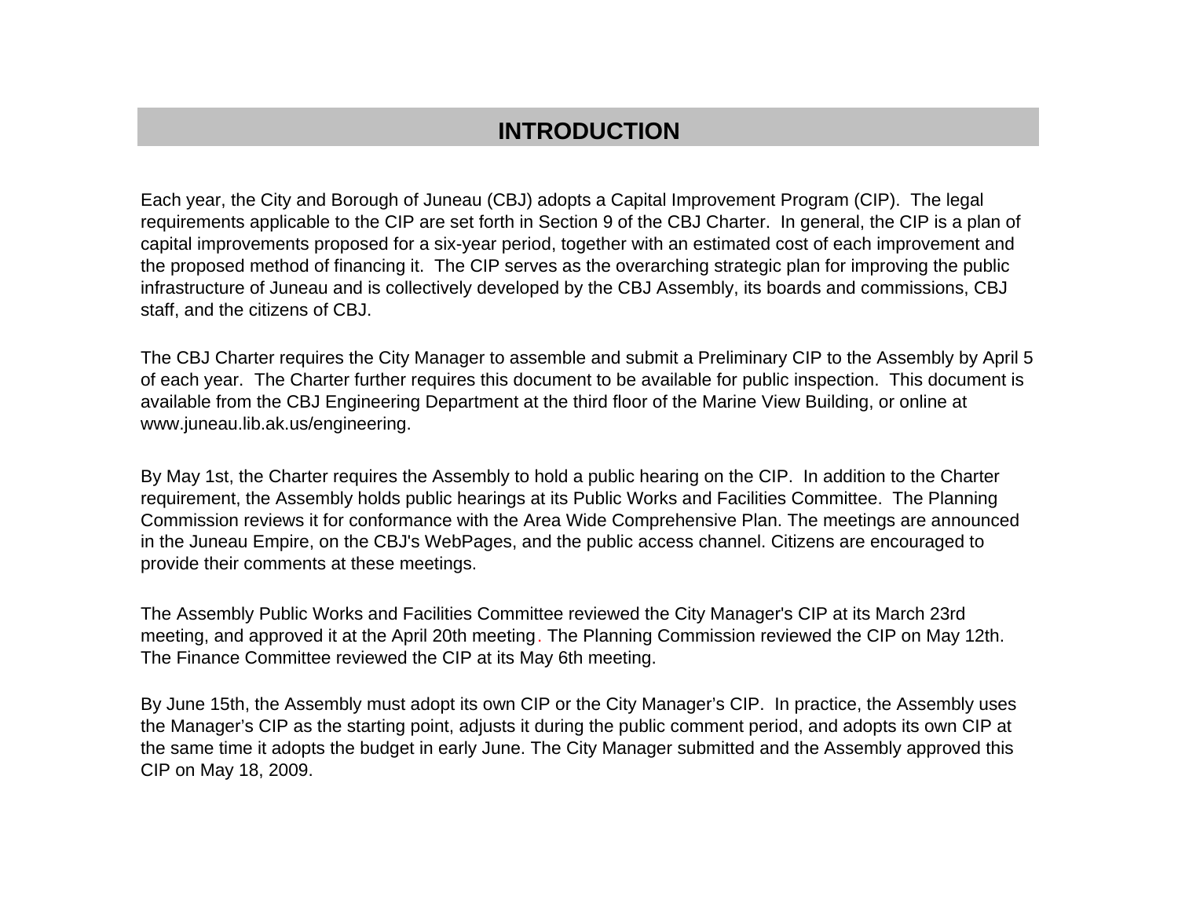# INTRODUCTION

Each year, the City and Borough of Juneau (CBJ) adopts a Capital Improvement Program (CIP). The legal requirements applicable to the CIP are set forth in Section 9 of the CBJ Charter. In general, the CIP is a plan of capital improvements proposed for a six-year period, together with an estimated cost of each improvement and the proposed method of financing it. The CIP serves as the overarching strategic plan for improving the public infrastructure of Juneau and is collectively developed by the CBJ Assembly, its boards and commissions, CBJ staff, and the citizens of CBJ.

The CBJ Charter requires the City Manager to assemble and submit a Preliminary CIP to the Assembly by April 5 of each year. The Charter further requires this document to be available for public inspection. This document is available from the CBJ Engineering Department at the third floor of the Marine View Building, or online at www.juneau.lib.ak.us/engineering.

By May 1st, the Charter requires the Assembly to hold a public hearing on the CIP. In addition to the Charter requirement, the Assembly holds public hearings at its Public Works and Facilities Committee. The Planning Commission reviews it for conformance with the Area Wide Comprehensive Plan. The meetings are announced in the Juneau Empire, on the CBJ's WebPages, and the public access channel. Citizens are encouraged to provide their comments at these meetings.

The Assembly Public Works and Facilities Committee reviewed the City Manager's CIP at its March 23rd meeting, and approved it at the April 20th meeting. The Planning Commission reviewed the CIP on May 12th. The Finance Committee reviewed the CIP at its May 6th meeting.

By June 15th, the Assembly must adopt its own CIP or the City Manager's CIP. In practice, the Assembly uses the Manager's CIP as the starting point, adjusts it during the public comment period, and adopts its own CIP at the same time it adopts the budget in early June. The City Manager submitted and the Assembly approved this CIP on May 18, 2009.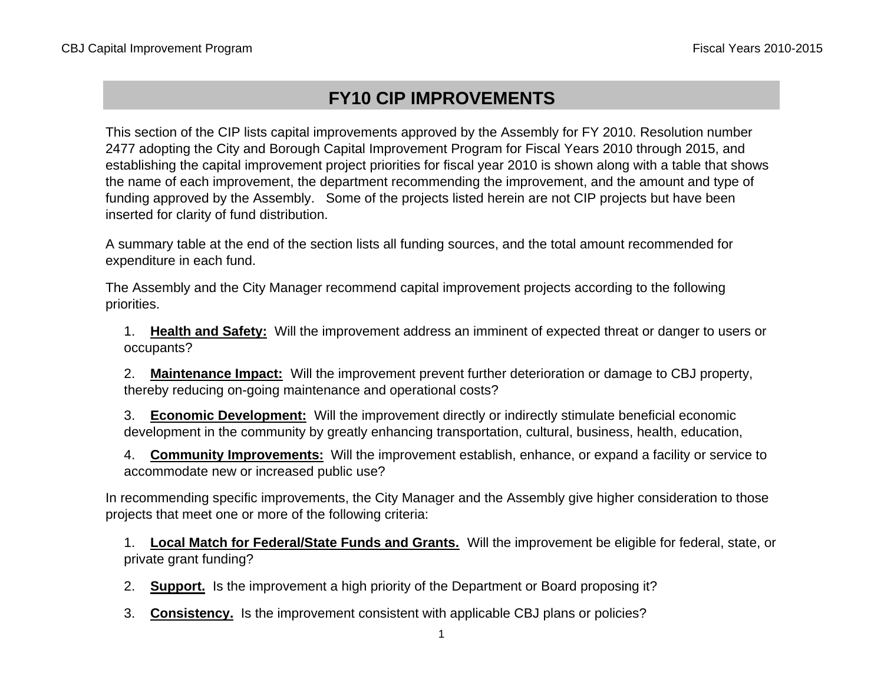# FY10 CIP IMPROVEMENTS

This section of the CIP lists capital improvements approved by the Assembly for FY 2010. Resolution number 2477 adopting the City and Borough Capital Improvement Program for Fiscal Years 2010 through 2015, and establishing the capital improvement project priorities for fiscal year 2010 is shown along with a table that shows the name of each improvement, the department recommending the improvement, and the amount and type of funding approved by the Assembly. Some of the projects listed herein are not CIP projects but have been inserted for clarity of fund distribution.

A summary table at the end of the section lists all funding sources, and the total amount recommended for expenditure in each fund.

The Assembly and the City Manager recommend capital improvement projects according to the following priorities.

1. **Health and Safety:** Will the improvement address an imminent of expected threat or danger to users or occupants?

2. **Maintenance Impact:** Will the improvement prevent further deterioration or damage to CBJ property, thereby reducing on-going maintenance and operational costs?

3. **Economic Development:** Will the improvement directly or indirectly stimulate beneficial economic development in the community by greatly enhancing transportation, cultural, business, health, education,

4. **Community Improvements:** Will the improvement establish, enhance, or expand a facility or service to accommodate new or increased public use?

In recommending specific improvements, the City Manager and the Assembly give higher consideration to those projects that meet one or more of the following criteria:

1. **Local Match for Federal/State Funds and Grants.** Will the improvement be eligible for federal, state, or private grant funding?

2. **Support.** Is the improvement a high priority of the Department or Board proposing it?

3. **Consistency.** Is the improvement consistent with applicable CBJ plans or policies?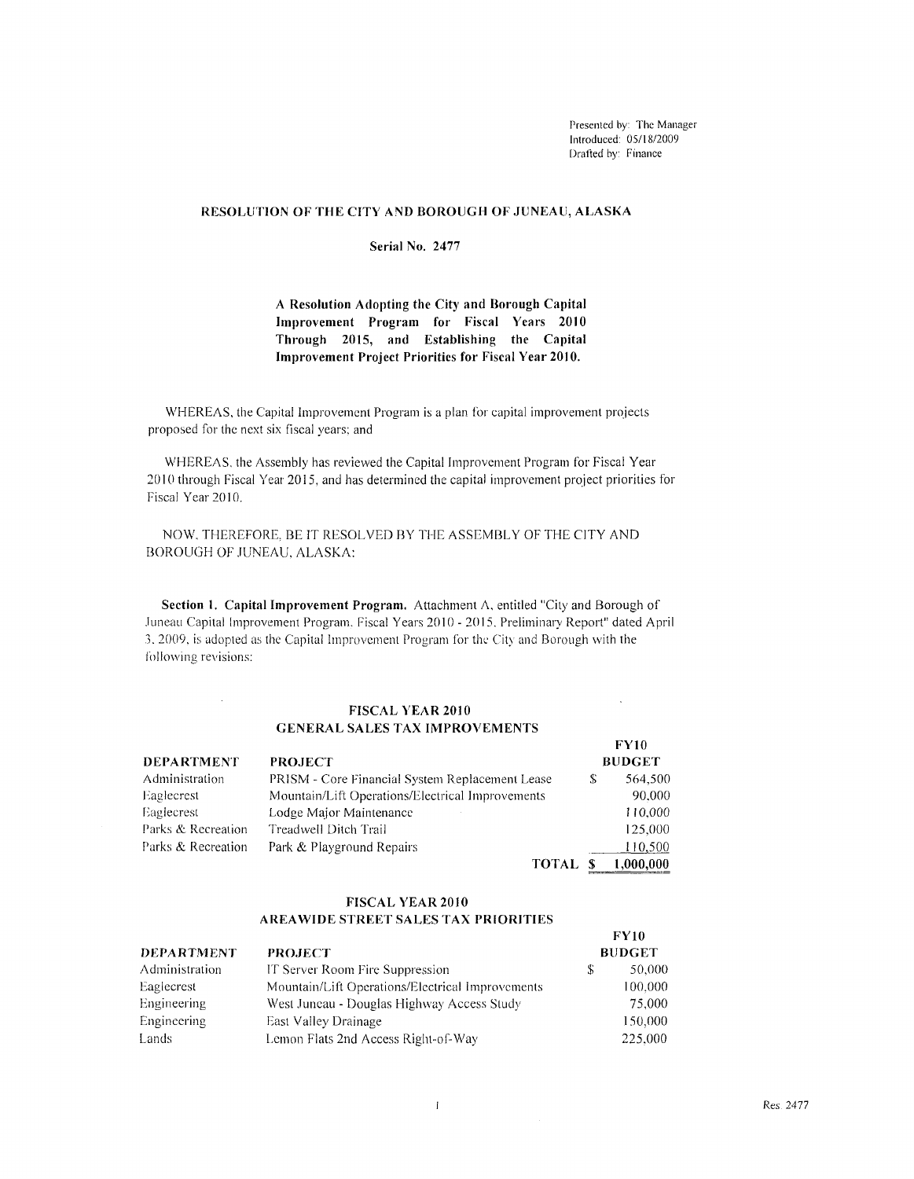Presented by: The Manager
Introduced: 05/18/2009
Drafted by: Finance

## RESOLUTION OF THE CITY AND BOROUGH OF JUNEAU, ALASKA

**Serial No. 2477**

**A Resolution Adopting the City and Borough Capital Improvement Program for Fiscal Years 2010 Through 2015, and Establishing the Capital Improvement Project Priorities for Fiscal Year 2010.**

WHEREAS, the Capital Improvement Program is a plan for capital improvement projects proposed for the next six fiscal years; and

WHEREAS, the Assembly has reviewed the Capital Improvement Program for Fiscal Year 2010 through Fiscal Year 2015, and has determined the capital improvement project priorities for Fiscal Year 2010.

NOW, THEREFORE, BE IT RESOLVED BY THE ASSEMBLY OF THE CITY AND BOROUGH OF JUNEAU, ALASKA:

**Section 1. Capital Improvement Program.** Attachment A, entitled "City and Borough of Juneau Capital Improvement Program, Fiscal Years 2010 - 2015, Preliminary Report" dated April 3, 2009, is adopted as the Capital Improvement Program for the City and Borough with the following revisions:

### FISCAL YEAR 2010
### GENERAL SALES TAX IMPROVEMENTS

| DEPARTMENT | PROJECT | FY10 BUDGET |
|---|---|---|
| Administration | PRISM - Core Financial System Replacement Lease | $ 564,500 |
| Eaglecrest | Mountain/Lift Operations/Electrical Improvements | 90,000 |
| Eaglecrest | Lodge Major Maintenance | 110,000 |
| Parks & Recreation | Treadwell Ditch Trail | 125,000 |
| Parks & Recreation | Park & Playground Repairs | 110,500 |
| | **TOTAL** | **$ 1,000,000** |

### FISCAL YEAR 2010
### AREAWIDE STREET SALES TAX PRIORITIES

| DEPARTMENT | PROJECT | FY10 BUDGET |
|---|---|---|
| Administration | IT Server Room Fire Suppression | $ 50,000 |
| Eaglecrest | Mountain/Lift Operations/Electrical Improvements | 100,000 |
| Engineering | West Juneau - Douglas Highway Access Study | 75,000 |
| Engineering | East Valley Drainage | 150,000 |
| Lands | Lemon Flats 2nd Access Right-of-Way | 225,000 |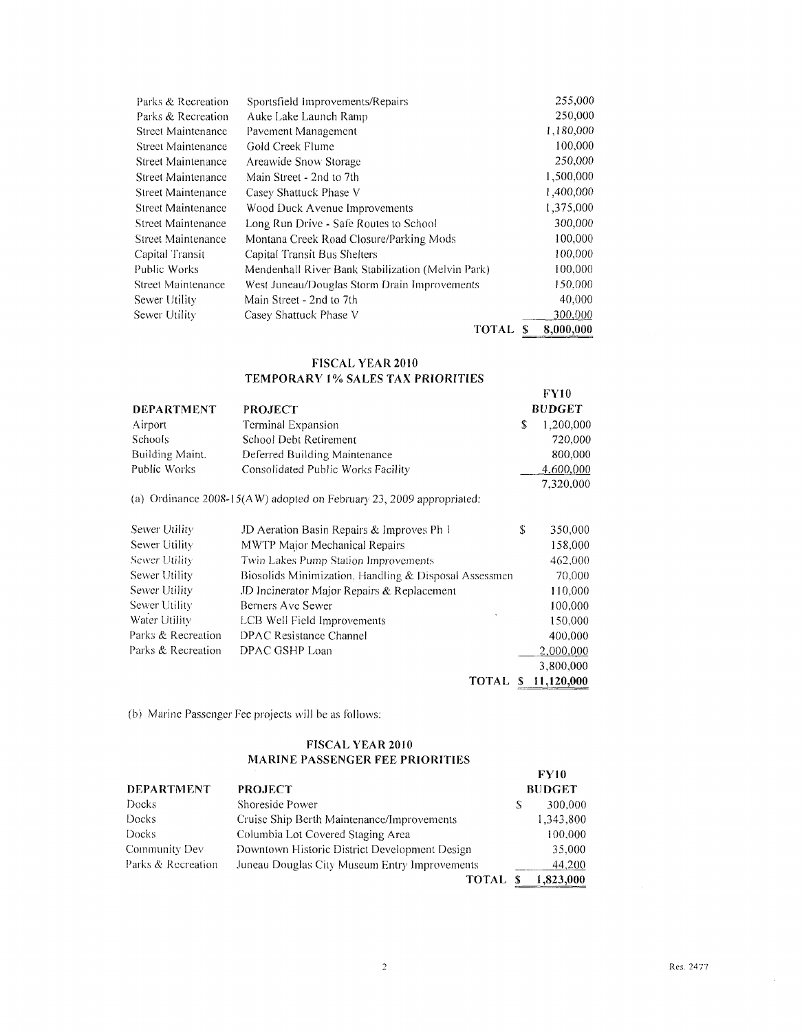| | | |
|---|---|---|
| Parks & Recreation | Sportsfield Improvements/Repairs | 255,000 |
| Parks & Recreation | Auke Lake Launch Ramp | 250,000 |
| Street Maintenance | Pavement Management | 1,180,000 |
| Street Maintenance | Gold Creek Flume | 100,000 |
| Street Maintenance | Areawide Snow Storage | 250,000 |
| Street Maintenance | Main Street - 2nd to 7th | 1,500,000 |
| Street Maintenance | Casey Shattuck Phase V | 1,400,000 |
| Street Maintenance | Wood Duck Avenue Improvements | 1,375,000 |
| Street Maintenance | Long Run Drive - Safe Routes to School | 300,000 |
| Street Maintenance | Montana Creek Road Closure/Parking Mods | 100,000 |
| Capital Transit | Capital Transit Bus Shelters | 100,000 |
| Public Works | Mendenhall River Bank Stabilization (Melvin Park) | 100,000 |
| Street Maintenance | West Juneau/Douglas Storm Drain Improvements | 150,000 |
| Sewer Utility | Main Street - 2nd to 7th | 40,000 |
| Sewer Utility | Casey Shattuck Phase V | 300,000 |
| | **TOTAL** | **$ 8,000,000** |

**FISCAL YEAR 2010**
**TEMPORARY 1% SALES TAX PRIORITIES**

| DEPARTMENT | PROJECT | FY10 BUDGET |
|---|---|---|
| Airport | Terminal Expansion | $ 1,200,000 |
| Schools | School Debt Retirement | 720,000 |
| Building Maint. | Deferred Building Maintenance | 800,000 |
| Public Works | Consolidated Public Works Facility | 4,600,000 |
| | | 7,320,000 |

(a) Ordinance 2008-15(AW) adopted on February 23, 2009 appropriated:

| | | |
|---|---|---|
| Sewer Utility | JD Aeration Basin Repairs & Improves Ph 1 | $ 350,000 |
| Sewer Utility | MWTP Major Mechanical Repairs | 158,000 |
| Sewer Utility | Twin Lakes Pump Station Improvements | 462,000 |
| Sewer Utility | Biosolids Minimization, Handling & Disposal Assessmen | 70,000 |
| Sewer Utility | JD Incinerator Major Repairs & Replacement | 110,000 |
| Sewer Utility | Berners Ave Sewer | 100,000 |
| Water Utility | LCB Well Field Improvements | 150,000 |
| Parks & Recreation | DPAC Resistance Channel | 400,000 |
| Parks & Recreation | DPAC GSHP Loan | 2,000,000 |
| | | 3,800,000 |
| | **TOTAL** | **$ 11,120,000** |

(b) Marine Passenger Fee projects will be as follows:

**FISCAL YEAR 2010**
**MARINE PASSENGER FEE PRIORITIES**

| DEPARTMENT | PROJECT | FY10 BUDGET |
|---|---|---|
| Docks | Shoreside Power | $ 300,000 |
| Docks | Cruise Ship Berth Maintenance/Improvements | 1,343,800 |
| Docks | Columbia Lot Covered Staging Area | 100,000 |
| Community Dev | Downtown Historic District Development Design | 35,000 |
| Parks & Recreation | Juneau Douglas City Museum Entry Improvements | 44,200 |
| | **TOTAL** | **$ 1,823,000** |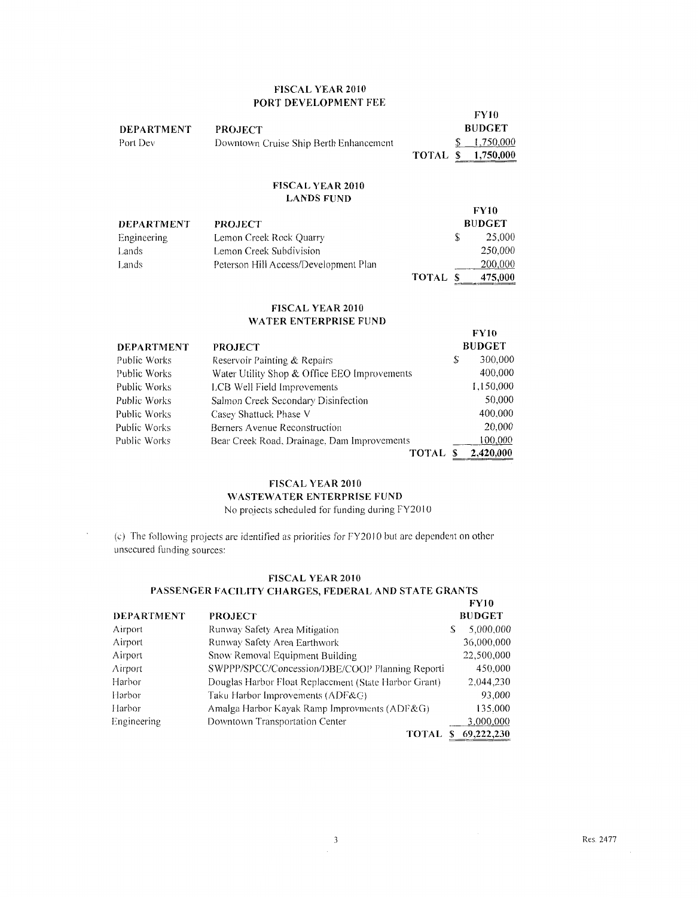### FISCAL YEAR 2010
### PORT DEVELOPMENT FEE

| DEPARTMENT | PROJECT | | FY10 BUDGET |
|---|---|---|---|
| Port Dev | Downtown Cruise Ship Berth Enhancement | | $ 1,750,000 |
| | | TOTAL | $ 1,750,000 |

### FISCAL YEAR 2010
### LANDS FUND

| DEPARTMENT | PROJECT | | FY10 BUDGET |
|---|---|---|---|
| Engineering | Lemon Creek Rock Quarry | | $ 25,000 |
| Lands | Lemon Creek Subdivision | | 250,000 |
| Lands | Peterson Hill Access/Development Plan | | 200,000 |
| | | TOTAL | $ 475,000 |

### FISCAL YEAR 2010
### WATER ENTERPRISE FUND

| DEPARTMENT | PROJECT | | FY10 BUDGET |
|---|---|---|---|
| Public Works | Reservoir Painting & Repairs | | $ 300,000 |
| Public Works | Water Utility Shop & Office EEO Improvements | | 400,000 |
| Public Works | LCB Well Field Improvements | | 1,150,000 |
| Public Works | Salmon Creek Secondary Disinfection | | 50,000 |
| Public Works | Casey Shattuck Phase V | | 400,000 |
| Public Works | Berners Avenue Reconstruction | | 20,000 |
| Public Works | Bear Creek Road, Drainage, Dam Improvements | | 100,000 |
| | | TOTAL | $ 2,420,000 |

### FISCAL YEAR 2010
### WASTEWATER ENTERPRISE FUND

No projects scheduled for funding during FY2010

(c) The following projects are identified as priorities for FY2010 but are dependent on other unsecured funding sources:

### FISCAL YEAR 2010
### PASSENGER FACILITY CHARGES, FEDERAL AND STATE GRANTS

| DEPARTMENT | PROJECT | | FY10 BUDGET |
|---|---|---|---|
| Airport | Runway Safety Area Mitigation | | $ 5,000,000 |
| Airport | Runway Safety Area Earthwork | | 36,000,000 |
| Airport | Snow Removal Equipment Building | | 22,500,000 |
| Airport | SWPPP/SPCC/Concession/DBE/COOP Planning Reporti | | 450,000 |
| Harbor | Douglas Harbor Float Replacement (State Harbor Grant) | | 2,044,230 |
| Harbor | Taku Harbor Improvements (ADF&G) | | 93,000 |
| Harbor | Amalga Harbor Kayak Ramp Improvments (ADF&G) | | 135,000 |
| Engineering | Downtown Transportation Center | | 3,000,000 |
| | | TOTAL | $ 69,222,230 |

Res. 2477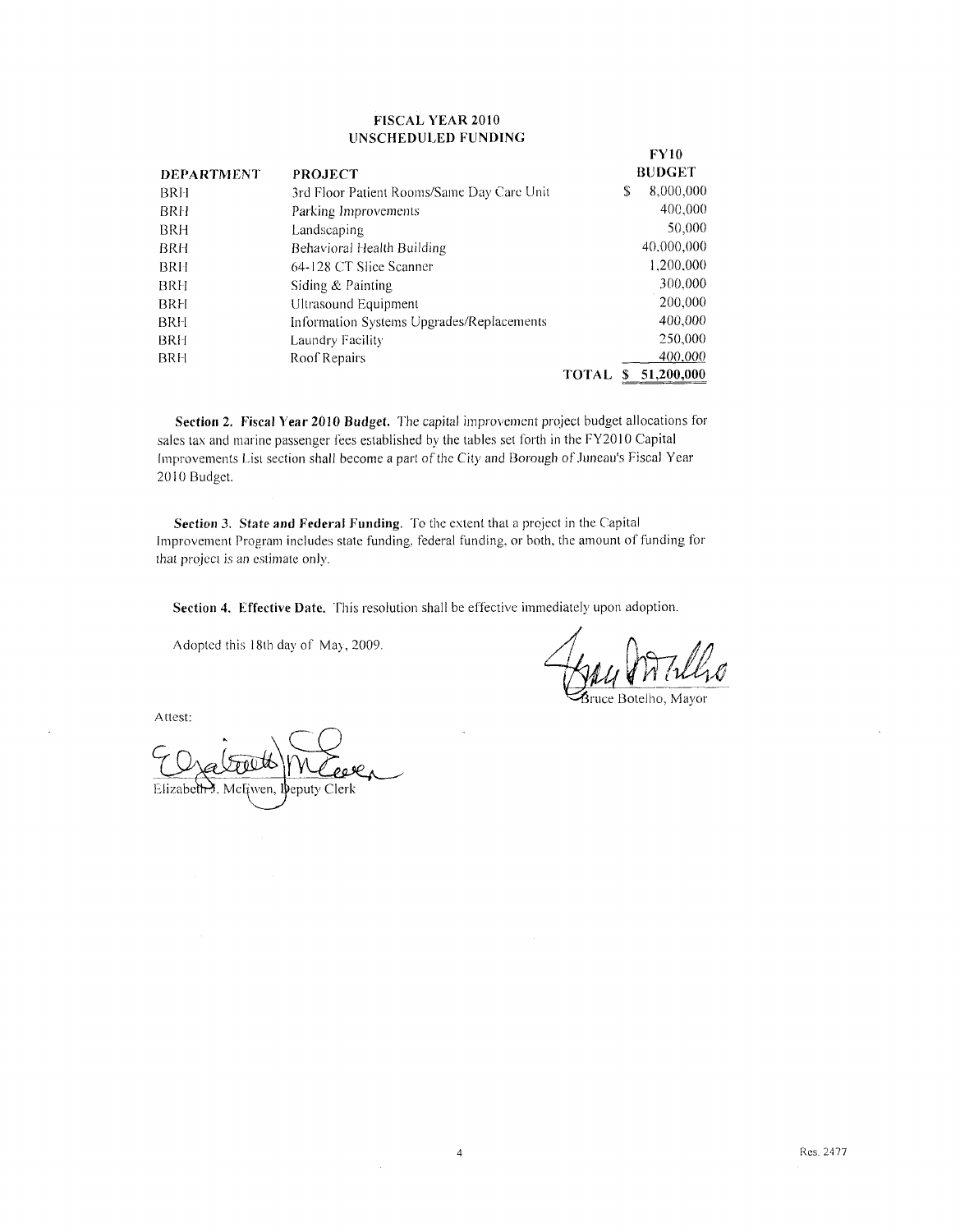## FISCAL YEAR 2010
## UNSCHEDULED FUNDING

| DEPARTMENT | PROJECT | FY10 BUDGET |
|---|---|---|
| BRH | 3rd Floor Patient Rooms/Same Day Care Unit | $ 8,000,000 |
| BRH | Parking Improvements | 400,000 |
| BRH | Landscaping | 50,000 |
| BRH | Behavioral Health Building | 40,000,000 |
| BRH | 64-128 CT Slice Scanner | 1,200,000 |
| BRH | Siding & Painting | 300,000 |
| BRH | Ultrasound Equipment | 200,000 |
| BRH | Information Systems Upgrades/Replacements | 400,000 |
| BRH | Laundry Facility | 250,000 |
| BRH | Roof Repairs | 400,000 |
| | TOTAL | $ 51,200,000 |

**Section 2. Fiscal Year 2010 Budget.** The capital improvement project budget allocations for sales tax and marine passenger fees established by the tables set forth in the FY2010 Capital Improvements List section shall become a part of the City and Borough of Juneau's Fiscal Year 2010 Budget.

**Section 3. State and Federal Funding.** To the extent that a project in the Capital Improvement Program includes state funding, federal funding, or both, the amount of funding for that project is an estimate only.

**Section 4. Effective Date.** This resolution shall be effective immediately upon adoption.

Adopted this 18th day of May, 2009.

Bruce Botelho, Mayor

Attest:

Elizabeth J. McEwen, Deputy Clerk

Res. 2477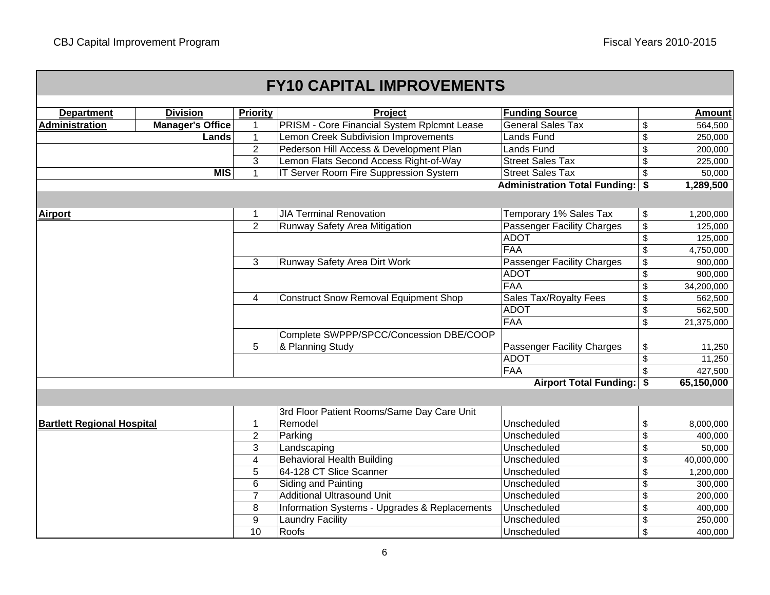# FY10 CAPITAL IMPROVEMENTS

| Department | Division | Priority | Project | Funding Source | Amount |
|---|---|---|---|---|---|
| **Administration** | **Manager's Office** | 1 | PRISM - Core Financial System Rplcmnt Lease | General Sales Tax | $ 564,500 |
| | **Lands** | 1 | Lemon Creek Subdivision Improvements | Lands Fund | $ 250,000 |
| | | 2 | Pederson Hill Access & Development Plan | Lands Fund | $ 200,000 |
| | | 3 | Lemon Flats Second Access Right-of-Way | Street Sales Tax | $ 225,000 |
| | **MIS** | 1 | IT Server Room Fire Suppression System | Street Sales Tax | $ 50,000 |
| | | | | **Administration Total Funding:** | **$ 1,289,500** |
| **Airport** | | 1 | JIA Terminal Renovation | Temporary 1% Sales Tax | $ 1,200,000 |
| | | 2 | Runway Safety Area Mitigation | Passenger Facility Charges | $ 125,000 |
| | | | | ADOT | $ 125,000 |
| | | | | FAA | $ 4,750,000 |
| | | 3 | Runway Safety Area Dirt Work | Passenger Facility Charges | $ 900,000 |
| | | | | ADOT | $ 900,000 |
| | | | | FAA | $ 34,200,000 |
| | | 4 | Construct Snow Removal Equipment Shop | Sales Tax/Royalty Fees | $ 562,500 |
| | | | | ADOT | $ 562,500 |
| | | | | FAA | $ 21,375,000 |
| | | 5 | Complete SWPPP/SPCC/Concession DBE/COOP & Planning Study | Passenger Facility Charges | $ 11,250 |
| | | | | ADOT | $ 11,250 |
| | | | | FAA | $ 427,500 |
| | | | | **Airport Total Funding:** | **$ 65,150,000** |
| **Bartlett Regional Hospital** | | 1 | 3rd Floor Patient Rooms/Same Day Care Unit Remodel | Unscheduled | $ 8,000,000 |
| | | 2 | Parking | Unscheduled | $ 400,000 |
| | | 3 | Landscaping | Unscheduled | $ 50,000 |
| | | 4 | Behavioral Health Building | Unscheduled | $ 40,000,000 |
| | | 5 | 64-128 CT Slice Scanner | Unscheduled | $ 1,200,000 |
| | | 6 | Siding and Painting | Unscheduled | $ 300,000 |
| | | 7 | Additional Ultrasound Unit | Unscheduled | $ 200,000 |
| | | 8 | Information Systems - Upgrades & Replacements | Unscheduled | $ 400,000 |
| | | 9 | Laundry Facility | Unscheduled | $ 250,000 |
| | | 10 | Roofs | Unscheduled | $ 400,000 |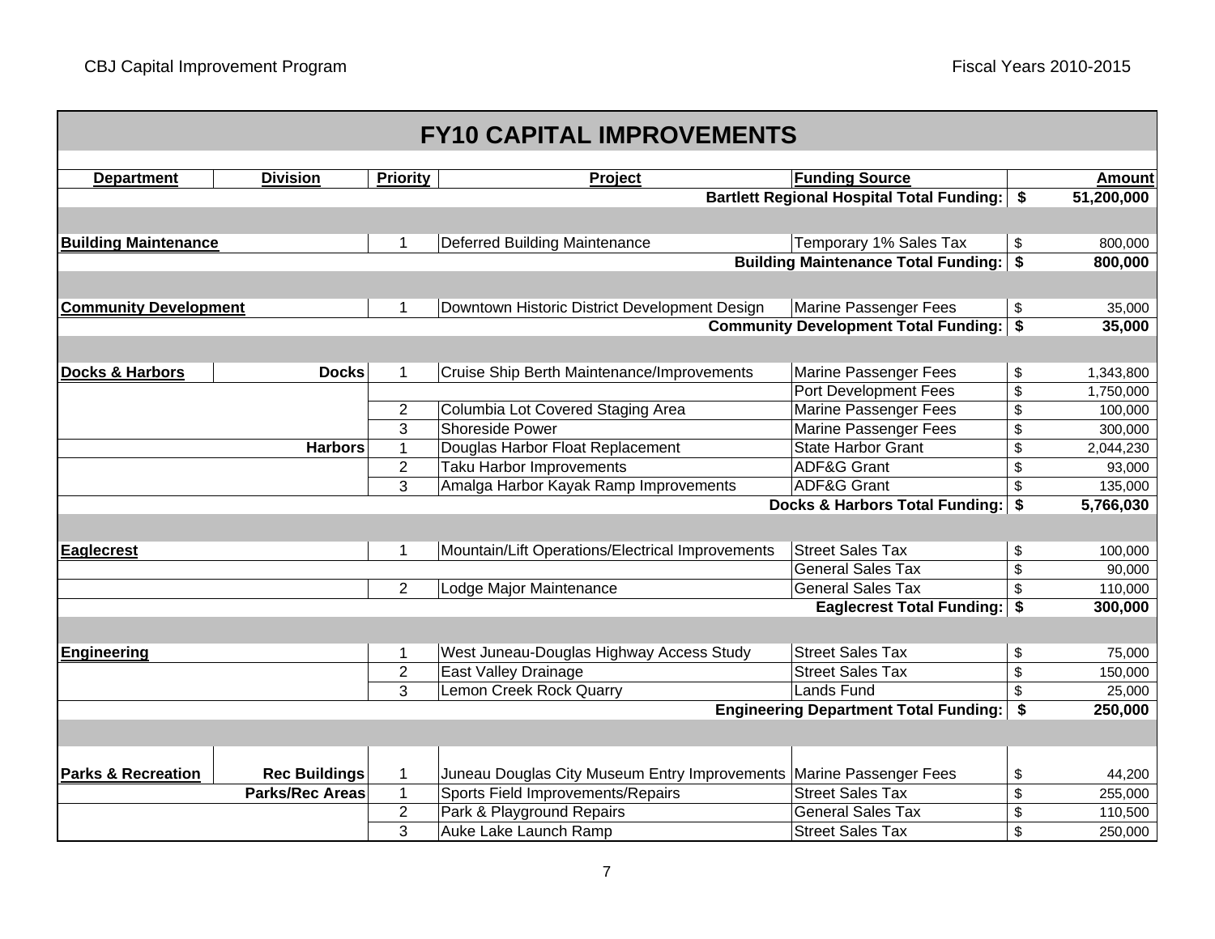# FY10 CAPITAL IMPROVEMENTS

| Department | Division | Priority | Project | Funding Source | Amount |
|---|---|---|---|---|---|
| | | | | **Bartlett Regional Hospital Total Funding:** | **$ 51,200,000** |
| **Building Maintenance** | | 1 | Deferred Building Maintenance | Temporary 1% Sales Tax | $ 800,000 |
| | | | | **Building Maintenance Total Funding:** | **$ 800,000** |
| **Community Development** | | 1 | Downtown Historic District Development Design | Marine Passenger Fees | $ 35,000 |
| | | | | **Community Development Total Funding:** | **$ 35,000** |
| **Docks & Harbors** | **Docks** | 1 | Cruise Ship Berth Maintenance/Improvements | Marine Passenger Fees | $ 1,343,800 |
| | | | | Port Development Fees | $ 1,750,000 |
| | | 2 | Columbia Lot Covered Staging Area | Marine Passenger Fees | $ 100,000 |
| | | 3 | Shoreside Power | Marine Passenger Fees | $ 300,000 |
| | **Harbors** | 1 | Douglas Harbor Float Replacement | State Harbor Grant | $ 2,044,230 |
| | | 2 | Taku Harbor Improvements | ADF&G Grant | $ 93,000 |
| | | 3 | Amalga Harbor Kayak Ramp Improvements | ADF&G Grant | $ 135,000 |
| | | | | **Docks & Harbors Total Funding:** | **$ 5,766,030** |
| **Eaglecrest** | | 1 | Mountain/Lift Operations/Electrical Improvements | Street Sales Tax | $ 100,000 |
| | | | | General Sales Tax | $ 90,000 |
| | | 2 | Lodge Major Maintenance | General Sales Tax | $ 110,000 |
| | | | | **Eaglecrest Total Funding:** | **$ 300,000** |
| **Engineering** | | 1 | West Juneau-Douglas Highway Access Study | Street Sales Tax | $ 75,000 |
| | | 2 | East Valley Drainage | Street Sales Tax | $ 150,000 |
| | | 3 | Lemon Creek Rock Quarry | Lands Fund | $ 25,000 |
| | | | | **Engineering Department Total Funding:** | **$ 250,000** |
| **Parks & Recreation** | **Rec Buildings** | 1 | Juneau Douglas City Museum Entry Improvements | Marine Passenger Fees | $ 44,200 |
| | **Parks/Rec Areas** | 1 | Sports Field Improvements/Repairs | Street Sales Tax | $ 255,000 |
| | | 2 | Park & Playground Repairs | General Sales Tax | $ 110,500 |
| | | 3 | Auke Lake Launch Ramp | Street Sales Tax | $ 250,000 |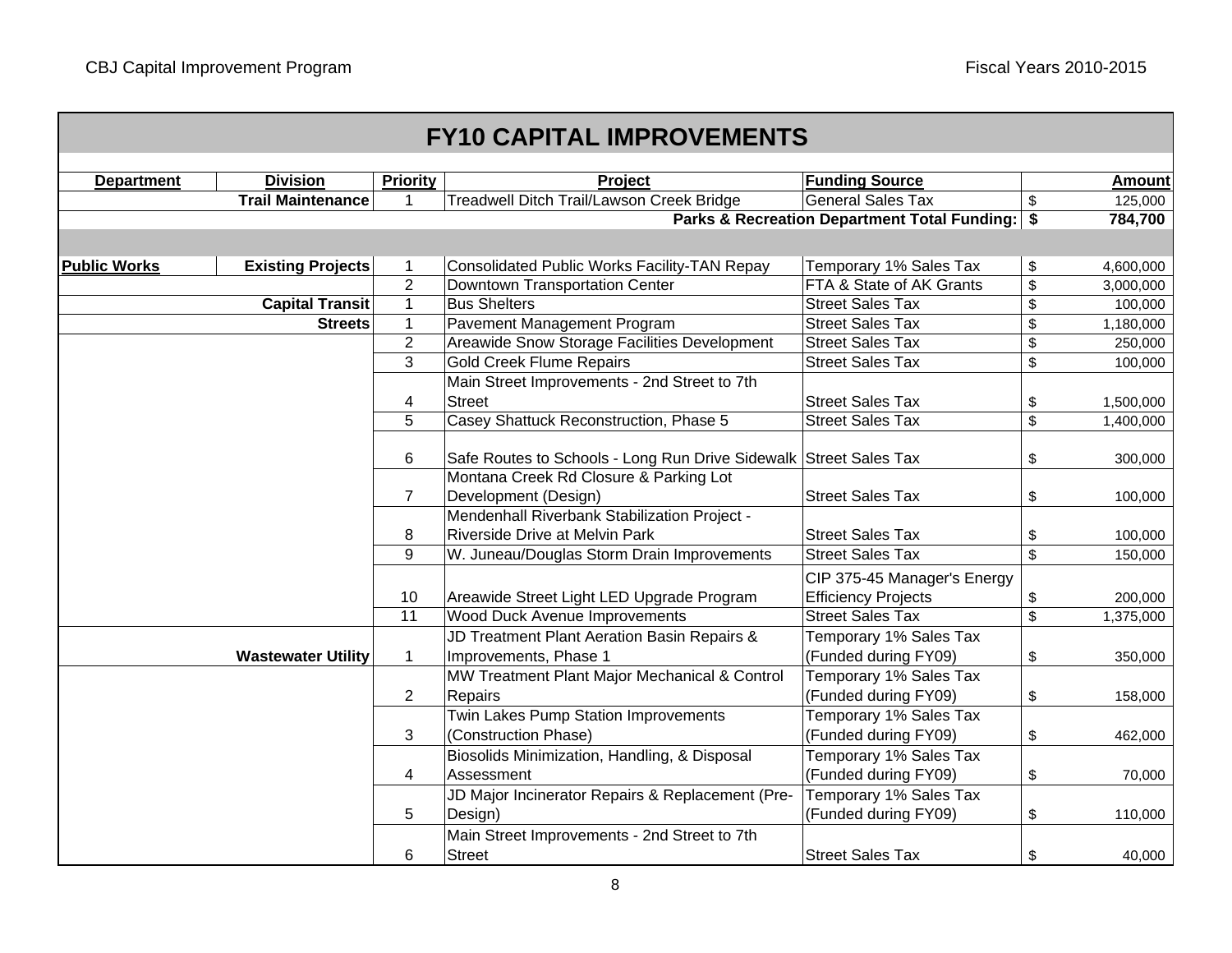## FY10 CAPITAL IMPROVEMENTS

| Department | Division | Priority | Project | Funding Source | Amount |
|---|---|---|---|---|---|
| | Trail Maintenance | 1 | Treadwell Ditch Trail/Lawson Creek Bridge | General Sales Tax | $ 125,000 |
| | | | | **Parks & Recreation Department Total Funding:** | **$ 784,700** |
| | | | | | |
| **Public Works** | **Existing Projects** | 1 | Consolidated Public Works Facility-TAN Repay | Temporary 1% Sales Tax | $ 4,600,000 |
| | | 2 | Downtown Transportation Center | FTA & State of AK Grants | $ 3,000,000 |
| | **Capital Transit** | 1 | Bus Shelters | Street Sales Tax | $ 100,000 |
| | **Streets** | 1 | Pavement Management Program | Street Sales Tax | $ 1,180,000 |
| | | 2 | Areawide Snow Storage Facilities Development | Street Sales Tax | $ 250,000 |
| | | 3 | Gold Creek Flume Repairs | Street Sales Tax | $ 100,000 |
| | | 4 | Main Street Improvements - 2nd Street to 7th Street | Street Sales Tax | $ 1,500,000 |
| | | 5 | Casey Shattuck Reconstruction, Phase 5 | Street Sales Tax | $ 1,400,000 |
| | | 6 | Safe Routes to Schools - Long Run Drive Sidewalk | Street Sales Tax | $ 300,000 |
| | | 7 | Montana Creek Rd Closure & Parking Lot Development (Design) | Street Sales Tax | $ 100,000 |
| | | 8 | Mendenhall Riverbank Stabilization Project - Riverside Drive at Melvin Park | Street Sales Tax | $ 100,000 |
| | | 9 | W. Juneau/Douglas Storm Drain Improvements | Street Sales Tax | $ 150,000 |
| | | 10 | Areawide Street Light LED Upgrade Program | CIP 375-45 Manager's Energy Efficiency Projects | $ 200,000 |
| | | 11 | Wood Duck Avenue Improvements | Street Sales Tax | $ 1,375,000 |
| | **Wastewater Utility** | 1 | JD Treatment Plant Aeration Basin Repairs & Improvements, Phase 1 | Temporary 1% Sales Tax (Funded during FY09) | $ 350,000 |
| | | 2 | MW Treatment Plant Major Mechanical & Control Repairs | Temporary 1% Sales Tax (Funded during FY09) | $ 158,000 |
| | | 3 | Twin Lakes Pump Station Improvements (Construction Phase) | Temporary 1% Sales Tax (Funded during FY09) | $ 462,000 |
| | | 4 | Biosolids Minimization, Handling, & Disposal Assessment | Temporary 1% Sales Tax (Funded during FY09) | $ 70,000 |
| | | 5 | JD Major Incinerator Repairs & Replacement (Pre-Design) | Temporary 1% Sales Tax (Funded during FY09) | $ 110,000 |
| | | 6 | Main Street Improvements - 2nd Street to 7th Street | Street Sales Tax | $ 40,000 |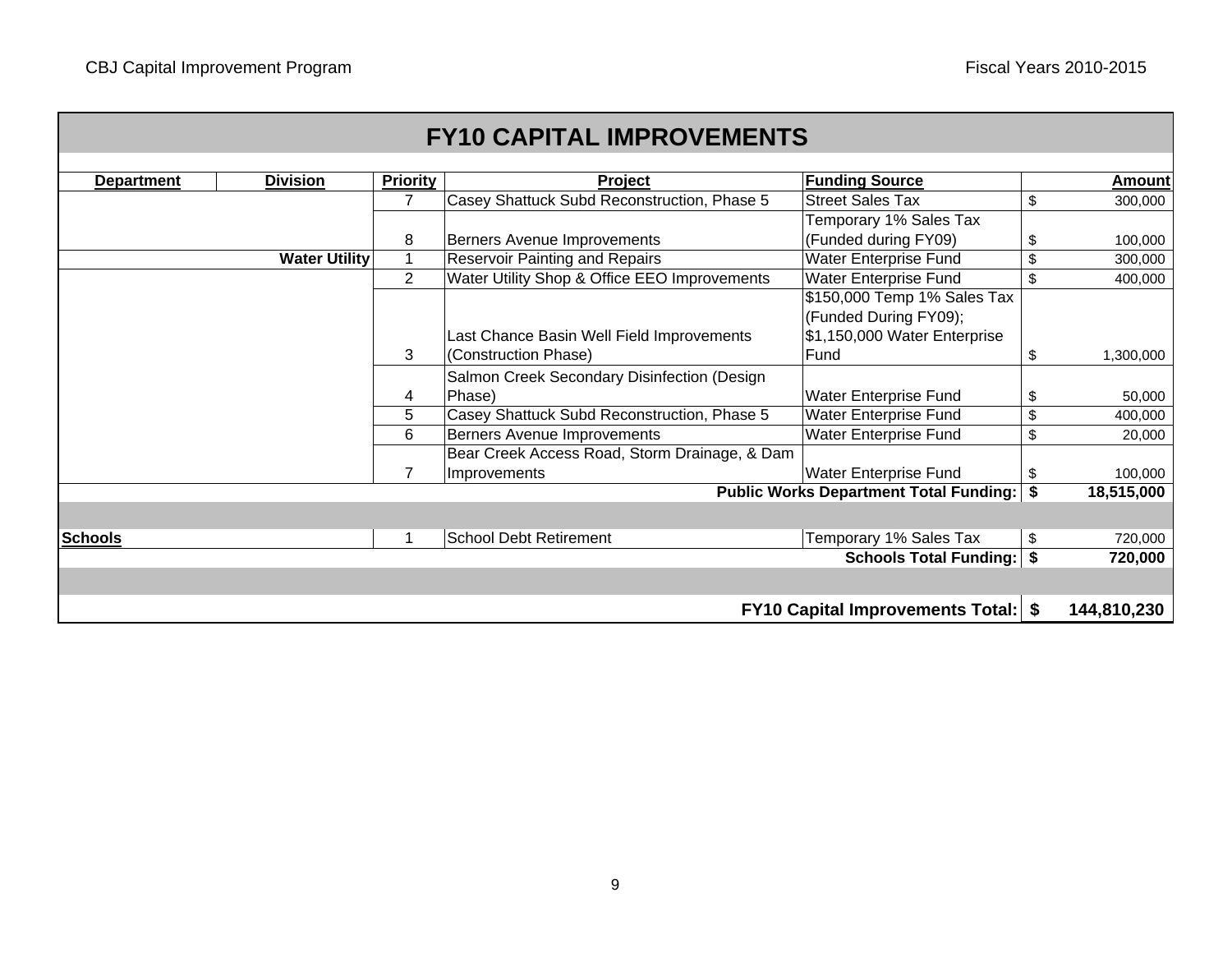# FY10 CAPITAL IMPROVEMENTS

| Department | Division | Priority | Project | Funding Source | Amount |
|---|---|---|---|---|---|
| | | 7 | Casey Shattuck Subd Reconstruction, Phase 5 | Street Sales Tax | $ 300,000 |
| | | 8 | Berners Avenue Improvements | Temporary 1% Sales Tax (Funded during FY09) | $ 100,000 |
| | **Water Utility** | 1 | Reservoir Painting and Repairs | Water Enterprise Fund | $ 300,000 |
| | | 2 | Water Utility Shop & Office EEO Improvements | Water Enterprise Fund | $ 400,000 |
| | | 3 | Last Chance Basin Well Field Improvements (Construction Phase) | $150,000 Temp 1% Sales Tax (Funded During FY09); $1,150,000 Water Enterprise Fund | $ 1,300,000 |
| | | 4 | Salmon Creek Secondary Disinfection (Design Phase) | Water Enterprise Fund | $ 50,000 |
| | | 5 | Casey Shattuck Subd Reconstruction, Phase 5 | Water Enterprise Fund | $ 400,000 |
| | | 6 | Berners Avenue Improvements | Water Enterprise Fund | $ 20,000 |
| | | 7 | Bear Creek Access Road, Storm Drainage, & Dam Improvements | Water Enterprise Fund | $ 100,000 |
| | | | | **Public Works Department Total Funding:** | **$ 18,515,000** |
| **Schools** | | 1 | School Debt Retirement | Temporary 1% Sales Tax | $ 720,000 |
| | | | | **Schools Total Funding:** | **$ 720,000** |
| | | | | **FY10 Capital Improvements Total:** | **$ 144,810,230** |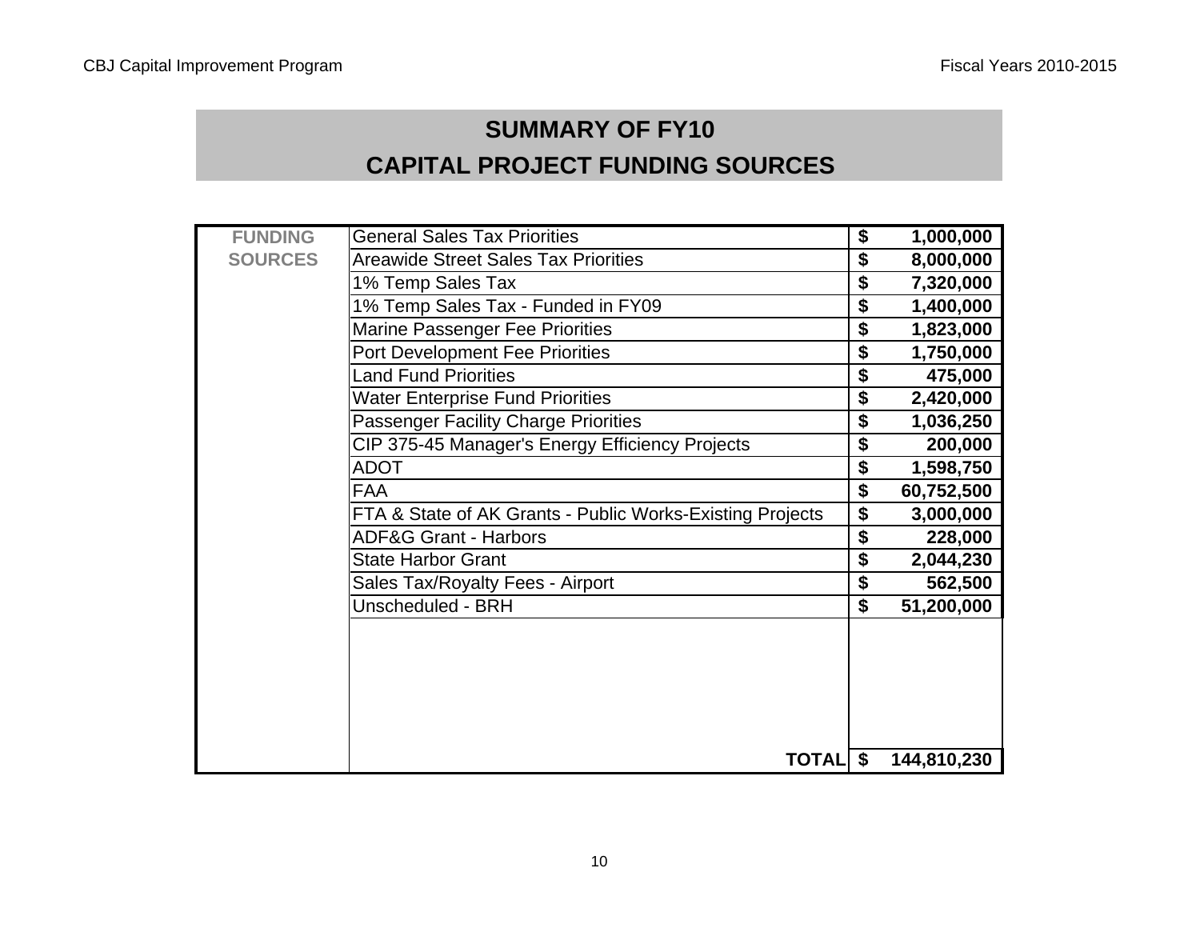# SUMMARY OF FY10

# CAPITAL PROJECT FUNDING SOURCES

| FUNDING SOURCES | | |
|---|---|---|
| | General Sales Tax Priorities | $ 1,000,000 |
| | Areawide Street Sales Tax Priorities | $ 8,000,000 |
| | 1% Temp Sales Tax | $ 7,320,000 |
| | 1% Temp Sales Tax - Funded in FY09 | $ 1,400,000 |
| | Marine Passenger Fee Priorities | $ 1,823,000 |
| | Port Development Fee Priorities | $ 1,750,000 |
| | Land Fund Priorities | $ 475,000 |
| | Water Enterprise Fund Priorities | $ 2,420,000 |
| | Passenger Facility Charge Priorities | $ 1,036,250 |
| | CIP 375-45 Manager's Energy Efficiency Projects | $ 200,000 |
| | ADOT | $ 1,598,750 |
| | FAA | $ 60,752,500 |
| | FTA & State of AK Grants - Public Works-Existing Projects | $ 3,000,000 |
| | ADF&G Grant - Harbors | $ 228,000 |
| | State Harbor Grant | $ 2,044,230 |
| | Sales Tax/Royalty Fees - Airport | $ 562,500 |
| | Unscheduled - BRH | $ 51,200,000 |
| | **TOTAL** | **$ 144,810,230** |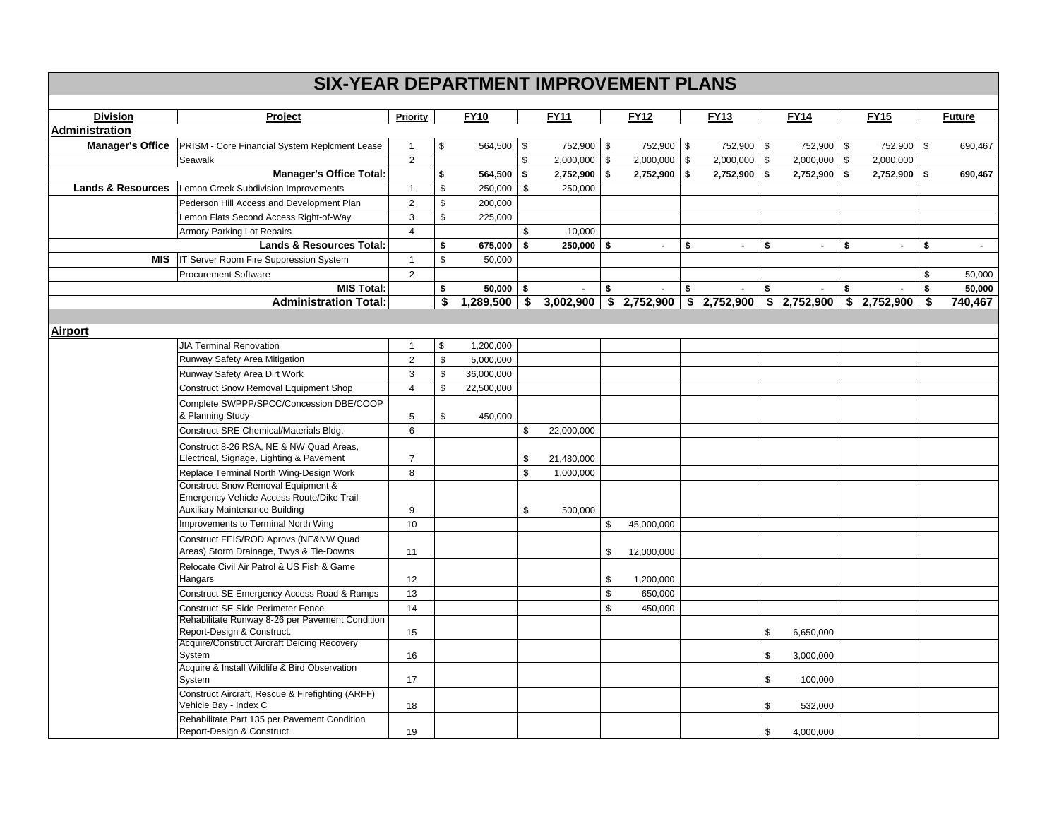# SIX-YEAR DEPARTMENT IMPROVEMENT PLANS

| Division | Project | Priority | FY10 | FY11 | FY12 | FY13 | FY14 | FY15 | Future |
|---|---|---|---|---|---|---|---|---|---|
| **Administration** | | | | | | | | | |
| **Manager's Office** | PRISM - Core Financial System Replcment Lease | 1 | $ 564,500 | $ 752,900 | $ 752,900 | $ 752,900 | $ 752,900 | $ 752,900 | $ 690,467 |
| | Seawalk | 2 | | $ 2,000,000 | $ 2,000,000 | $ 2,000,000 | $ 2,000,000 | $ 2,000,000 | |
| | **Manager's Office Total:** | | **$ 564,500** | **$ 2,752,900** | **$ 2,752,900** | **$ 2,752,900** | **$ 2,752,900** | **$ 2,752,900** | **$ 690,467** |
| **Lands & Resources** | Lemon Creek Subdivision Improvements | 1 | $ 250,000 | $ 250,000 | | | | | |
| | Pederson Hill Access and Development Plan | 2 | $ 200,000 | | | | | | |
| | Lemon Flats Second Access Right-of-Way | 3 | $ 225,000 | | | | | | |
| | Armory Parking Lot Repairs | 4 | | $ 10,000 | | | | | |
| | **Lands & Resources Total:** | | **$ 675,000** | **$ 250,000** | **$ -** | **$ -** | **$ -** | **$ -** | **$ -** |
| **MIS** | IT Server Room Fire Suppression System | 1 | $ 50,000 | | | | | | |
| | Procurement Software | 2 | | | | | | | $ 50,000 |
| | **MIS Total:** | | **$ 50,000** | **$ -** | **$ -** | **$ -** | **$ -** | **$ -** | **$ 50,000** |
| | **Administration Total:** | | **$ 1,289,500** | **$ 3,002,900** | **$ 2,752,900** | **$ 2,752,900** | **$ 2,752,900** | **$ 2,752,900** | **$ 740,467** |
| **Airport** | | | | | | | | | |
| | JIA Terminal Renovation | 1 | $ 1,200,000 | | | | | | |
| | Runway Safety Area Mitigation | 2 | $ 5,000,000 | | | | | | |
| | Runway Safety Area Dirt Work | 3 | $ 36,000,000 | | | | | | |
| | Construct Snow Removal Equipment Shop | 4 | $ 22,500,000 | | | | | | |
| | Complete SWPPP/SPCC/Concession DBE/COOP & Planning Study | 5 | $ 450,000 | | | | | | |
| | Construct SRE Chemical/Materials Bldg. | 6 | | $ 22,000,000 | | | | | |
| | Construct 8-26 RSA, NE & NW Quad Areas, Electrical, Signage, Lighting & Pavement | 7 | | $ 21,480,000 | | | | | |
| | Replace Terminal North Wing-Design Work | 8 | | $ 1,000,000 | | | | | |
| | Construct Snow Removal Equipment & Emergency Vehicle Access Route/Dike Trail Auxiliary Maintenance Building | 9 | | $ 500,000 | | | | | |
| | Improvements to Terminal North Wing | 10 | | | $ 45,000,000 | | | | |
| | Construct FEIS/ROD Aprovs (NE&NW Quad Areas) Storm Drainage, Twys & Tie-Downs | 11 | | | $ 12,000,000 | | | | |
| | Relocate Civil Air Patrol & US Fish & Game Hangars | 12 | | | $ 1,200,000 | | | | |
| | Construct SE Emergency Access Road & Ramps | 13 | | | $ 650,000 | | | | |
| | Construct SE Side Perimeter Fence | 14 | | | $ 450,000 | | | | |
| | Rehabilitate Runway 8-26 per Pavement Condition Report-Design & Construct. | 15 | | | | | $ 6,650,000 | | |
| | Acquire/Construct Aircraft Deicing Recovery System | 16 | | | | | $ 3,000,000 | | |
| | Acquire & Install Wildlife & Bird Observation System | 17 | | | | | $ 100,000 | | |
| | Construct Aircraft, Rescue & Firefighting (ARFF) Vehicle Bay - Index C | 18 | | | | | $ 532,000 | | |
| | Rehabilitate Part 135 per Pavement Condition Report-Design & Construct | 19 | | | | | $ 4,000,000 | | |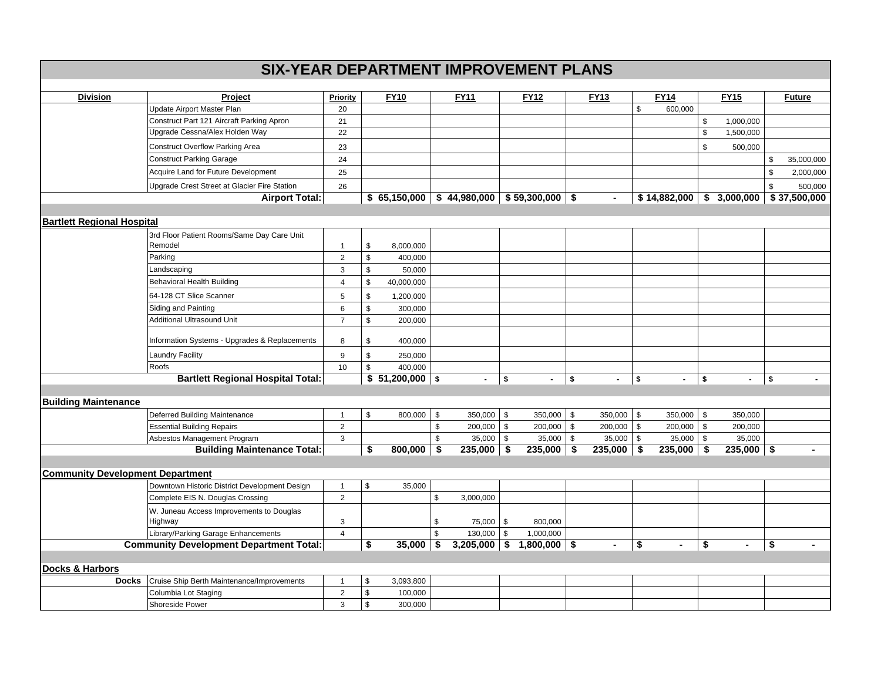# SIX-YEAR DEPARTMENT IMPROVEMENT PLANS

| Division | Project | Priority | FY10 | FY11 | FY12 | FY13 | FY14 | FY15 | Future |
|---|---|---|---|---|---|---|---|---|---|
| | Update Airport Master Plan | 20 | | | | | $ 600,000 | | |
| | Construct Part 121 Aircraft Parking Apron | 21 | | | | | | $ 1,000,000 | |
| | Upgrade Cessna/Alex Holden Way | 22 | | | | | | $ 1,500,000 | |
| | Construct Overflow Parking Area | 23 | | | | | | $ 500,000 | |
| | Construct Parking Garage | 24 | | | | | | | $ 35,000,000 |
| | Acquire Land for Future Development | 25 | | | | | | | $ 2,000,000 |
| | Upgrade Crest Street at Glacier Fire Station | 26 | | | | | | | $ 500,000 |
| | **Airport Total:** | | **$ 65,150,000** | **$ 44,980,000** | **$ 59,300,000** | **$ -** | **$ 14,882,000** | **$ 3,000,000** | **$ 37,500,000** |
| | | | | | | | | | |
| **Bartlett Regional Hospital** | | | | | | | | | |
| | 3rd Floor Patient Rooms/Same Day Care Unit Remodel | 1 | $ 8,000,000 | | | | | | |
| | Parking | 2 | $ 400,000 | | | | | | |
| | Landscaping | 3 | $ 50,000 | | | | | | |
| | Behavioral Health Building | 4 | $ 40,000,000 | | | | | | |
| | 64-128 CT Slice Scanner | 5 | $ 1,200,000 | | | | | | |
| | Siding and Painting | 6 | $ 300,000 | | | | | | |
| | Additional Ultrasound Unit | 7 | $ 200,000 | | | | | | |
| | Information Systems - Upgrades & Replacements | 8 | $ 400,000 | | | | | | |
| | Laundry Facility | 9 | $ 250,000 | | | | | | |
| | Roofs | 10 | $ 400,000 | | | | | | |
| | **Bartlett Regional Hospital Total:** | | **$ 51,200,000** | **$ -** | **$ -** | **$ -** | **$ -** | **$ -** | **$ -** |
| | | | | | | | | | |
| **Building Maintenance** | | | | | | | | | |
| | Deferred Building Maintenance | 1 | $ 800,000 | $ 350,000 | $ 350,000 | $ 350,000 | $ 350,000 | $ 350,000 | |
| | Essential Building Repairs | 2 | | $ 200,000 | $ 200,000 | $ 200,000 | $ 200,000 | $ 200,000 | |
| | Asbestos Management Program | 3 | | $ 35,000 | $ 35,000 | $ 35,000 | $ 35,000 | $ 35,000 | |
| | **Building Maintenance Total:** | | **$ 800,000** | **$ 235,000** | **$ 235,000** | **$ 235,000** | **$ 235,000** | **$ 235,000** | **$ -** |
| | | | | | | | | | |
| **Community Development Department** | | | | | | | | | |
| | Downtown Historic District Development Design | 1 | $ 35,000 | | | | | | |
| | Complete EIS N. Douglas Crossing | 2 | | $ 3,000,000 | | | | | |
| | W. Juneau Access Improvements to Douglas Highway | 3 | | $ 75,000 | $ 800,000 | | | | |
| | Library/Parking Garage Enhancements | 4 | | $ 130,000 | $ 1,000,000 | | | | |
| | **Community Development Department Total:** | | **$ 35,000** | **$ 3,205,000** | **$ 1,800,000** | **$ -** | **$ -** | **$ -** | **$ -** |
| | | | | | | | | | |
| **Docks & Harbors** | | | | | | | | | |
| **Docks** | Cruise Ship Berth Maintenance/Improvements | 1 | $ 3,093,800 | | | | | | |
| | Columbia Lot Staging | 2 | $ 100,000 | | | | | | |
| | Shoreside Power | 3 | $ 300,000 | | | | | | |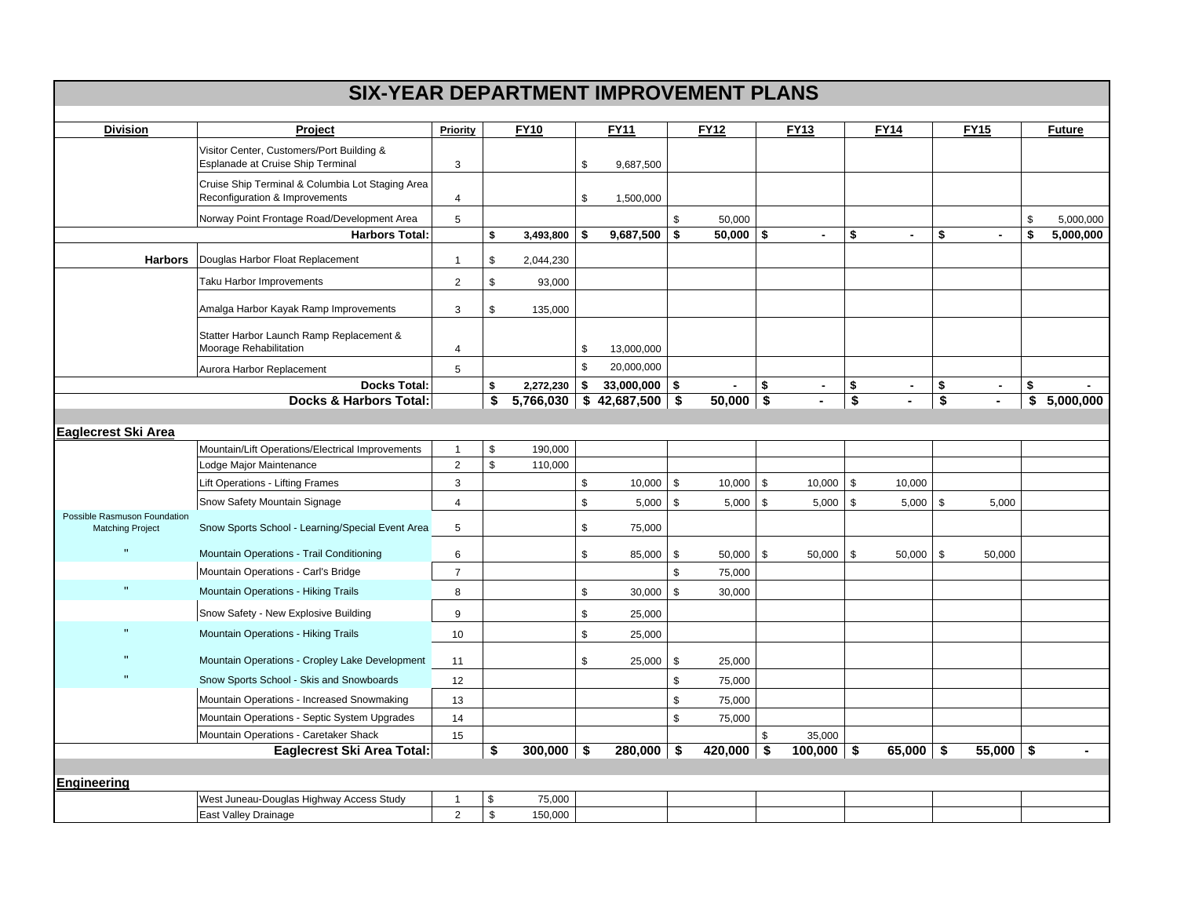# SIX-YEAR DEPARTMENT IMPROVEMENT PLANS

| Division | Project | Priority | FY10 | FY11 | FY12 | FY13 | FY14 | FY15 | Future |
|---|---|---|---|---|---|---|---|---|---|
| | Visitor Center, Customers/Port Building & Esplanade at Cruise Ship Terminal | 3 | | $ 9,687,500 | | | | | |
| | Cruise Ship Terminal & Columbia Lot Staging Area Reconfiguration & Improvements | 4 | | $ 1,500,000 | | | | | |
| | Norway Point Frontage Road/Development Area | 5 | | | $ 50,000 | | | | $ 5,000,000 |
| | **Harbors Total:** | | **$ 3,493,800** | **$ 9,687,500** | **$ 50,000** | **$ -** | **$ -** | **$ -** | **$ 5,000,000** |
| **Harbors** | Douglas Harbor Float Replacement | 1 | $ 2,044,230 | | | | | | |
| | Taku Harbor Improvements | 2 | $ 93,000 | | | | | | |
| | Amalga Harbor Kayak Ramp Improvements | 3 | $ 135,000 | | | | | | |
| | Statter Harbor Launch Ramp Replacement & Moorage Rehabilitation | 4 | | $ 13,000,000 | | | | | |
| | Aurora Harbor Replacement | 5 | | $ 20,000,000 | | | | | |
| | **Docks Total:** | | **$ 2,272,230** | **$ 33,000,000** | **$ -** | **$ -** | **$ -** | **$ -** | **$ -** |
| | **Docks & Harbors Total:** | | **$ 5,766,030** | **$ 42,687,500** | **$ 50,000** | **$ -** | **$ -** | **$ -** | **$ 5,000,000** |
| **Eaglecrest Ski Area** | | | | | | | | | |
| | Mountain/Lift Operations/Electrical Improvements | 1 | $ 190,000 | | | | | | |
| | Lodge Major Maintenance | 2 | $ 110,000 | | | | | | |
| | Lift Operations - Lifting Frames | 3 | | $ 10,000 | $ 10,000 | $ 10,000 | $ 10,000 | | |
| | Snow Safety Mountain Signage | 4 | | $ 5,000 | $ 5,000 | $ 5,000 | $ 5,000 | $ 5,000 | |
| Possible Rasmuson Foundation Matching Project | Snow Sports School - Learning/Special Event Area | 5 | | $ 75,000 | | | | | |
| " | Mountain Operations - Trail Conditioning | 6 | | $ 85,000 | $ 50,000 | $ 50,000 | $ 50,000 | $ 50,000 | |
| | Mountain Operations - Carl's Bridge | 7 | | | $ 75,000 | | | | |
| " | Mountain Operations - Hiking Trails | 8 | | $ 30,000 | $ 30,000 | | | | |
| | Snow Safety - New Explosive Building | 9 | | $ 25,000 | | | | | |
| " | Mountain Operations - Hiking Trails | 10 | | $ 25,000 | | | | | |
| " | Mountain Operations - Cropley Lake Development | 11 | | $ 25,000 | $ 25,000 | | | | |
| " | Snow Sports School - Skis and Snowboards | 12 | | | $ 75,000 | | | | |
| | Mountain Operations - Increased Snowmaking | 13 | | | $ 75,000 | | | | |
| | Mountain Operations - Septic System Upgrades | 14 | | | $ 75,000 | | | | |
| | Mountain Operations - Caretaker Shack | 15 | | | | $ 35,000 | | | |
| | **Eaglecrest Ski Area Total:** | | **$ 300,000** | **$ 280,000** | **$ 420,000** | **$ 100,000** | **$ 65,000** | **$ 55,000** | **$ -** |
| **Engineering** | | | | | | | | | |
| | West Juneau-Douglas Highway Access Study | 1 | $ 75,000 | | | | | | |
| | East Valley Drainage | 2 | $ 150,000 | | | | | | |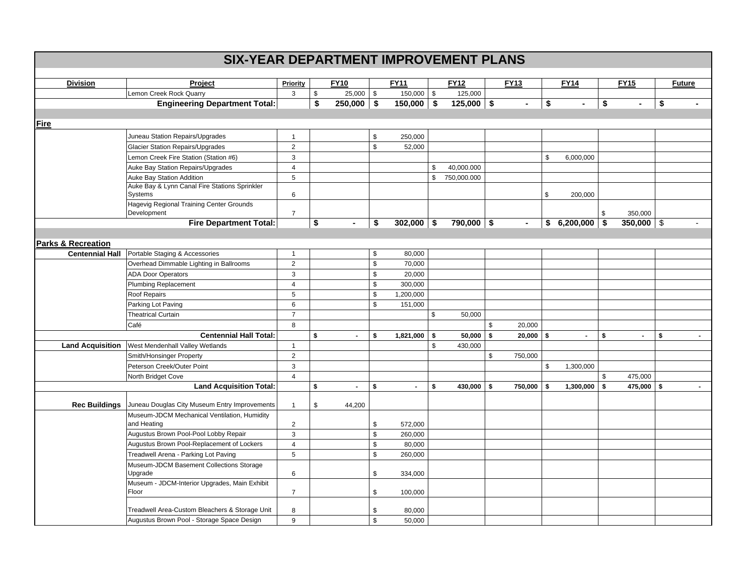# SIX-YEAR DEPARTMENT IMPROVEMENT PLANS

| Division | Project | Priority | FY10 | FY11 | FY12 | FY13 | FY14 | FY15 | Future |
|---|---|---|---|---|---|---|---|---|---|
| | Lemon Creek Rock Quarry | 3 | $ 25,000 | $ 150,000 | $ 125,000 | | | | |
| | **Engineering Department Total:** | | **$ 250,000** | **$ 150,000** | **$ 125,000** | **$ -** | **$ -** | **$ -** | **$ -** |
| **Fire** | | | | | | | | | |
| | Juneau Station Repairs/Upgrades | 1 | | $ 250,000 | | | | | |
| | Glacier Station Repairs/Upgrades | 2 | | $ 52,000 | | | | | |
| | Lemon Creek Fire Station (Station #6) | 3 | | | | | $ 6,000,000 | | |
| | Auke Bay Station Repairs/Upgrades | 4 | | | $ 40,000.000 | | | | |
| | Auke Bay Station Addition | 5 | | | $ 750,000.000 | | | | |
| | Auke Bay & Lynn Canal Fire Stations Sprinkler Systems | 6 | | | | | $ 200,000 | | |
| | Hagevig Regional Training Center Grounds Development | 7 | | | | | | $ 350,000 | |
| | **Fire Department Total:** | | **$ -** | **$ 302,000** | **$ 790,000** | **$ -** | **$ 6,200,000** | **$ 350,000** | $ - |
| **Parks & Recreation** | | | | | | | | | |
| **Centennial Hall** | Portable Staging & Accessories | 1 | | $ 80,000 | | | | | |
| | Overhead Dimmable Lighting in Ballrooms | 2 | | $ 70,000 | | | | | |
| | ADA Door Operators | 3 | | $ 20,000 | | | | | |
| | Plumbing Replacement | 4 | | $ 300,000 | | | | | |
| | Roof Repairs | 5 | | $ 1,200,000 | | | | | |
| | Parking Lot Paving | 6 | | $ 151,000 | | | | | |
| | Theatrical Curtain | 7 | | | $ 50,000 | | | | |
| | Café | 8 | | | | $ 20,000 | | | |
| | **Centennial Hall Total:** | | **$ -** | **$ 1,821,000** | **$ 50,000** | **$ 20,000** | **$ -** | **$ -** | **$ -** |
| **Land Acquisition** | West Mendenhall Valley Wetlands | 1 | | | $ 430,000 | | | | |
| | Smith/Honsinger Property | 2 | | | | $ 750,000 | | | |
| | Peterson Creek/Outer Point | 3 | | | | | $ 1,300,000 | | |
| | North Bridget Cove | 4 | | | | | | $ 475,000 | |
| | **Land Acquisition Total:** | | **$ -** | **$ -** | **$ 430,000** | **$ 750,000** | **$ 1,300,000** | **$ 475,000** | **$ -** |
| **Rec Buildings** | Juneau Douglas City Museum Entry Improvements | 1 | $ 44,200 | | | | | | |
| | Museum-JDCM Mechanical Ventilation, Humidity and Heating | 2 | | $ 572,000 | | | | | |
| | Augustus Brown Pool-Pool Lobby Repair | 3 | | $ 260,000 | | | | | |
| | Augustus Brown Pool-Replacement of Lockers | 4 | | $ 80,000 | | | | | |
| | Treadwell Arena - Parking Lot Paving | 5 | | $ 260,000 | | | | | |
| | Museum-JDCM Basement Collections Storage Upgrade | 6 | | $ 334,000 | | | | | |
| | Museum - JDCM-Interior Upgrades, Main Exhibit Floor | 7 | | $ 100,000 | | | | | |
| | Treadwell Area-Custom Bleachers & Storage Unit | 8 | | $ 80,000 | | | | | |
| | Augustus Brown Pool - Storage Space Design | 9 | | $ 50,000 | | | | | |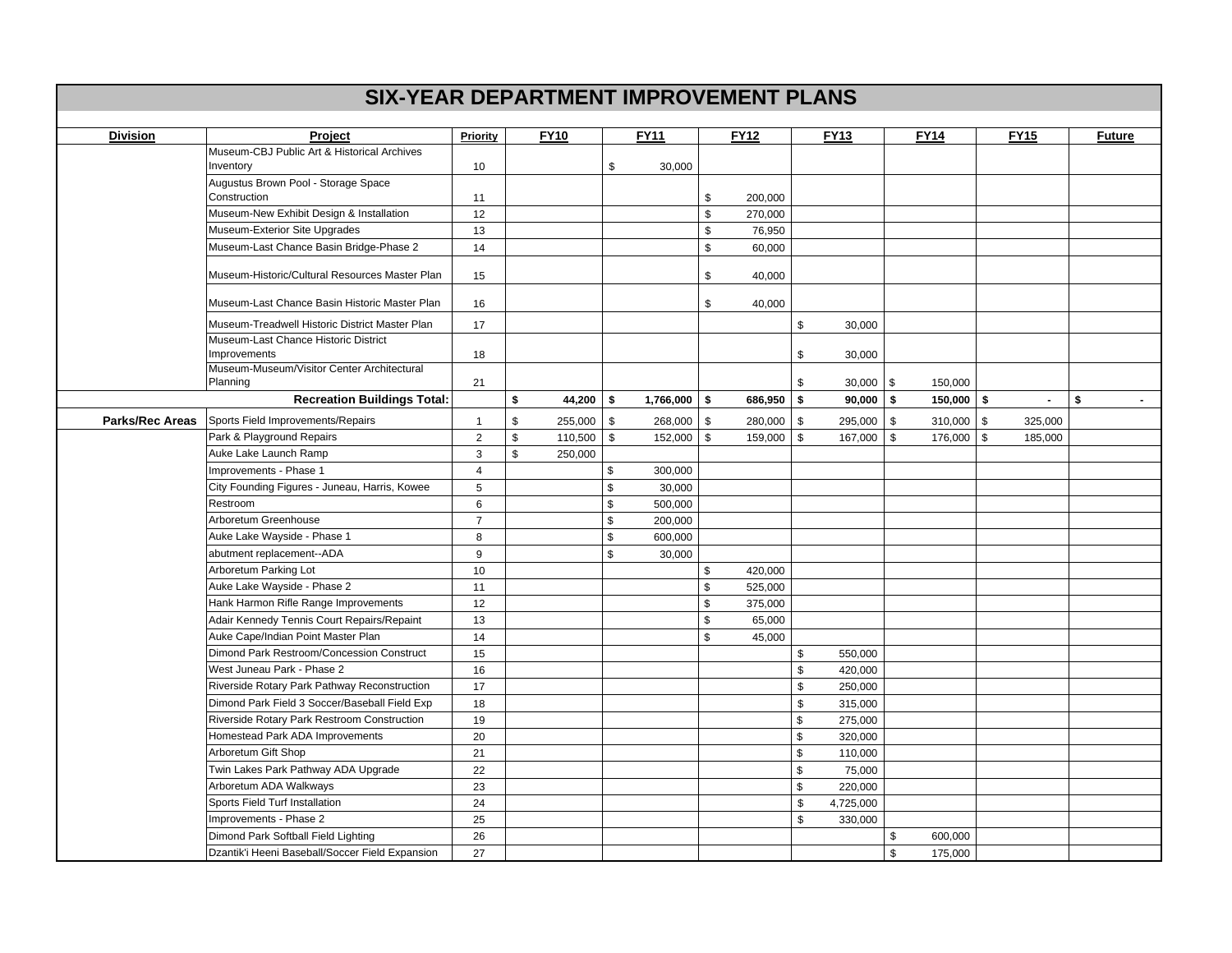# SIX-YEAR DEPARTMENT IMPROVEMENT PLANS

| Division | Project | Priority | FY10 | FY11 | FY12 | FY13 | FY14 | FY15 | Future |
|---|---|---|---|---|---|---|---|---|---|
| | Museum-CBJ Public Art & Historical Archives Inventory | 10 | | $ 30,000 | | | | | |
| | Augustus Brown Pool - Storage Space Construction | 11 | | | $ 200,000 | | | | |
| | Museum-New Exhibit Design & Installation | 12 | | | $ 270,000 | | | | |
| | Museum-Exterior Site Upgrades | 13 | | | $ 76,950 | | | | |
| | Museum-Last Chance Basin Bridge-Phase 2 | 14 | | | $ 60,000 | | | | |
| | Museum-Historic/Cultural Resources Master Plan | 15 | | | $ 40,000 | | | | |
| | Museum-Last Chance Basin Historic Master Plan | 16 | | | $ 40,000 | | | | |
| | Museum-Treadwell Historic District Master Plan | 17 | | | | $ 30,000 | | | |
| | Museum-Last Chance Historic District Improvements | 18 | | | | $ 30,000 | | | |
| | Museum-Museum/Visitor Center Architectural Planning | 21 | | | | $ 30,000 | $ 150,000 | | |
| | **Recreation Buildings Total:** | | **$ 44,200** | **$ 1,766,000** | **$ 686,950** | **$ 90,000** | **$ 150,000** | **$ -** | **$ -** |
| **Parks/Rec Areas** | Sports Field Improvements/Repairs | 1 | $ 255,000 | $ 268,000 | $ 280,000 | $ 295,000 | $ 310,000 | $ 325,000 | |
| | Park & Playground Repairs | 2 | $ 110,500 | $ 152,000 | $ 159,000 | $ 167,000 | $ 176,000 | $ 185,000 | |
| | Auke Lake Launch Ramp | 3 | $ 250,000 | | | | | | |
| | Improvements - Phase 1 | 4 | | $ 300,000 | | | | | |
| | City Founding Figures - Juneau, Harris, Kowee | 5 | | $ 30,000 | | | | | |
| | Restroom | 6 | | $ 500,000 | | | | | |
| | Arboretum Greenhouse | 7 | | $ 200,000 | | | | | |
| | Auke Lake Wayside - Phase 1 | 8 | | $ 600,000 | | | | | |
| | abutment replacement--ADA | 9 | | $ 30,000 | | | | | |
| | Arboretum Parking Lot | 10 | | | $ 420,000 | | | | |
| | Auke Lake Wayside - Phase 2 | 11 | | | $ 525,000 | | | | |
| | Hank Harmon Rifle Range Improvements | 12 | | | $ 375,000 | | | | |
| | Adair Kennedy Tennis Court Repairs/Repaint | 13 | | | $ 65,000 | | | | |
| | Auke Cape/Indian Point Master Plan | 14 | | | $ 45,000 | | | | |
| | Dimond Park Restroom/Concession Construct | 15 | | | | $ 550,000 | | | |
| | West Juneau Park - Phase 2 | 16 | | | | $ 420,000 | | | |
| | Riverside Rotary Park Pathway Reconstruction | 17 | | | | $ 250,000 | | | |
| | Dimond Park Field 3 Soccer/Baseball Field Exp | 18 | | | | $ 315,000 | | | |
| | Riverside Rotary Park Restroom Construction | 19 | | | | $ 275,000 | | | |
| | Homestead Park ADA Improvements | 20 | | | | $ 320,000 | | | |
| | Arboretum Gift Shop | 21 | | | | $ 110,000 | | | |
| | Twin Lakes Park Pathway ADA Upgrade | 22 | | | | $ 75,000 | | | |
| | Arboretum ADA Walkways | 23 | | | | $ 220,000 | | | |
| | Sports Field Turf Installation | 24 | | | | $ 4,725,000 | | | |
| | Improvements - Phase 2 | 25 | | | | $ 330,000 | | | |
| | Dimond Park Softball Field Lighting | 26 | | | | | $ 600,000 | | |
| | Dzantik'i Heeni Baseball/Soccer Field Expansion | 27 | | | | | $ 175,000 | | |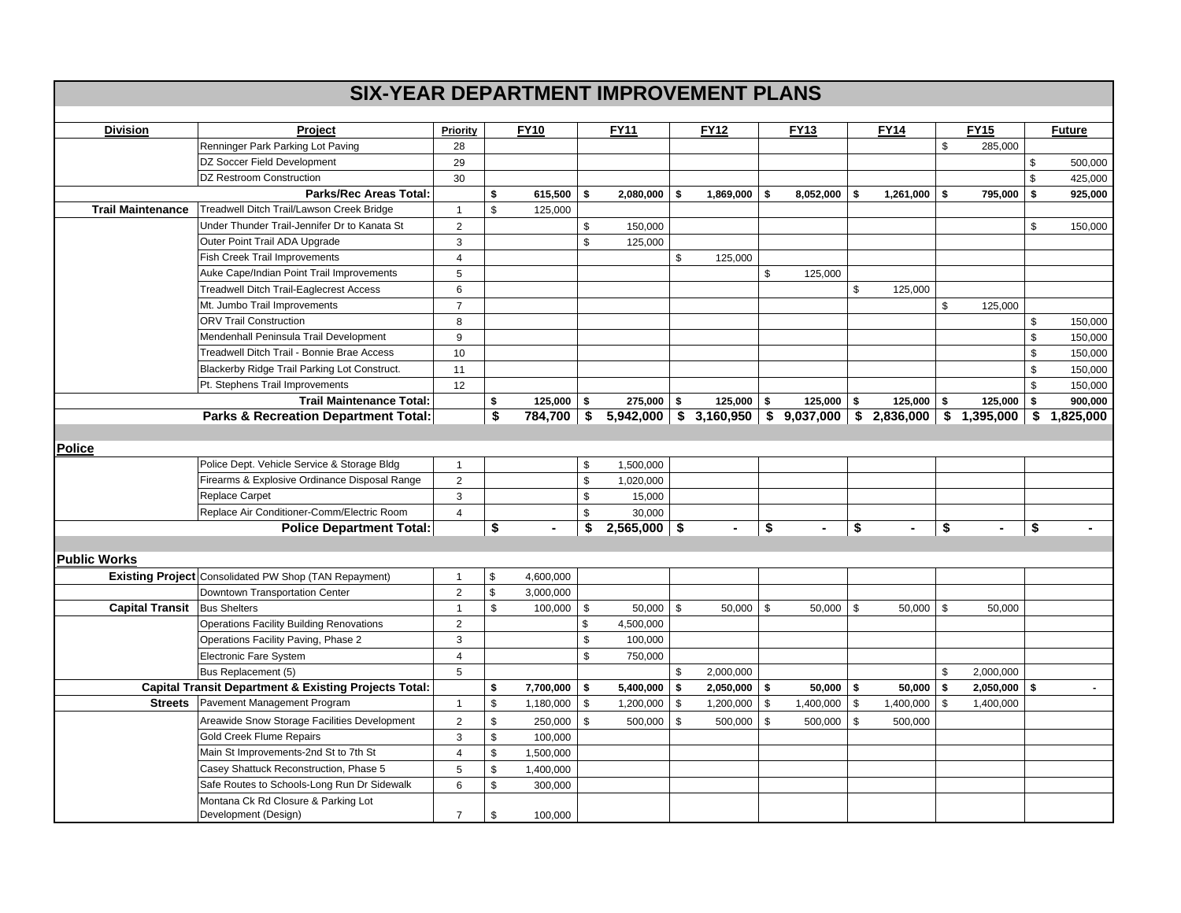# SIX-YEAR DEPARTMENT IMPROVEMENT PLANS

| Division | Project | Priority | FY10 | FY11 | FY12 | FY13 | FY14 | FY15 | Future |
|---|---|---|---|---|---|---|---|---|---|
| | Renninger Park Parking Lot Paving | 28 | | | | | | $ 285,000 | |
| | DZ Soccer Field Development | 29 | | | | | | | $ 500,000 |
| | DZ Restroom Construction | 30 | | | | | | | $ 425,000 |
| | **Parks/Rec Areas Total:** | | **$ 615,500** | **$ 2,080,000** | **$ 1,869,000** | **$ 8,052,000** | **$ 1,261,000** | **$ 795,000** | **$ 925,000** |
| **Trail Maintenance** | Treadwell Ditch Trail/Lawson Creek Bridge | 1 | $ 125,000 | | | | | | |
| | Under Thunder Trail-Jennifer Dr to Kanata St | 2 | | $ 150,000 | | | | | $ 150,000 |
| | Outer Point Trail ADA Upgrade | 3 | | $ 125,000 | | | | | |
| | Fish Creek Trail Improvements | 4 | | | $ 125,000 | | | | |
| | Auke Cape/Indian Point Trail Improvements | 5 | | | | $ 125,000 | | | |
| | Treadwell Ditch Trail-Eaglecrest Access | 6 | | | | | $ 125,000 | | |
| | Mt. Jumbo Trail Improvements | 7 | | | | | | $ 125,000 | |
| | ORV Trail Construction | 8 | | | | | | | $ 150,000 |
| | Mendenhall Peninsula Trail Development | 9 | | | | | | | $ 150,000 |
| | Treadwell Ditch Trail - Bonnie Brae Access | 10 | | | | | | | $ 150,000 |
| | Blackerby Ridge Trail Parking Lot Construct. | 11 | | | | | | | $ 150,000 |
| | Pt. Stephens Trail Improvements | 12 | | | | | | | $ 150,000 |
| | **Trail Maintenance Total:** | | **$ 125,000** | **$ 275,000** | **$ 125,000** | **$ 125,000** | **$ 125,000** | **$ 125,000** | **$ 900,000** |
| | **Parks & Recreation Department Total:** | | **$ 784,700** | **$ 5,942,000** | **$ 3,160,950** | **$ 9,037,000** | **$ 2,836,000** | **$ 1,395,000** | **$ 1,825,000** |
| **Police** | | | | | | | | | |
| | Police Dept. Vehicle Service & Storage Bldg | 1 | | $ 1,500,000 | | | | | |
| | Firearms & Explosive Ordinance Disposal Range | 2 | | $ 1,020,000 | | | | | |
| | Replace Carpet | 3 | | $ 15,000 | | | | | |
| | Replace Air Conditioner-Comm/Electric Room | 4 | | $ 30,000 | | | | | |
| | **Police Department Total:** | | **$ -** | **$ 2,565,000** | **$ -** | **$ -** | **$ -** | **$ -** | **$ -** |
| **Public Works** | | | | | | | | | |
| **Existing Project** | Consolidated PW Shop (TAN Repayment) | 1 | $ 4,600,000 | | | | | | |
| | Downtown Transportation Center | 2 | $ 3,000,000 | | | | | | |
| **Capital Transit** | Bus Shelters | 1 | $ 100,000 | $ 50,000 | $ 50,000 | $ 50,000 | $ 50,000 | $ 50,000 | |
| | Operations Facility Building Renovations | 2 | | $ 4,500,000 | | | | | |
| | Operations Facility Paving, Phase 2 | 3 | | $ 100,000 | | | | | |
| | Electronic Fare System | 4 | | $ 750,000 | | | | | |
| | Bus Replacement (5) | 5 | | | $ 2,000,000 | | | $ 2,000,000 | |
| | **Capital Transit Department & Existing Projects Total:** | | **$ 7,700,000** | **$ 5,400,000** | **$ 2,050,000** | **$ 50,000** | **$ 50,000** | **$ 2,050,000** | **$ -** |
| **Streets** | Pavement Management Program | 1 | $ 1,180,000 | $ 1,200,000 | $ 1,200,000 | $ 1,400,000 | $ 1,400,000 | $ 1,400,000 | |
| | Areawide Snow Storage Facilities Development | 2 | $ 250,000 | $ 500,000 | $ 500,000 | $ 500,000 | $ 500,000 | | |
| | Gold Creek Flume Repairs | 3 | $ 100,000 | | | | | | |
| | Main St Improvements-2nd St to 7th St | 4 | $ 1,500,000 | | | | | | |
| | Casey Shattuck Reconstruction, Phase 5 | 5 | $ 1,400,000 | | | | | | |
| | Safe Routes to Schools-Long Run Dr Sidewalk | 6 | $ 300,000 | | | | | | |
| | Montana Ck Rd Closure & Parking Lot Development (Design) | 7 | $ 100,000 | | | | | | |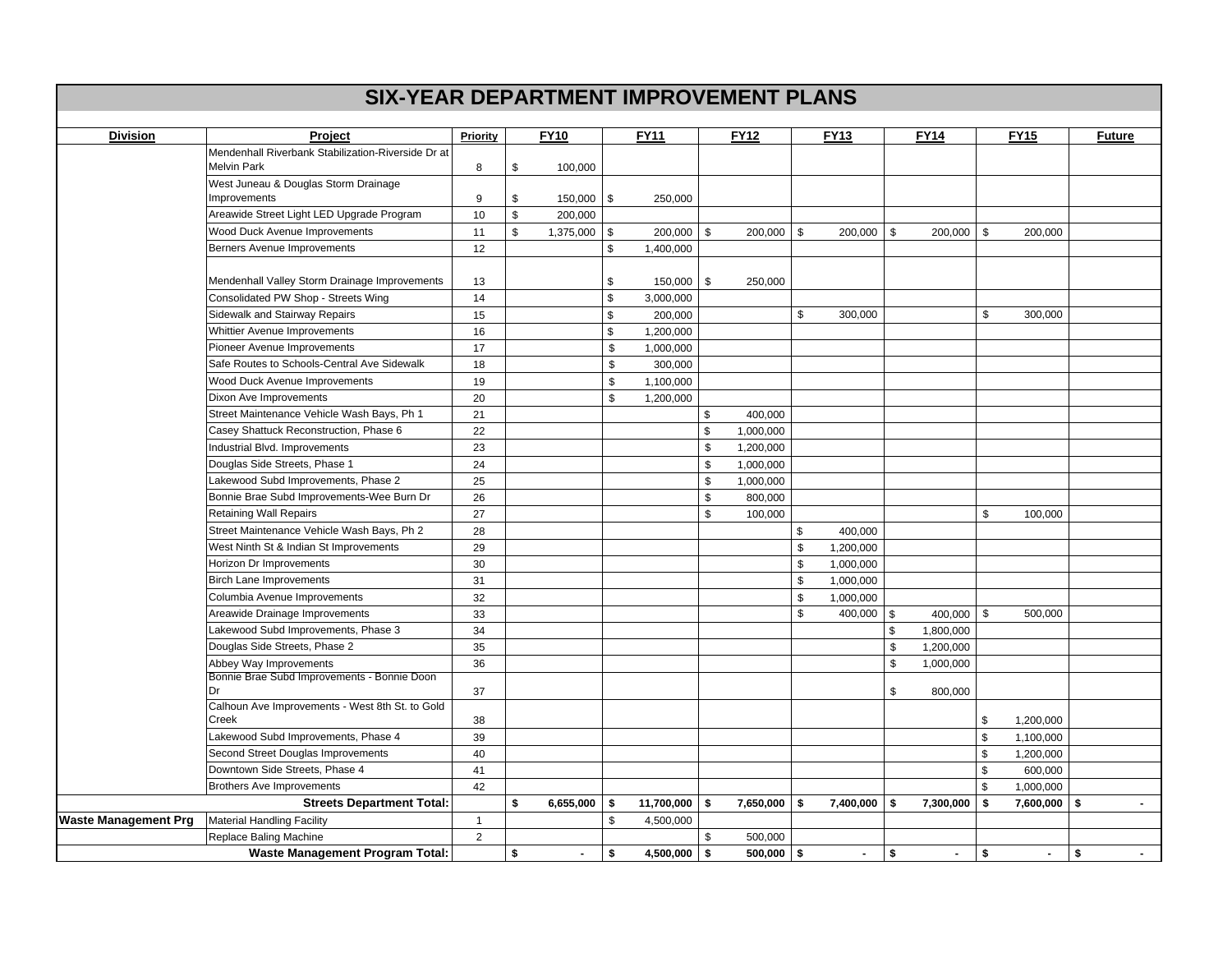# SIX-YEAR DEPARTMENT IMPROVEMENT PLANS

| Division | Project | Priority | FY10 | FY11 | FY12 | FY13 | FY14 | FY15 | Future |
|---|---|---|---|---|---|---|---|---|---|
| | Mendenhall Riverbank Stabilization-Riverside Dr at Melvin Park | 8 | $ 100,000 | | | | | | |
| | West Juneau & Douglas Storm Drainage Improvements | 9 | $ 150,000 | $ 250,000 | | | | | |
| | Areawide Street Light LED Upgrade Program | 10 | $ 200,000 | | | | | | |
| | Wood Duck Avenue Improvements | 11 | $ 1,375,000 | $ 200,000 | $ 200,000 | $ 200,000 | $ 200,000 | $ 200,000 | |
| | Berners Avenue Improvements | 12 | | $ 1,400,000 | | | | | |
| | Mendenhall Valley Storm Drainage Improvements | 13 | | $ 150,000 | $ 250,000 | | | | |
| | Consolidated PW Shop - Streets Wing | 14 | | $ 3,000,000 | | | | | |
| | Sidewalk and Stairway Repairs | 15 | | $ 200,000 | | $ 300,000 | | $ 300,000 | |
| | Whittier Avenue Improvements | 16 | | $ 1,200,000 | | | | | |
| | Pioneer Avenue Improvements | 17 | | $ 1,000,000 | | | | | |
| | Safe Routes to Schools-Central Ave Sidewalk | 18 | | $ 300,000 | | | | | |
| | Wood Duck Avenue Improvements | 19 | | $ 1,100,000 | | | | | |
| | Dixon Ave Improvements | 20 | | $ 1,200,000 | | | | | |
| | Street Maintenance Vehicle Wash Bays, Ph 1 | 21 | | | $ 400,000 | | | | |
| | Casey Shattuck Reconstruction, Phase 6 | 22 | | | $ 1,000,000 | | | | |
| | Industrial Blvd. Improvements | 23 | | | $ 1,200,000 | | | | |
| | Douglas Side Streets, Phase 1 | 24 | | | $ 1,000,000 | | | | |
| | Lakewood Subd Improvements, Phase 2 | 25 | | | $ 1,000,000 | | | | |
| | Bonnie Brae Subd Improvements-Wee Burn Dr | 26 | | | $ 800,000 | | | | |
| | Retaining Wall Repairs | 27 | | | $ 100,000 | | | $ 100,000 | |
| | Street Maintenance Vehicle Wash Bays, Ph 2 | 28 | | | | $ 400,000 | | | |
| | West Ninth St & Indian St Improvements | 29 | | | | $ 1,200,000 | | | |
| | Horizon Dr Improvements | 30 | | | | $ 1,000,000 | | | |
| | Birch Lane Improvements | 31 | | | | $ 1,000,000 | | | |
| | Columbia Avenue Improvements | 32 | | | | $ 1,000,000 | | | |
| | Areawide Drainage Improvements | 33 | | | | $ 400,000 | $ 400,000 | $ 500,000 | |
| | Lakewood Subd Improvements, Phase 3 | 34 | | | | | $ 1,800,000 | | |
| | Douglas Side Streets, Phase 2 | 35 | | | | | $ 1,200,000 | | |
| | Abbey Way Improvements | 36 | | | | | $ 1,000,000 | | |
| | Bonnie Brae Subd Improvements - Bonnie Doon Dr | 37 | | | | | $ 800,000 | | |
| | Calhoun Ave Improvements - West 8th St. to Gold Creek | 38 | | | | | | $ 1,200,000 | |
| | Lakewood Subd Improvements, Phase 4 | 39 | | | | | | $ 1,100,000 | |
| | Second Street Douglas Improvements | 40 | | | | | | $ 1,200,000 | |
| | Downtown Side Streets, Phase 4 | 41 | | | | | | $ 600,000 | |
| | Brothers Ave Improvements | 42 | | | | | | $ 1,000,000 | |
| | **Streets Department Total:** | | **$ 6,655,000** | **$ 11,700,000** | **$ 7,650,000** | **$ 7,400,000** | **$ 7,300,000** | **$ 7,600,000** | **$ -** |
| **Waste Management Prg** | Material Handling Facility | 1 | | $ 4,500,000 | | | | | |
| | Replace Baling Machine | 2 | | | $ 500,000 | | | | |
| | **Waste Management Program Total:** | | **$ -** | **$ 4,500,000** | **$ 500,000** | **$ -** | **$ -** | **$ -** | **$ -** |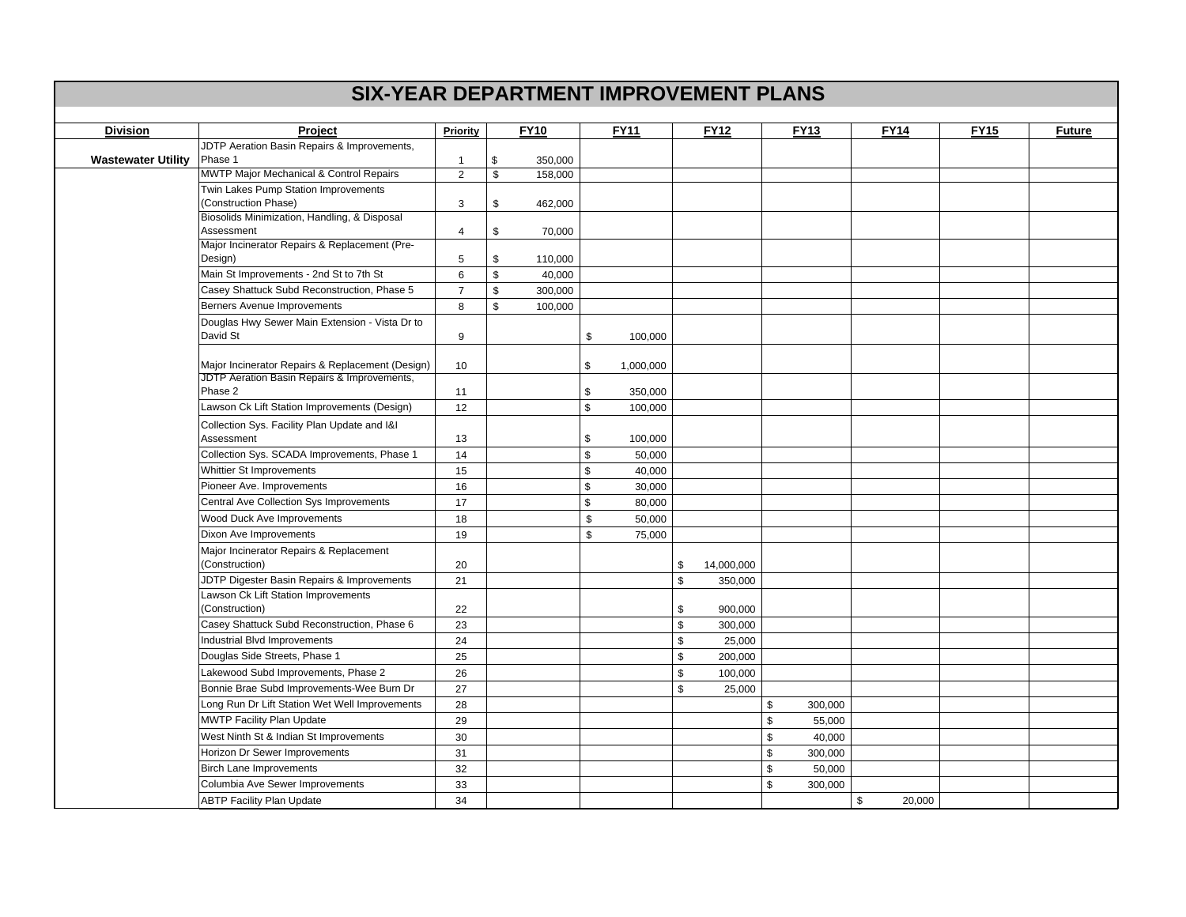# SIX-YEAR DEPARTMENT IMPROVEMENT PLANS

| Division | Project | Priority | FY10 | FY11 | FY12 | FY13 | FY14 | FY15 | Future |
|---|---|---|---|---|---|---|---|---|---|
| Wastewater Utility | JDTP Aeration Basin Repairs & Improvements, Phase 1 | 1 | $ 350,000 | | | | | | |
| | MWTP Major Mechanical & Control Repairs | 2 | $ 158,000 | | | | | | |
| | Twin Lakes Pump Station Improvements (Construction Phase) | 3 | $ 462,000 | | | | | | |
| | Biosolids Minimization, Handling, & Disposal Assessment | 4 | $ 70,000 | | | | | | |
| | Major Incinerator Repairs & Replacement (Pre-Design) | 5 | $ 110,000 | | | | | | |
| | Main St Improvements - 2nd St to 7th St | 6 | $ 40,000 | | | | | | |
| | Casey Shattuck Subd Reconstruction, Phase 5 | 7 | $ 300,000 | | | | | | |
| | Berners Avenue Improvements | 8 | $ 100,000 | | | | | | |
| | Douglas Hwy Sewer Main Extension - Vista Dr to David St | 9 | | $ 100,000 | | | | | |
| | Major Incinerator Repairs & Replacement (Design) | 10 | | $ 1,000,000 | | | | | |
| | JDTP Aeration Basin Repairs & Improvements, Phase 2 | 11 | | $ 350,000 | | | | | |
| | Lawson Ck Lift Station Improvements (Design) | 12 | | $ 100,000 | | | | | |
| | Collection Sys. Facility Plan Update and I&I Assessment | 13 | | $ 100,000 | | | | | |
| | Collection Sys. SCADA Improvements, Phase 1 | 14 | | $ 50,000 | | | | | |
| | Whittier St Improvements | 15 | | $ 40,000 | | | | | |
| | Pioneer Ave. Improvements | 16 | | $ 30,000 | | | | | |
| | Central Ave Collection Sys Improvements | 17 | | $ 80,000 | | | | | |
| | Wood Duck Ave Improvements | 18 | | $ 50,000 | | | | | |
| | Dixon Ave Improvements | 19 | | $ 75,000 | | | | | |
| | Major Incinerator Repairs & Replacement (Construction) | 20 | | | $ 14,000,000 | | | | |
| | JDTP Digester Basin Repairs & Improvements | 21 | | | $ 350,000 | | | | |
| | Lawson Ck Lift Station Improvements (Construction) | 22 | | | $ 900,000 | | | | |
| | Casey Shattuck Subd Reconstruction, Phase 6 | 23 | | | $ 300,000 | | | | |
| | Industrial Blvd Improvements | 24 | | | $ 25,000 | | | | |
| | Douglas Side Streets, Phase 1 | 25 | | | $ 200,000 | | | | |
| | Lakewood Subd Improvements, Phase 2 | 26 | | | $ 100,000 | | | | |
| | Bonnie Brae Subd Improvements-Wee Burn Dr | 27 | | | $ 25,000 | | | | |
| | Long Run Dr Lift Station Wet Well Improvements | 28 | | | | $ 300,000 | | | |
| | MWTP Facility Plan Update | 29 | | | | $ 55,000 | | | |
| | West Ninth St & Indian St Improvements | 30 | | | | $ 40,000 | | | |
| | Horizon Dr Sewer Improvements | 31 | | | | $ 300,000 | | | |
| | Birch Lane Improvements | 32 | | | | $ 50,000 | | | |
| | Columbia Ave Sewer Improvements | 33 | | | | $ 300,000 | | | |
| | ABTP Facility Plan Update | 34 | | | | | $ 20,000 | | |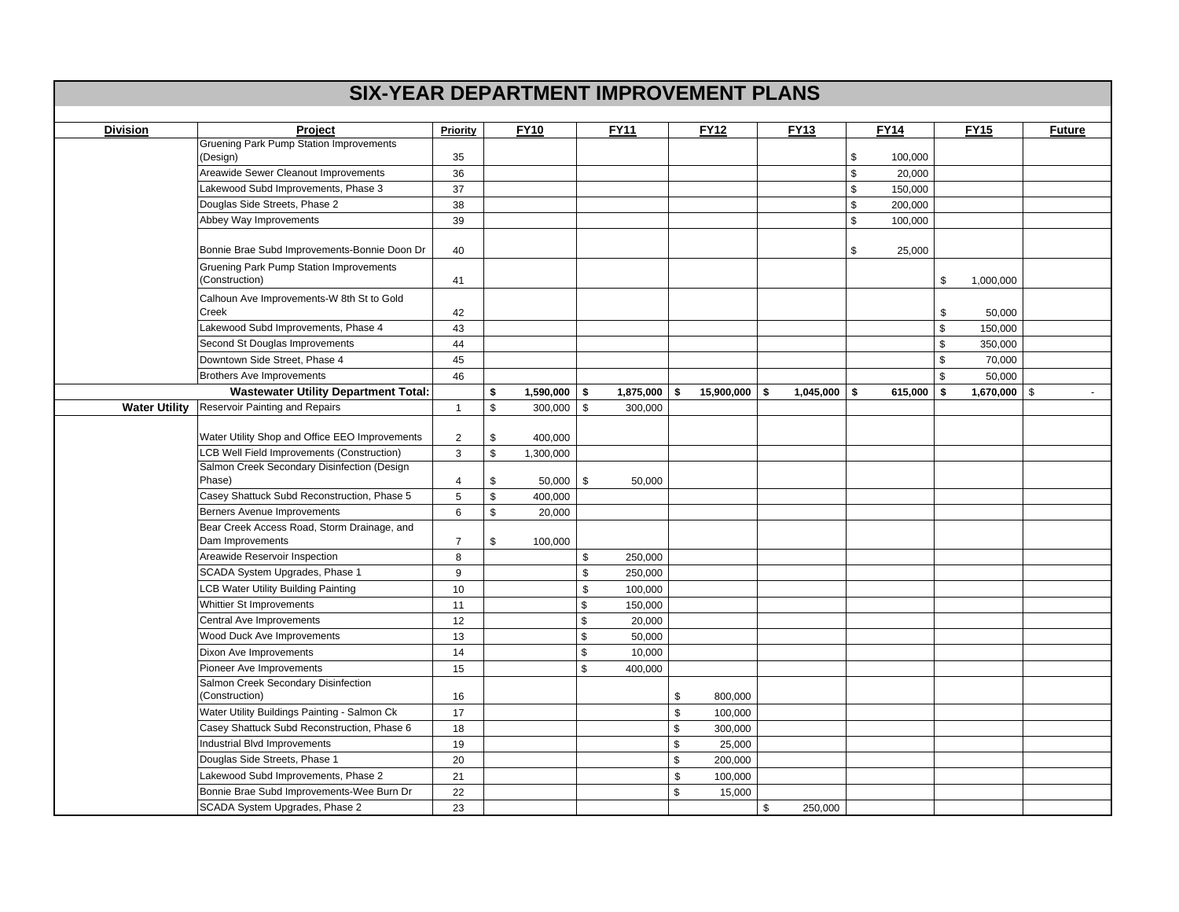# SIX-YEAR DEPARTMENT IMPROVEMENT PLANS

| Division | Project | Priority | FY10 | FY11 | FY12 | FY13 | FY14 | FY15 | Future |
|---|---|---|---|---|---|---|---|---|---|
| | Gruening Park Pump Station Improvements (Design) | 35 | | | | | $ 100,000 | | |
| | Areawide Sewer Cleanout Improvements | 36 | | | | | $ 20,000 | | |
| | Lakewood Subd Improvements, Phase 3 | 37 | | | | | $ 150,000 | | |
| | Douglas Side Streets, Phase 2 | 38 | | | | | $ 200,000 | | |
| | Abbey Way Improvements | 39 | | | | | $ 100,000 | | |
| | Bonnie Brae Subd Improvements-Bonnie Doon Dr | 40 | | | | | $ 25,000 | | |
| | Gruening Park Pump Station Improvements (Construction) | 41 | | | | | | $ 1,000,000 | |
| | Calhoun Ave Improvements-W 8th St to Gold Creek | 42 | | | | | | $ 50,000 | |
| | Lakewood Subd Improvements, Phase 4 | 43 | | | | | | $ 150,000 | |
| | Second St Douglas Improvements | 44 | | | | | | $ 350,000 | |
| | Downtown Side Street, Phase 4 | 45 | | | | | | $ 70,000 | |
| | Brothers Ave Improvements | 46 | | | | | | $ 50,000 | |
| | **Wastewater Utility Department Total:** | | **$ 1,590,000** | **$ 1,875,000** | **$ 15,900,000** | **$ 1,045,000** | **$ 615,000** | **$ 1,670,000** | $ - |
| **Water Utility** | Reservoir Painting and Repairs | 1 | $ 300,000 | $ 300,000 | | | | | |
| | Water Utility Shop and Office EEO Improvements | 2 | $ 400,000 | | | | | | |
| | LCB Well Field Improvements (Construction) | 3 | $ 1,300,000 | | | | | | |
| | Salmon Creek Secondary Disinfection (Design Phase) | 4 | $ 50,000 | $ 50,000 | | | | | |
| | Casey Shattuck Subd Reconstruction, Phase 5 | 5 | $ 400,000 | | | | | | |
| | Berners Avenue Improvements | 6 | $ 20,000 | | | | | | |
| | Bear Creek Access Road, Storm Drainage, and Dam Improvements | 7 | $ 100,000 | | | | | | |
| | Areawide Reservoir Inspection | 8 | | $ 250,000 | | | | | |
| | SCADA System Upgrades, Phase 1 | 9 | | $ 250,000 | | | | | |
| | LCB Water Utility Building Painting | 10 | | $ 100,000 | | | | | |
| | Whittier St Improvements | 11 | | $ 150,000 | | | | | |
| | Central Ave Improvements | 12 | | $ 20,000 | | | | | |
| | Wood Duck Ave Improvements | 13 | | $ 50,000 | | | | | |
| | Dixon Ave Improvements | 14 | | $ 10,000 | | | | | |
| | Pioneer Ave Improvements | 15 | | $ 400,000 | | | | | |
| | Salmon Creek Secondary Disinfection (Construction) | 16 | | | $ 800,000 | | | | |
| | Water Utility Buildings Painting - Salmon Ck | 17 | | | $ 100,000 | | | | |
| | Casey Shattuck Subd Reconstruction, Phase 6 | 18 | | | $ 300,000 | | | | |
| | Industrial Blvd Improvements | 19 | | | $ 25,000 | | | | |
| | Douglas Side Streets, Phase 1 | 20 | | | $ 200,000 | | | | |
| | Lakewood Subd Improvements, Phase 2 | 21 | | | $ 100,000 | | | | |
| | Bonnie Brae Subd Improvements-Wee Burn Dr | 22 | | | $ 15,000 | | | | |
| | SCADA System Upgrades, Phase 2 | 23 | | | | $ 250,000 | | | |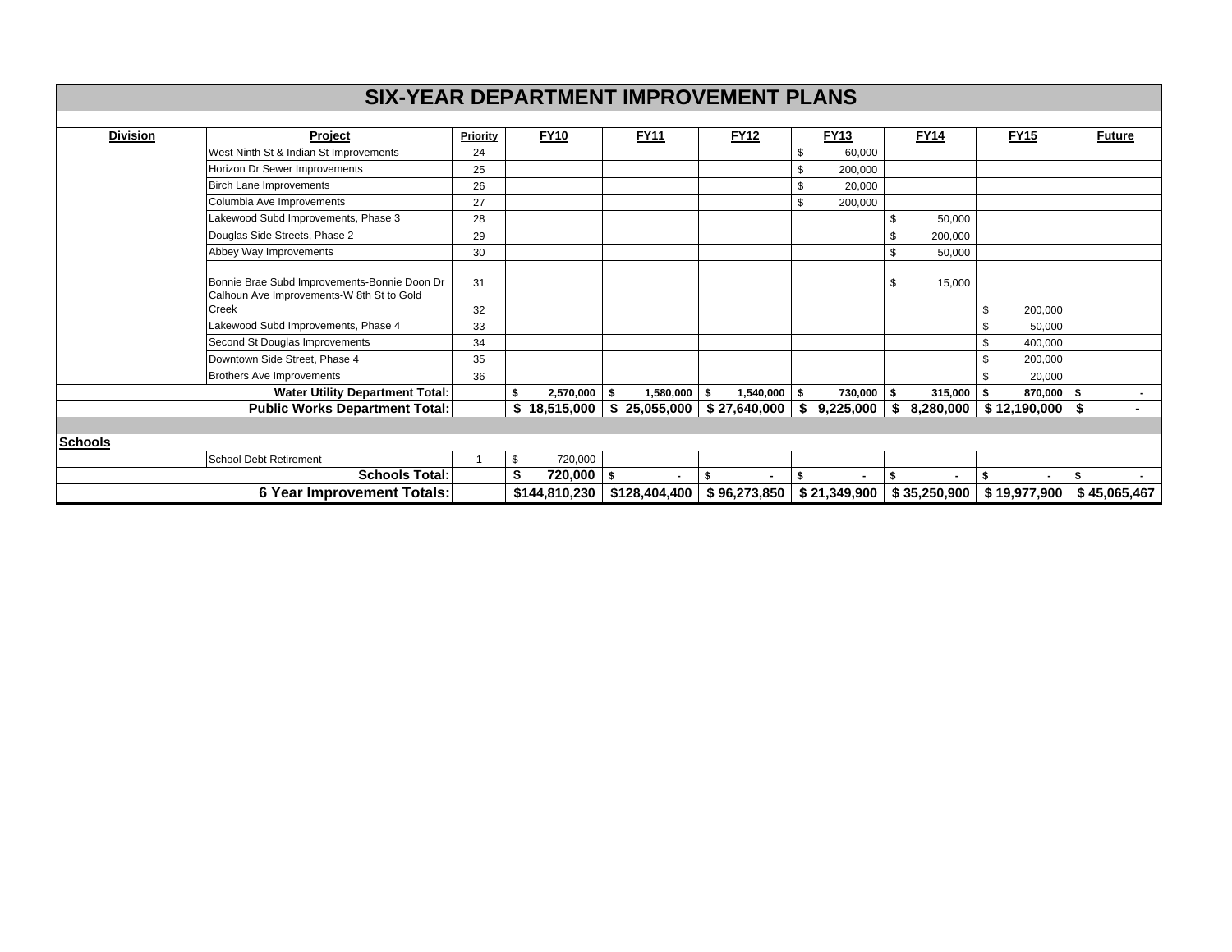# SIX-YEAR DEPARTMENT IMPROVEMENT PLANS

| Division | Project | Priority | FY10 | FY11 | FY12 | FY13 | FY14 | FY15 | Future |
|---|---|---|---|---|---|---|---|---|---|
| | West Ninth St & Indian St Improvements | 24 | | | | $ 60,000 | | | |
| | Horizon Dr Sewer Improvements | 25 | | | | $ 200,000 | | | |
| | Birch Lane Improvements | 26 | | | | $ 20,000 | | | |
| | Columbia Ave Improvements | 27 | | | | $ 200,000 | | | |
| | Lakewood Subd Improvements, Phase 3 | 28 | | | | | $ 50,000 | | |
| | Douglas Side Streets, Phase 2 | 29 | | | | | $ 200,000 | | |
| | Abbey Way Improvements | 30 | | | | | $ 50,000 | | |
| | Bonnie Brae Subd Improvements-Bonnie Doon Dr | 31 | | | | | $ 15,000 | | |
| | Calhoun Ave Improvements-W 8th St to Gold Creek | 32 | | | | | | $ 200,000 | |
| | Lakewood Subd Improvements, Phase 4 | 33 | | | | | | $ 50,000 | |
| | Second St Douglas Improvements | 34 | | | | | | $ 400,000 | |
| | Downtown Side Street, Phase 4 | 35 | | | | | | $ 200,000 | |
| | Brothers Ave Improvements | 36 | | | | | | $ 20,000 | |
| **Water Utility Department Total:** | | | **$ 2,570,000** | **$ 1,580,000** | **$ 1,540,000** | **$ 730,000** | **$ 315,000** | **$ 870,000** | **$ -** |
| **Public Works Department Total:** | | | **$ 18,515,000** | **$ 25,055,000** | **$ 27,640,000** | **$ 9,225,000** | **$ 8,280,000** | **$ 12,190,000** | **$ -** |
| **Schools** | | | | | | | | | |
| | School Debt Retirement | 1 | $ 720,000 | | | | | | |
| **Schools Total:** | | | **$ 720,000** | **$ -** | **$ -** | **$ -** | **$ -** | **$ -** | **$ -** |
| **6 Year Improvement Totals:** | | | **$144,810,230** | **$128,404,400** | **$ 96,273,850** | **$ 21,349,900** | **$ 35,250,900** | **$ 19,977,900** | **$ 45,065,467** |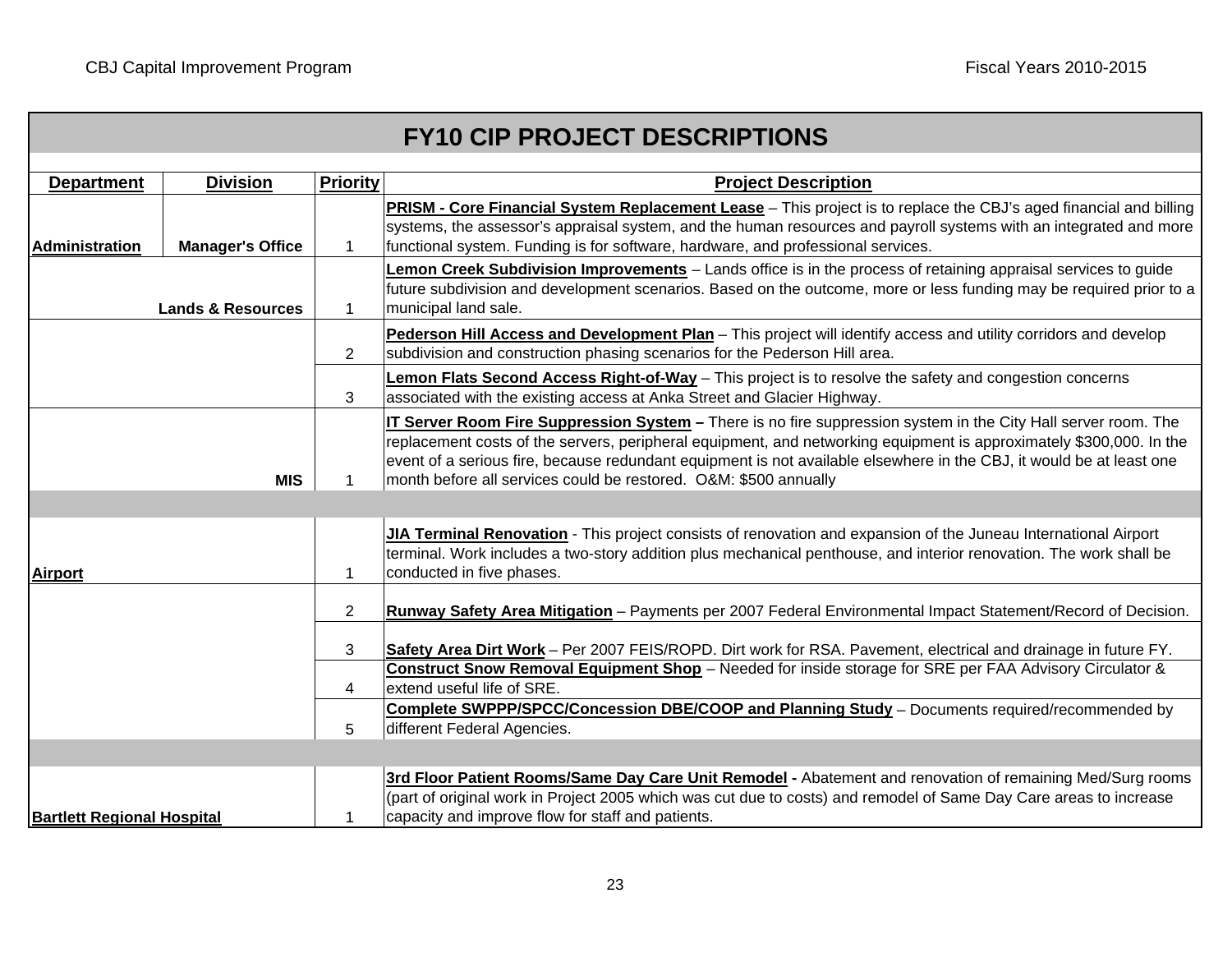## FY10 CIP PROJECT DESCRIPTIONS

| Department | Division | Priority | Project Description |
|---|---|---|---|
| Administration | Manager's Office | 1 | **PRISM - Core Financial System Replacement Lease** – This project is to replace the CBJ's aged financial and billing systems, the assessor's appraisal system, and the human resources and payroll systems with an integrated and more functional system. Funding is for software, hardware, and professional services. |
| | Lands & Resources | 1 | **Lemon Creek Subdivision Improvements** – Lands office is in the process of retaining appraisal services to guide future subdivision and development scenarios. Based on the outcome, more or less funding may be required prior to a municipal land sale. |
| | | 2 | **Pederson Hill Access and Development Plan** – This project will identify access and utility corridors and develop subdivision and construction phasing scenarios for the Pederson Hill area. |
| | | 3 | **Lemon Flats Second Access Right-of-Way** – This project is to resolve the safety and congestion concerns associated with the existing access at Anka Street and Glacier Highway. |
| | MIS | 1 | **IT Server Room Fire Suppression System –** There is no fire suppression system in the City Hall server room. The replacement costs of the servers, peripheral equipment, and networking equipment is approximately $300,000. In the event of a serious fire, because redundant equipment is not available elsewhere in the CBJ, it would be at least one month before all services could be restored. O&M: $500 annually |
| | | | |
| Airport | | 1 | **JIA Terminal Renovation** - This project consists of renovation and expansion of the Juneau International Airport terminal. Work includes a two-story addition plus mechanical penthouse, and interior renovation. The work shall be conducted in five phases. |
| | | 2 | **Runway Safety Area Mitigation** – Payments per 2007 Federal Environmental Impact Statement/Record of Decision. |
| | | 3 | **Safety Area Dirt Work** – Per 2007 FEIS/ROPD. Dirt work for RSA. Pavement, electrical and drainage in future FY. |
| | | 4 | **Construct Snow Removal Equipment Shop** – Needed for inside storage for SRE per FAA Advisory Circulator & extend useful life of SRE. |
| | | 5 | **Complete SWPPP/SPCC/Concession DBE/COOP and Planning Study** – Documents required/recommended by different Federal Agencies. |
| | | | |
| Bartlett Regional Hospital | | 1 | **3rd Floor Patient Rooms/Same Day Care Unit Remodel -** Abatement and renovation of remaining Med/Surg rooms (part of original work in Project 2005 which was cut due to costs) and remodel of Same Day Care areas to increase capacity and improve flow for staff and patients. |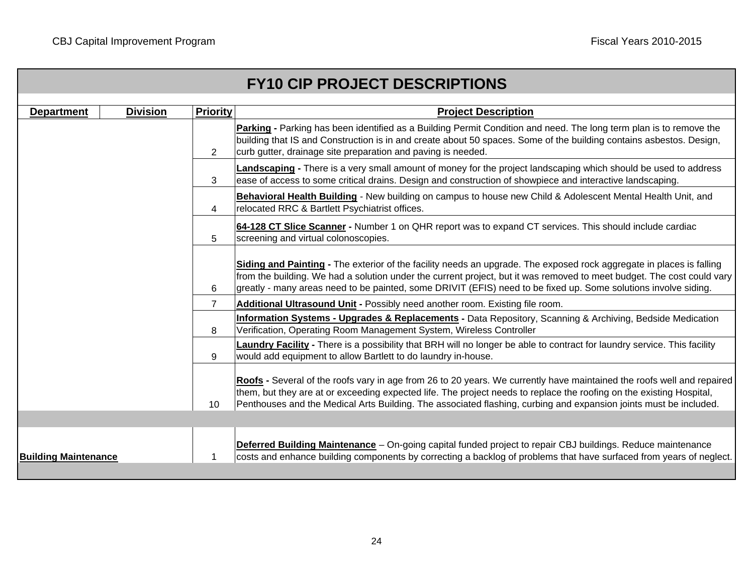# FY10 CIP PROJECT DESCRIPTIONS

| Department | Division | Priority | Project Description |
|---|---|---|---|
| | | 2 | **Parking -** Parking has been identified as a Building Permit Condition and need. The long term plan is to remove the building that IS and Construction is in and create about 50 spaces. Some of the building contains asbestos. Design, curb gutter, drainage site preparation and paving is needed. |
| | | 3 | **Landscaping -** There is a very small amount of money for the project landscaping which should be used to address ease of access to some critical drains. Design and construction of showpiece and interactive landscaping. |
| | | 4 | **Behavioral Health Building** - New building on campus to house new Child & Adolescent Mental Health Unit, and relocated RRC & Bartlett Psychiatrist offices. |
| | | 5 | **64-128 CT Slice Scanner -** Number 1 on QHR report was to expand CT services. This should include cardiac screening and virtual colonoscopies. |
| | | 6 | **Siding and Painting -** The exterior of the facility needs an upgrade. The exposed rock aggregate in places is falling from the building. We had a solution under the current project, but it was removed to meet budget. The cost could vary greatly - many areas need to be painted, some DRIVIT (EFIS) need to be fixed up. Some solutions involve siding. |
| | | 7 | **Additional Ultrasound Unit -** Possibly need another room. Existing file room. |
| | | 8 | **Information Systems - Upgrades & Replacements -** Data Repository, Scanning & Archiving, Bedside Medication Verification, Operating Room Management System, Wireless Controller |
| | | 9 | **Laundry Facility -** There is a possibility that BRH will no longer be able to contract for laundry service. This facility would add equipment to allow Bartlett to do laundry in-house. |
| | | 10 | **Roofs -** Several of the roofs vary in age from 26 to 20 years. We currently have maintained the roofs well and repaired them, but they are at or exceeding expected life. The project needs to replace the roofing on the existing Hospital, Penthouses and the Medical Arts Building. The associated flashing, curbing and expansion joints must be included. |
| | | | |
| **Building Maintenance** | | 1 | **Deferred Building Maintenance** – On-going capital funded project to repair CBJ buildings. Reduce maintenance costs and enhance building components by correcting a backlog of problems that have surfaced from years of neglect. |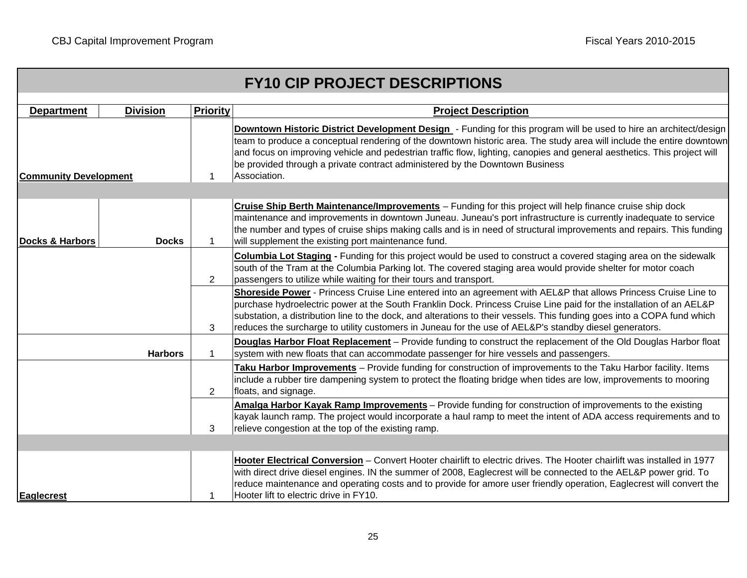## FY10 CIP PROJECT DESCRIPTIONS

| Department | Division | Priority | Project Description |
|---|---|---|---|
| **Community Development** | | 1 | **Downtown Historic District Development Design** - Funding for this program will be used to hire an architect/design team to produce a conceptual rendering of the downtown historic area. The study area will include the entire downtown and focus on improving vehicle and pedestrian traffic flow, lighting, canopies and general aesthetics. This project will be provided through a private contract administered by the Downtown Business Association. |
| | | | |
| **Docks & Harbors** | **Docks** | 1 | **Cruise Ship Berth Maintenance/Improvements** – Funding for this project will help finance cruise ship dock maintenance and improvements in downtown Juneau. Juneau's port infrastructure is currently inadequate to service the number and types of cruise ships making calls and is in need of structural improvements and repairs. This funding will supplement the existing port maintenance fund. |
| | | 2 | **Columbia Lot Staging -** Funding for this project would be used to construct a covered staging area on the sidewalk south of the Tram at the Columbia Parking lot. The covered staging area would provide shelter for motor coach passengers to utilize while waiting for their tours and transport. |
| | | 3 | **Shoreside Power** - Princess Cruise Line entered into an agreement with AEL&P that allows Princess Cruise Line to purchase hydroelectric power at the South Franklin Dock. Princess Cruise Line paid for the installation of an AEL&P substation, a distribution line to the dock, and alterations to their vessels. This funding goes into a COPA fund which reduces the surcharge to utility customers in Juneau for the use of AEL&P's standby diesel generators. |
| | **Harbors** | 1 | **Douglas Harbor Float Replacement** – Provide funding to construct the replacement of the Old Douglas Harbor float system with new floats that can accommodate passenger for hire vessels and passengers. |
| | | 2 | **Taku Harbor Improvements** – Provide funding for construction of improvements to the Taku Harbor facility. Items include a rubber tire dampening system to protect the floating bridge when tides are low, improvements to mooring floats, and signage. |
| | | 3 | **Amalga Harbor Kayak Ramp Improvements** – Provide funding for construction of improvements to the existing kayak launch ramp. The project would incorporate a haul ramp to meet the intent of ADA access requirements and to relieve congestion at the top of the existing ramp. |
| | | | |
| **Eaglecrest** | | 1 | **Hooter Electrical Conversion** – Convert Hooter chairlift to electric drives. The Hooter chairlift was installed in 1977 with direct drive diesel engines. IN the summer of 2008, Eaglecrest will be connected to the AEL&P power grid. To reduce maintenance and operating costs and to provide for amore user friendly operation, Eaglecrest will convert the Hooter lift to electric drive in FY10. |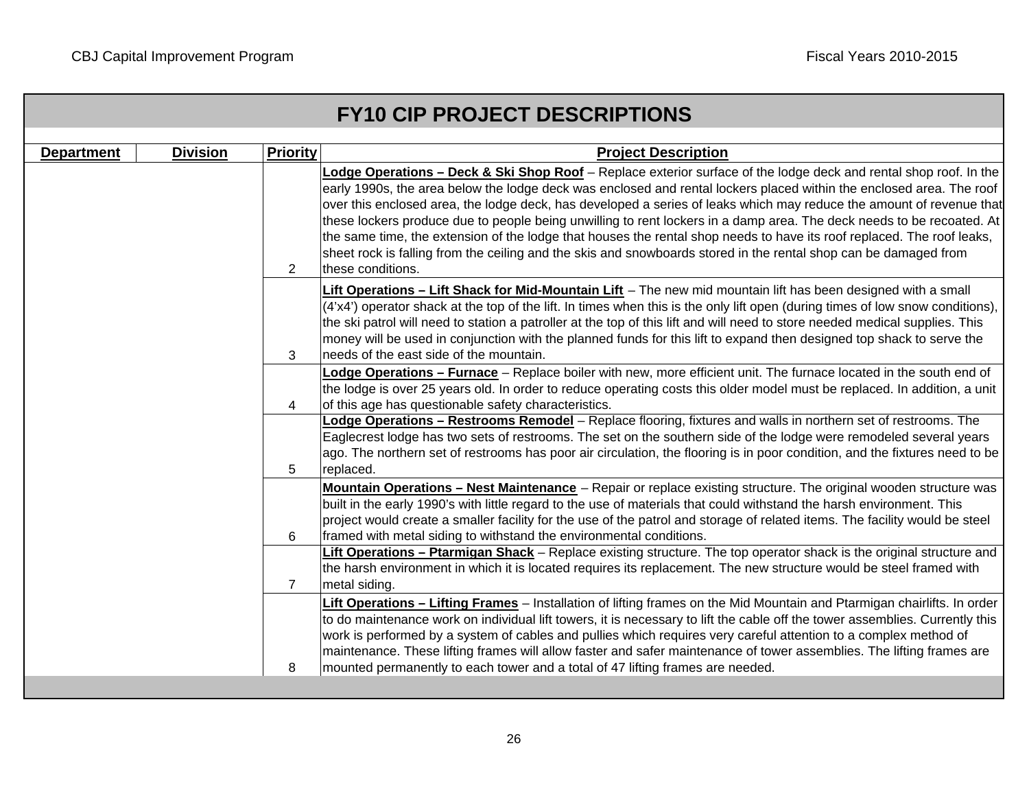# FY10 CIP PROJECT DESCRIPTIONS

| Department | Division | Priority | Project Description |
|---|---|---|---|
| | | 2 | **Lodge Operations – Deck & Ski Shop Roof** – Replace exterior surface of the lodge deck and rental shop roof. In the early 1990s, the area below the lodge deck was enclosed and rental lockers placed within the enclosed area. The roof over this enclosed area, the lodge deck, has developed a series of leaks which may reduce the amount of revenue that these lockers produce due to people being unwilling to rent lockers in a damp area. The deck needs to be recoated. At the same time, the extension of the lodge that houses the rental shop needs to have its roof replaced. The roof leaks, sheet rock is falling from the ceiling and the skis and snowboards stored in the rental shop can be damaged from these conditions. |
| | | 3 | **Lift Operations – Lift Shack for Mid-Mountain Lift** – The new mid mountain lift has been designed with a small (4'x4') operator shack at the top of the lift. In times when this is the only lift open (during times of low snow conditions), the ski patrol will need to station a patroller at the top of this lift and will need to store needed medical supplies. This money will be used in conjunction with the planned funds for this lift to expand then designed top shack to serve the needs of the east side of the mountain. |
| | | 4 | **Lodge Operations – Furnace** – Replace boiler with new, more efficient unit. The furnace located in the south end of the lodge is over 25 years old. In order to reduce operating costs this older model must be replaced. In addition, a unit of this age has questionable safety characteristics. |
| | | 5 | **Lodge Operations – Restrooms Remodel** – Replace flooring, fixtures and walls in northern set of restrooms. The Eaglecrest lodge has two sets of restrooms. The set on the southern side of the lodge were remodeled several years ago. The northern set of restrooms has poor air circulation, the flooring is in poor condition, and the fixtures need to be replaced. |
| | | 6 | **Mountain Operations – Nest Maintenance** – Repair or replace existing structure. The original wooden structure was built in the early 1990's with little regard to the use of materials that could withstand the harsh environment. This project would create a smaller facility for the use of the patrol and storage of related items. The facility would be steel framed with metal siding to withstand the environmental conditions. |
| | | 7 | **Lift Operations – Ptarmigan Shack** – Replace existing structure. The top operator shack is the original structure and the harsh environment in which it is located requires its replacement. The new structure would be steel framed with metal siding. |
| | | 8 | **Lift Operations – Lifting Frames** – Installation of lifting frames on the Mid Mountain and Ptarmigan chairlifts. In order to do maintenance work on individual lift towers, it is necessary to lift the cable off the tower assemblies. Currently this work is performed by a system of cables and pullies which requires very careful attention to a complex method of maintenance. These lifting frames will allow faster and safer maintenance of tower assemblies. The lifting frames are mounted permanently to each tower and a total of 47 lifting frames are needed. |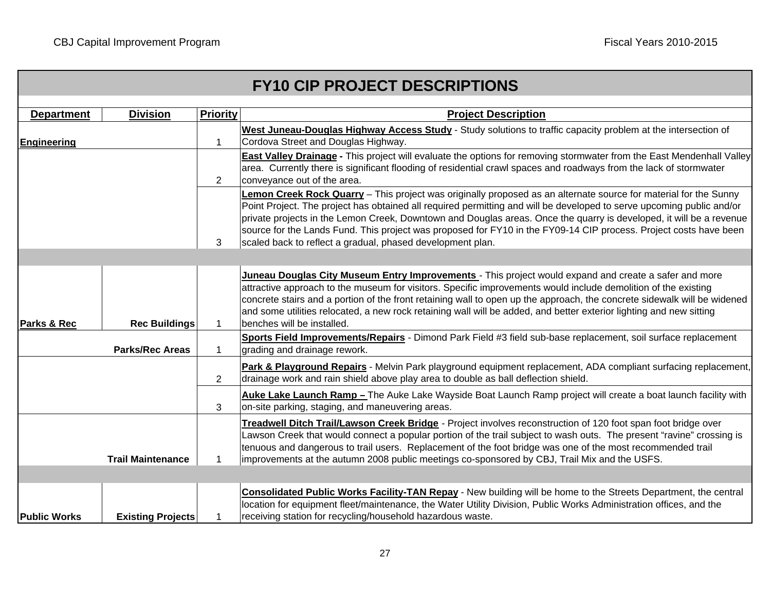## FY10 CIP PROJECT DESCRIPTIONS

| Department | Division | Priority | Project Description |
|---|---|---|---|
| **Engineering** | | 1 | **West Juneau-Douglas Highway Access Study** - Study solutions to traffic capacity problem at the intersection of Cordova Street and Douglas Highway. |
| | | 2 | **East Valley Drainage -** This project will evaluate the options for removing stormwater from the East Mendenhall Valley area. Currently there is significant flooding of residential crawl spaces and roadways from the lack of stormwater conveyance out of the area. |
| | | 3 | **Lemon Creek Rock Quarry** – This project was originally proposed as an alternate source for material for the Sunny Point Project. The project has obtained all required permitting and will be developed to serve upcoming public and/or private projects in the Lemon Creek, Downtown and Douglas areas. Once the quarry is developed, it will be a revenue source for the Lands Fund. This project was proposed for FY10 in the FY09-14 CIP process. Project costs have been scaled back to reflect a gradual, phased development plan. |
| | | | |
| **Parks & Rec** | Rec Buildings | 1 | **Juneau Douglas City Museum Entry Improvements** - This project would expand and create a safer and more attractive approach to the museum for visitors. Specific improvements would include demolition of the existing concrete stairs and a portion of the front retaining wall to open up the approach, the concrete sidewalk will be widened and some utilities relocated, a new rock retaining wall will be added, and better exterior lighting and new sitting benches will be installed. |
| | Parks/Rec Areas | 1 | **Sports Field Improvements/Repairs** - Dimond Park Field #3 field sub-base replacement, soil surface replacement grading and drainage rework. |
| | | 2 | **Park & Playground Repairs** - Melvin Park playground equipment replacement, ADA compliant surfacing replacement, drainage work and rain shield above play area to double as ball deflection shield. |
| | | 3 | **Auke Lake Launch Ramp –** The Auke Lake Wayside Boat Launch Ramp project will create a boat launch facility with on-site parking, staging, and maneuvering areas. |
| | Trail Maintenance | 1 | **Treadwell Ditch Trail/Lawson Creek Bridge** - Project involves reconstruction of 120 foot span foot bridge over Lawson Creek that would connect a popular portion of the trail subject to wash outs. The present "ravine" crossing is tenuous and dangerous to trail users. Replacement of the foot bridge was one of the most recommended trail improvements at the autumn 2008 public meetings co-sponsored by CBJ, Trail Mix and the USFS. |
| | | | |
| **Public Works** | Existing Projects | 1 | **Consolidated Public Works Facility-TAN Repay** - New building will be home to the Streets Department, the central location for equipment fleet/maintenance, the Water Utility Division, Public Works Administration offices, and the receiving station for recycling/household hazardous waste. |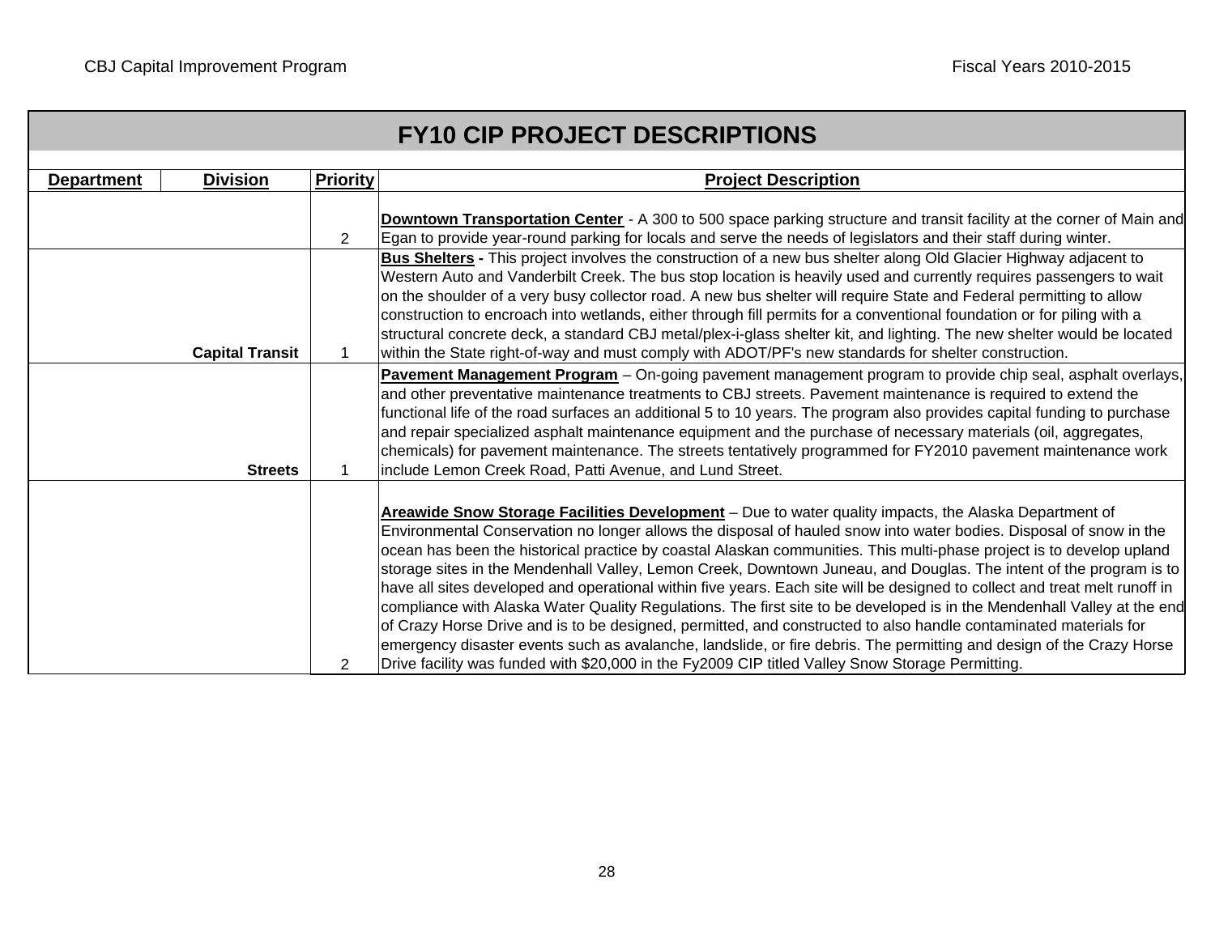# FY10 CIP PROJECT DESCRIPTIONS

| Department | Division | Priority | Project Description |
|---|---|---|---|
| | | 2 | **Downtown Transportation Center** - A 300 to 500 space parking structure and transit facility at the corner of Main and Egan to provide year-round parking for locals and serve the needs of legislators and their staff during winter. |
| | **Capital Transit** | 1 | **Bus Shelters -** This project involves the construction of a new bus shelter along Old Glacier Highway adjacent to Western Auto and Vanderbilt Creek. The bus stop location is heavily used and currently requires passengers to wait on the shoulder of a very busy collector road. A new bus shelter will require State and Federal permitting to allow construction to encroach into wetlands, either through fill permits for a conventional foundation or for piling with a structural concrete deck, a standard CBJ metal/plex-i-glass shelter kit, and lighting. The new shelter would be located within the State right-of-way and must comply with ADOT/PF's new standards for shelter construction. |
| | **Streets** | 1 | **Pavement Management Program** – On-going pavement management program to provide chip seal, asphalt overlays, and other preventative maintenance treatments to CBJ streets. Pavement maintenance is required to extend the functional life of the road surfaces an additional 5 to 10 years. The program also provides capital funding to purchase and repair specialized asphalt maintenance equipment and the purchase of necessary materials (oil, aggregates, chemicals) for pavement maintenance. The streets tentatively programmed for FY2010 pavement maintenance work include Lemon Creek Road, Patti Avenue, and Lund Street. |
| | | 2 | **Areawide Snow Storage Facilities Development** – Due to water quality impacts, the Alaska Department of Environmental Conservation no longer allows the disposal of hauled snow into water bodies. Disposal of snow in the ocean has been the historical practice by coastal Alaskan communities. This multi-phase project is to develop upland storage sites in the Mendenhall Valley, Lemon Creek, Downtown Juneau, and Douglas. The intent of the program is to have all sites developed and operational within five years. Each site will be designed to collect and treat melt runoff in compliance with Alaska Water Quality Regulations. The first site to be developed is in the Mendenhall Valley at the end of Crazy Horse Drive and is to be designed, permitted, and constructed to also handle contaminated materials for emergency disaster events such as avalanche, landslide, or fire debris. The permitting and design of the Crazy Horse Drive facility was funded with $20,000 in the Fy2009 CIP titled Valley Snow Storage Permitting. |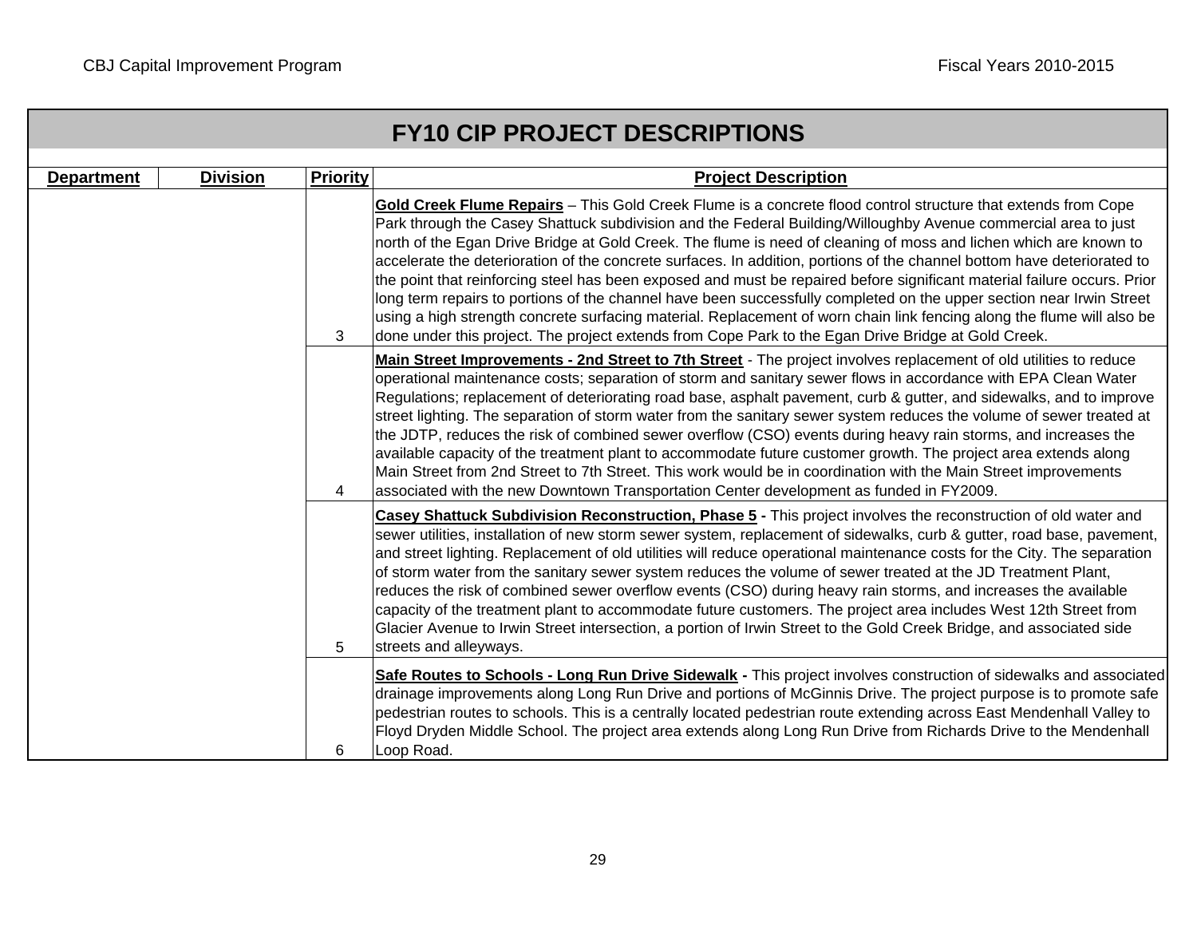## FY10 CIP PROJECT DESCRIPTIONS

| Department | Division | Priority | Project Description |
|---|---|---|---|
| | | 3 | **Gold Creek Flume Repairs** – This Gold Creek Flume is a concrete flood control structure that extends from Cope Park through the Casey Shattuck subdivision and the Federal Building/Willoughby Avenue commercial area to just north of the Egan Drive Bridge at Gold Creek. The flume is need of cleaning of moss and lichen which are known to accelerate the deterioration of the concrete surfaces. In addition, portions of the channel bottom have deteriorated to the point that reinforcing steel has been exposed and must be repaired before significant material failure occurs. Prior long term repairs to portions of the channel have been successfully completed on the upper section near Irwin Street using a high strength concrete surfacing material. Replacement of worn chain link fencing along the flume will also be done under this project. The project extends from Cope Park to the Egan Drive Bridge at Gold Creek. |
| | | 4 | **Main Street Improvements - 2nd Street to 7th Street** - The project involves replacement of old utilities to reduce operational maintenance costs; separation of storm and sanitary sewer flows in accordance with EPA Clean Water Regulations; replacement of deteriorating road base, asphalt pavement, curb & gutter, and sidewalks, and to improve street lighting. The separation of storm water from the sanitary sewer system reduces the volume of sewer treated at the JDTP, reduces the risk of combined sewer overflow (CSO) events during heavy rain storms, and increases the available capacity of the treatment plant to accommodate future customer growth. The project area extends along Main Street from 2nd Street to 7th Street. This work would be in coordination with the Main Street improvements associated with the new Downtown Transportation Center development as funded in FY2009. |
| | | 5 | **Casey Shattuck Subdivision Reconstruction, Phase 5 -** This project involves the reconstruction of old water and sewer utilities, installation of new storm sewer system, replacement of sidewalks, curb & gutter, road base, pavement, and street lighting. Replacement of old utilities will reduce operational maintenance costs for the City. The separation of storm water from the sanitary sewer system reduces the volume of sewer treated at the JD Treatment Plant, reduces the risk of combined sewer overflow events (CSO) during heavy rain storms, and increases the available capacity of the treatment plant to accommodate future customers. The project area includes West 12th Street from Glacier Avenue to Irwin Street intersection, a portion of Irwin Street to the Gold Creek Bridge, and associated side streets and alleyways. |
| | | 6 | **Safe Routes to Schools - Long Run Drive Sidewalk -** This project involves construction of sidewalks and associated drainage improvements along Long Run Drive and portions of McGinnis Drive. The project purpose is to promote safe pedestrian routes to schools. This is a centrally located pedestrian route extending across East Mendenhall Valley to Floyd Dryden Middle School. The project area extends along Long Run Drive from Richards Drive to the Mendenhall Loop Road. |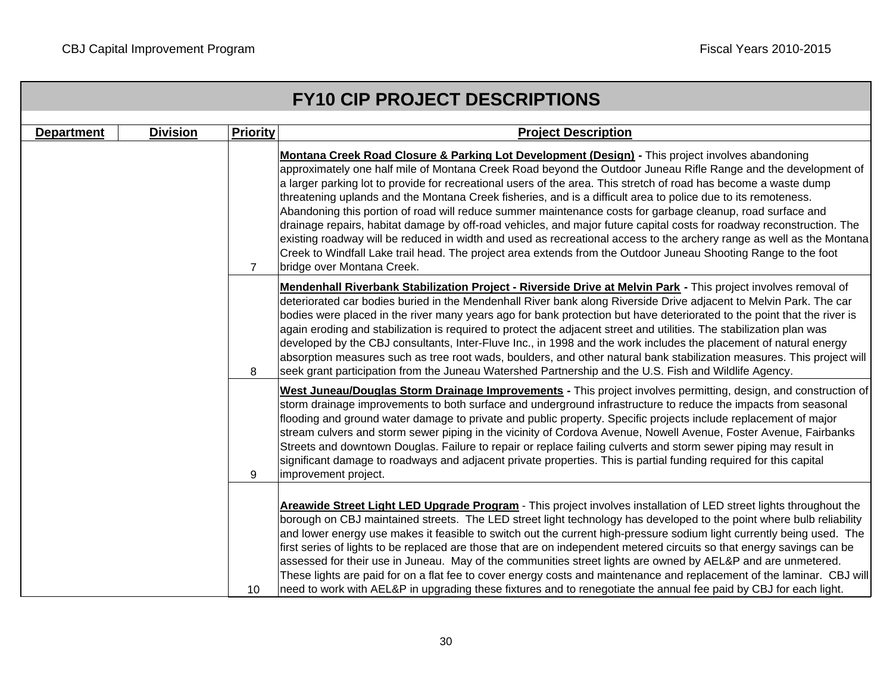## FY10 CIP PROJECT DESCRIPTIONS

| Department | Division | Priority | Project Description |
|---|---|---|---|
| | | 7 | **Montana Creek Road Closure & Parking Lot Development (Design) -** This project involves abandoning approximately one half mile of Montana Creek Road beyond the Outdoor Juneau Rifle Range and the development of a larger parking lot to provide for recreational users of the area. This stretch of road has become a waste dump threatening uplands and the Montana Creek fisheries, and is a difficult area to police due to its remoteness. Abandoning this portion of road will reduce summer maintenance costs for garbage cleanup, road surface and drainage repairs, habitat damage by off-road vehicles, and major future capital costs for roadway reconstruction. The existing roadway will be reduced in width and used as recreational access to the archery range as well as the Montana Creek to Windfall Lake trail head. The project area extends from the Outdoor Juneau Shooting Range to the foot bridge over Montana Creek. |
| | | 8 | **Mendenhall Riverbank Stabilization Project - Riverside Drive at Melvin Park -** This project involves removal of deteriorated car bodies buried in the Mendenhall River bank along Riverside Drive adjacent to Melvin Park. The car bodies were placed in the river many years ago for bank protection but have deteriorated to the point that the river is again eroding and stabilization is required to protect the adjacent street and utilities. The stabilization plan was developed by the CBJ consultants, Inter-Fluve Inc., in 1998 and the work includes the placement of natural energy absorption measures such as tree root wads, boulders, and other natural bank stabilization measures. This project will seek grant participation from the Juneau Watershed Partnership and the U.S. Fish and Wildlife Agency. |
| | | 9 | **West Juneau/Douglas Storm Drainage Improvements -** This project involves permitting, design, and construction of storm drainage improvements to both surface and underground infrastructure to reduce the impacts from seasonal flooding and ground water damage to private and public property. Specific projects include replacement of major stream culvers and storm sewer piping in the vicinity of Cordova Avenue, Nowell Avenue, Foster Avenue, Fairbanks Streets and downtown Douglas. Failure to repair or replace failing culverts and storm sewer piping may result in significant damage to roadways and adjacent private properties. This is partial funding required for this capital improvement project. |
| | | 10 | **Areawide Street Light LED Upgrade Program** - This project involves installation of LED street lights throughout the borough on CBJ maintained streets. The LED street light technology has developed to the point where bulb reliability and lower energy use makes it feasible to switch out the current high-pressure sodium light currently being used. The first series of lights to be replaced are those that are on independent metered circuits so that energy savings can be assessed for their use in Juneau. May of the communities street lights are owned by AEL&P and are unmetered. These lights are paid for on a flat fee to cover energy costs and maintenance and replacement of the laminar. CBJ will need to work with AEL&P in upgrading these fixtures and to renegotiate the annual fee paid by CBJ for each light. |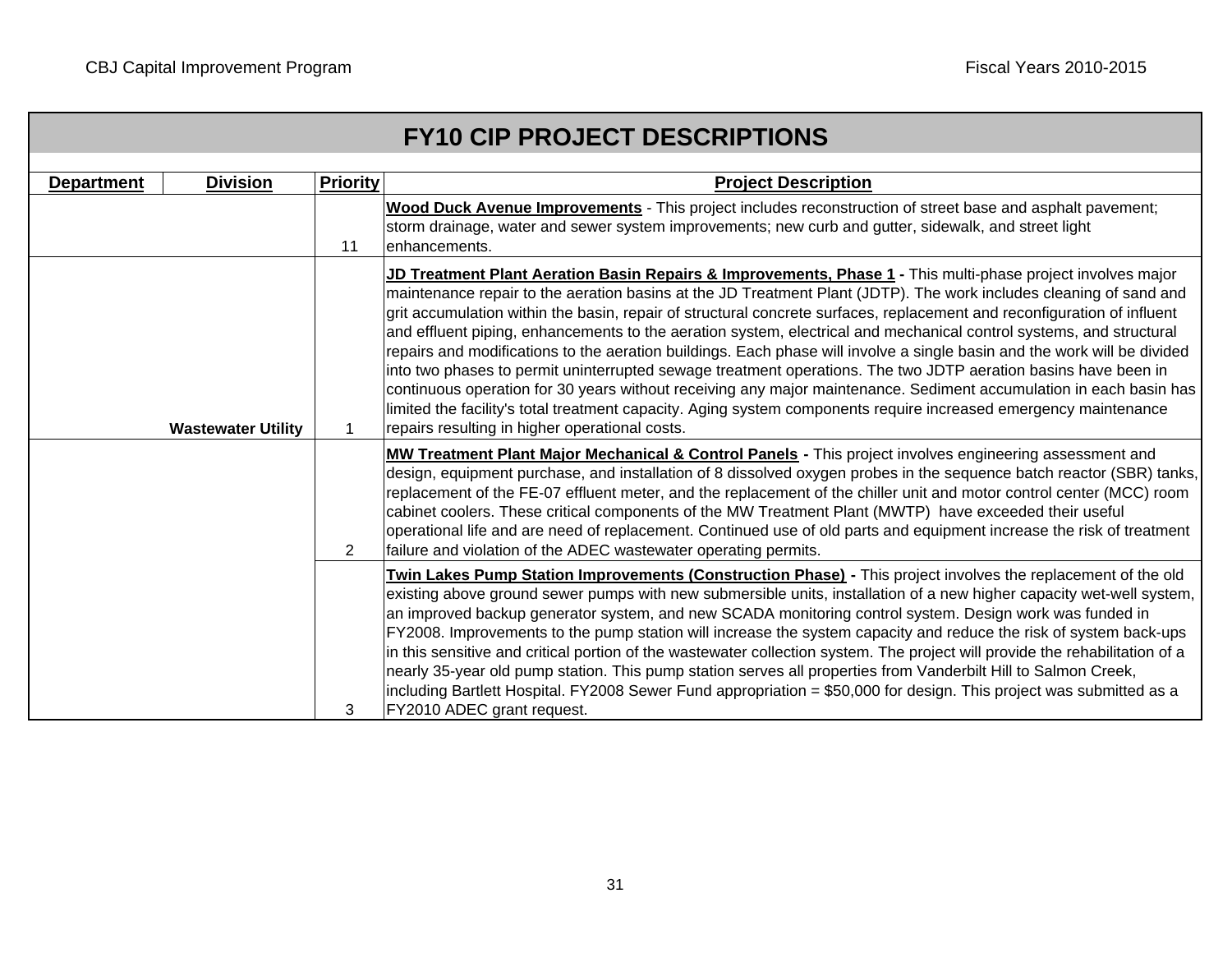# FY10 CIP PROJECT DESCRIPTIONS

| Department | Division | Priority | Project Description |
|---|---|---|---|
| | | 11 | **Wood Duck Avenue Improvements** - This project includes reconstruction of street base and asphalt pavement; storm drainage, water and sewer system improvements; new curb and gutter, sidewalk, and street light enhancements. |
| | Wastewater Utility | 1 | **JD Treatment Plant Aeration Basin Repairs & Improvements, Phase 1 -** This multi-phase project involves major maintenance repair to the aeration basins at the JD Treatment Plant (JDTP). The work includes cleaning of sand and grit accumulation within the basin, repair of structural concrete surfaces, replacement and reconfiguration of influent and effluent piping, enhancements to the aeration system, electrical and mechanical control systems, and structural repairs and modifications to the aeration buildings. Each phase will involve a single basin and the work will be divided into two phases to permit uninterrupted sewage treatment operations. The two JDTP aeration basins have been in continuous operation for 30 years without receiving any major maintenance. Sediment accumulation in each basin has limited the facility's total treatment capacity. Aging system components require increased emergency maintenance repairs resulting in higher operational costs. |
| | | 2 | **MW Treatment Plant Major Mechanical & Control Panels -** This project involves engineering assessment and design, equipment purchase, and installation of 8 dissolved oxygen probes in the sequence batch reactor (SBR) tanks, replacement of the FE-07 effluent meter, and the replacement of the chiller unit and motor control center (MCC) room cabinet coolers. These critical components of the MW Treatment Plant (MWTP) have exceeded their useful operational life and are need of replacement. Continued use of old parts and equipment increase the risk of treatment failure and violation of the ADEC wastewater operating permits. |
| | | 3 | **Twin Lakes Pump Station Improvements (Construction Phase) -** This project involves the replacement of the old existing above ground sewer pumps with new submersible units, installation of a new higher capacity wet-well system, an improved backup generator system, and new SCADA monitoring control system. Design work was funded in FY2008. Improvements to the pump station will increase the system capacity and reduce the risk of system back-ups in this sensitive and critical portion of the wastewater collection system. The project will provide the rehabilitation of a nearly 35-year old pump station. This pump station serves all properties from Vanderbilt Hill to Salmon Creek, including Bartlett Hospital. FY2008 Sewer Fund appropriation = $50,000 for design. This project was submitted as a FY2010 ADEC grant request. |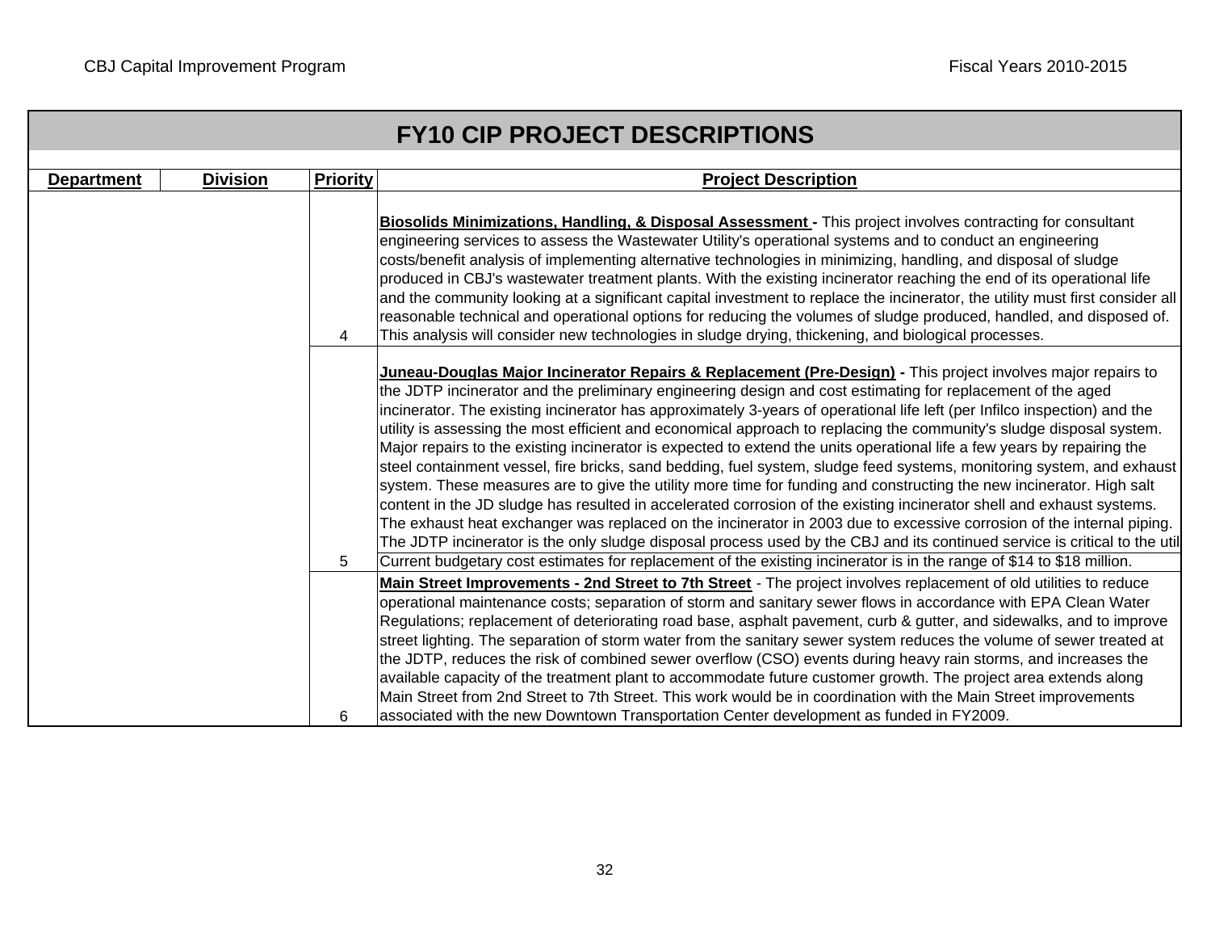## FY10 CIP PROJECT DESCRIPTIONS

| Department | Division | Priority | Project Description |
|---|---|---|---|
| | | 4 | **Biosolids Minimizations, Handling, & Disposal Assessment -** This project involves contracting for consultant engineering services to assess the Wastewater Utility's operational systems and to conduct an engineering costs/benefit analysis of implementing alternative technologies in minimizing, handling, and disposal of sludge produced in CBJ's wastewater treatment plants. With the existing incinerator reaching the end of its operational life and the community looking at a significant capital investment to replace the incinerator, the utility must first consider all reasonable technical and operational options for reducing the volumes of sludge produced, handled, and disposed of. This analysis will consider new technologies in sludge drying, thickening, and biological processes. |
| | | 5 | **Juneau-Douglas Major Incinerator Repairs & Replacement (Pre-Design) -** This project involves major repairs to the JDTP incinerator and the preliminary engineering design and cost estimating for replacement of the aged incinerator. The existing incinerator has approximately 3-years of operational life left (per Infilco inspection) and the utility is assessing the most efficient and economical approach to replacing the community's sludge disposal system. Major repairs to the existing incinerator is expected to extend the units operational life a few years by repairing the steel containment vessel, fire bricks, sand bedding, fuel system, sludge feed systems, monitoring system, and exhaust system. These measures are to give the utility more time for funding and constructing the new incinerator. High salt content in the JD sludge has resulted in accelerated corrosion of the existing incinerator shell and exhaust systems. The exhaust heat exchanger was replaced on the incinerator in 2003 due to excessive corrosion of the internal piping. The JDTP incinerator is the only sludge disposal process used by the CBJ and its continued service is critical to the util Current budgetary cost estimates for replacement of the existing incinerator is in the range of $14 to $18 million. |
| | | 6 | **Main Street Improvements - 2nd Street to 7th Street** - The project involves replacement of old utilities to reduce operational maintenance costs; separation of storm and sanitary sewer flows in accordance with EPA Clean Water Regulations; replacement of deteriorating road base, asphalt pavement, curb & gutter, and sidewalks, and to improve street lighting. The separation of storm water from the sanitary sewer system reduces the volume of sewer treated at the JDTP, reduces the risk of combined sewer overflow (CSO) events during heavy rain storms, and increases the available capacity of the treatment plant to accommodate future customer growth. The project area extends along Main Street from 2nd Street to 7th Street. This work would be in coordination with the Main Street improvements associated with the new Downtown Transportation Center development as funded in FY2009. |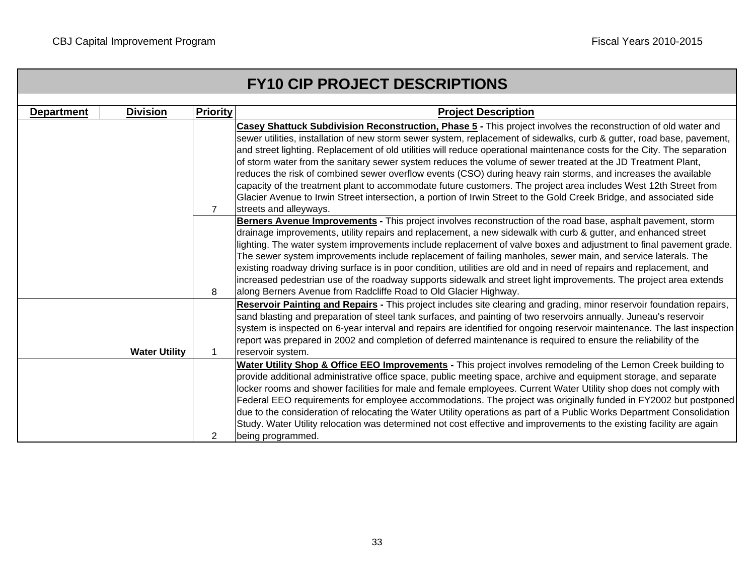# FY10 CIP PROJECT DESCRIPTIONS

| Department | Division | Priority | Project Description |
|---|---|---|---|
| | | 7 | **Casey Shattuck Subdivision Reconstruction, Phase 5 -** This project involves the reconstruction of old water and sewer utilities, installation of new storm sewer system, replacement of sidewalks, curb & gutter, road base, pavement, and street lighting. Replacement of old utilities will reduce operational maintenance costs for the City. The separation of storm water from the sanitary sewer system reduces the volume of sewer treated at the JD Treatment Plant, reduces the risk of combined sewer overflow events (CSO) during heavy rain storms, and increases the available capacity of the treatment plant to accommodate future customers. The project area includes West 12th Street from Glacier Avenue to Irwin Street intersection, a portion of Irwin Street to the Gold Creek Bridge, and associated side streets and alleyways. |
| | | 8 | **Berners Avenue Improvements -** This project involves reconstruction of the road base, asphalt pavement, storm drainage improvements, utility repairs and replacement, a new sidewalk with curb & gutter, and enhanced street lighting. The water system improvements include replacement of valve boxes and adjustment to final pavement grade. The sewer system improvements include replacement of failing manholes, sewer main, and service laterals. The existing roadway driving surface is in poor condition, utilities are old and in need of repairs and replacement, and increased pedestrian use of the roadway supports sidewalk and street light improvements. The project area extends along Berners Avenue from Radcliffe Road to Old Glacier Highway. |
| | Water Utility | 1 | **Reservoir Painting and Repairs -** This project includes site clearing and grading, minor reservoir foundation repairs, sand blasting and preparation of steel tank surfaces, and painting of two reservoirs annually. Juneau's reservoir system is inspected on 6-year interval and repairs are identified for ongoing reservoir maintenance. The last inspection report was prepared in 2002 and completion of deferred maintenance is required to ensure the reliability of the reservoir system. |
| | | 2 | **Water Utility Shop & Office EEO Improvements -** This project involves remodeling of the Lemon Creek building to provide additional administrative office space, public meeting space, archive and equipment storage, and separate locker rooms and shower facilities for male and female employees. Current Water Utility shop does not comply with Federal EEO requirements for employee accommodations. The project was originally funded in FY2002 but postponed due to the consideration of relocating the Water Utility operations as part of a Public Works Department Consolidation Study. Water Utility relocation was determined not cost effective and improvements to the existing facility are again being programmed. |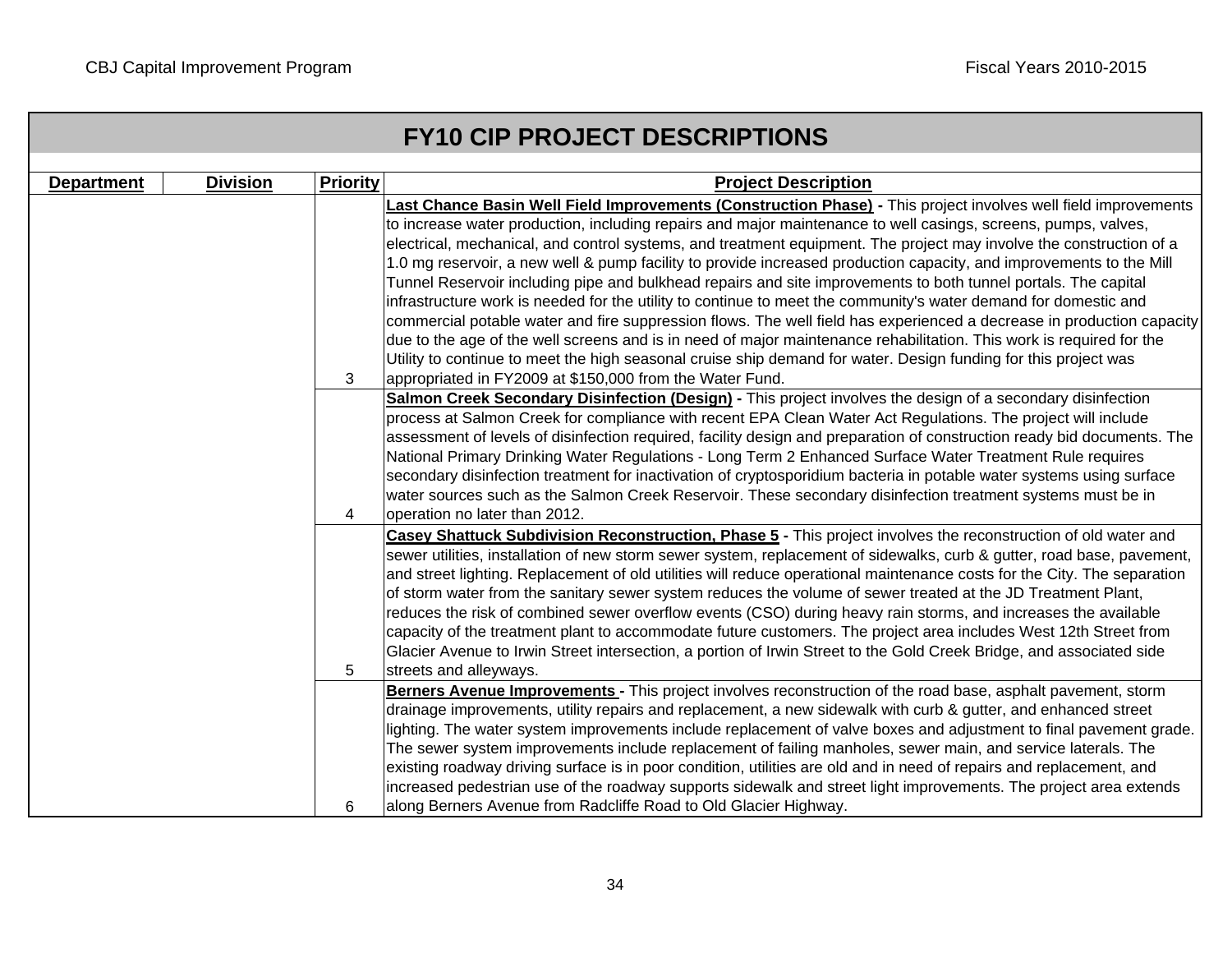## FY10 CIP PROJECT DESCRIPTIONS

| Department | Division | Priority | Project Description |
|---|---|---|---|
| | | 3 | **Last Chance Basin Well Field Improvements (Construction Phase) -** This project involves well field improvements to increase water production, including repairs and major maintenance to well casings, screens, pumps, valves, electrical, mechanical, and control systems, and treatment equipment. The project may involve the construction of a 1.0 mg reservoir, a new well & pump facility to provide increased production capacity, and improvements to the Mill Tunnel Reservoir including pipe and bulkhead repairs and site improvements to both tunnel portals. The capital infrastructure work is needed for the utility to continue to meet the community's water demand for domestic and commercial potable water and fire suppression flows. The well field has experienced a decrease in production capacity due to the age of the well screens and is in need of major maintenance rehabilitation. This work is required for the Utility to continue to meet the high seasonal cruise ship demand for water. Design funding for this project was appropriated in FY2009 at $150,000 from the Water Fund. |
| | | 4 | **Salmon Creek Secondary Disinfection (Design) -** This project involves the design of a secondary disinfection process at Salmon Creek for compliance with recent EPA Clean Water Act Regulations. The project will include assessment of levels of disinfection required, facility design and preparation of construction ready bid documents. The National Primary Drinking Water Regulations - Long Term 2 Enhanced Surface Water Treatment Rule requires secondary disinfection treatment for inactivation of cryptosporidium bacteria in potable water systems using surface water sources such as the Salmon Creek Reservoir. These secondary disinfection treatment systems must be in operation no later than 2012. |
| | | 5 | **Casey Shattuck Subdivision Reconstruction, Phase 5 -** This project involves the reconstruction of old water and sewer utilities, installation of new storm sewer system, replacement of sidewalks, curb & gutter, road base, pavement, and street lighting. Replacement of old utilities will reduce operational maintenance costs for the City. The separation of storm water from the sanitary sewer system reduces the volume of sewer treated at the JD Treatment Plant, reduces the risk of combined sewer overflow events (CSO) during heavy rain storms, and increases the available capacity of the treatment plant to accommodate future customers. The project area includes West 12th Street from Glacier Avenue to Irwin Street intersection, a portion of Irwin Street to the Gold Creek Bridge, and associated side streets and alleyways. |
| | | 6 | **Berners Avenue Improvements -** This project involves reconstruction of the road base, asphalt pavement, storm drainage improvements, utility repairs and replacement, a new sidewalk with curb & gutter, and enhanced street lighting. The water system improvements include replacement of valve boxes and adjustment to final pavement grade. The sewer system improvements include replacement of failing manholes, sewer main, and service laterals. The existing roadway driving surface is in poor condition, utilities are old and in need of repairs and replacement, and increased pedestrian use of the roadway supports sidewalk and street light improvements. The project area extends along Berners Avenue from Radcliffe Road to Old Glacier Highway. |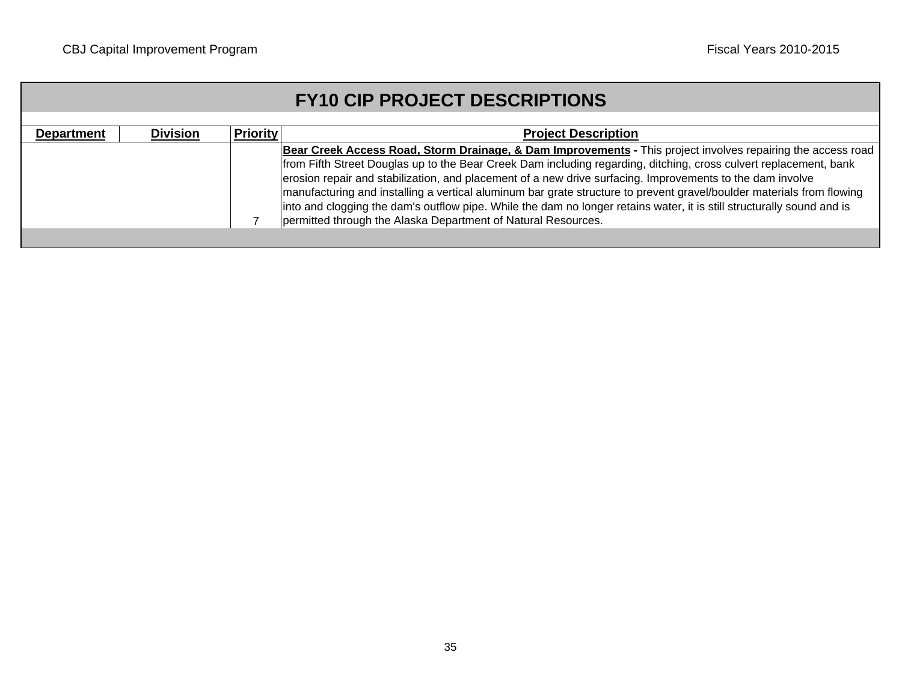# FY10 CIP PROJECT DESCRIPTIONS

| Department | Division | Priority | Project Description |
|---|---|---|---|
| | | 7 | **Bear Creek Access Road, Storm Drainage, & Dam Improvements -** This project involves repairing the access road from Fifth Street Douglas up to the Bear Creek Dam including regarding, ditching, cross culvert replacement, bank erosion repair and stabilization, and placement of a new drive surfacing. Improvements to the dam involve manufacturing and installing a vertical aluminum bar grate structure to prevent gravel/boulder materials from flowing into and clogging the dam's outflow pipe. While the dam no longer retains water, it is still structurally sound and is permitted through the Alaska Department of Natural Resources. |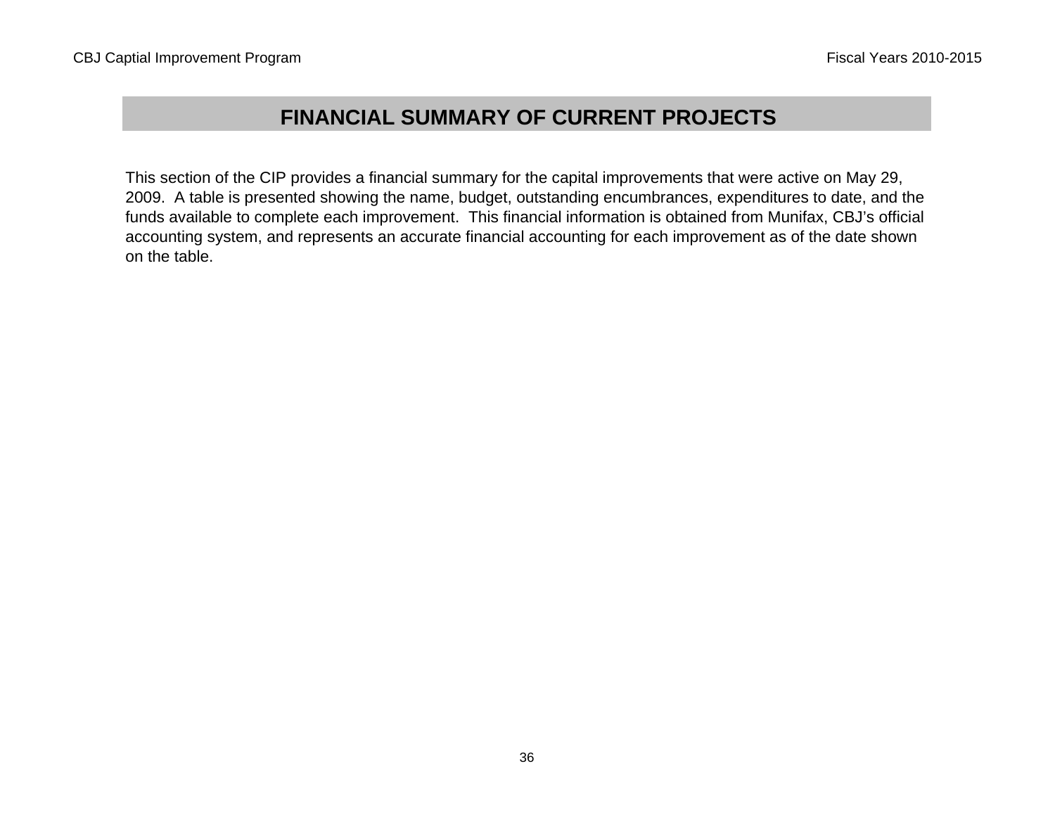# FINANCIAL SUMMARY OF CURRENT PROJECTS

This section of the CIP provides a financial summary for the capital improvements that were active on May 29, 2009. A table is presented showing the name, budget, outstanding encumbrances, expenditures to date, and the funds available to complete each improvement. This financial information is obtained from Munifax, CBJ's official accounting system, and represents an accurate financial accounting for each improvement as of the date shown on the table.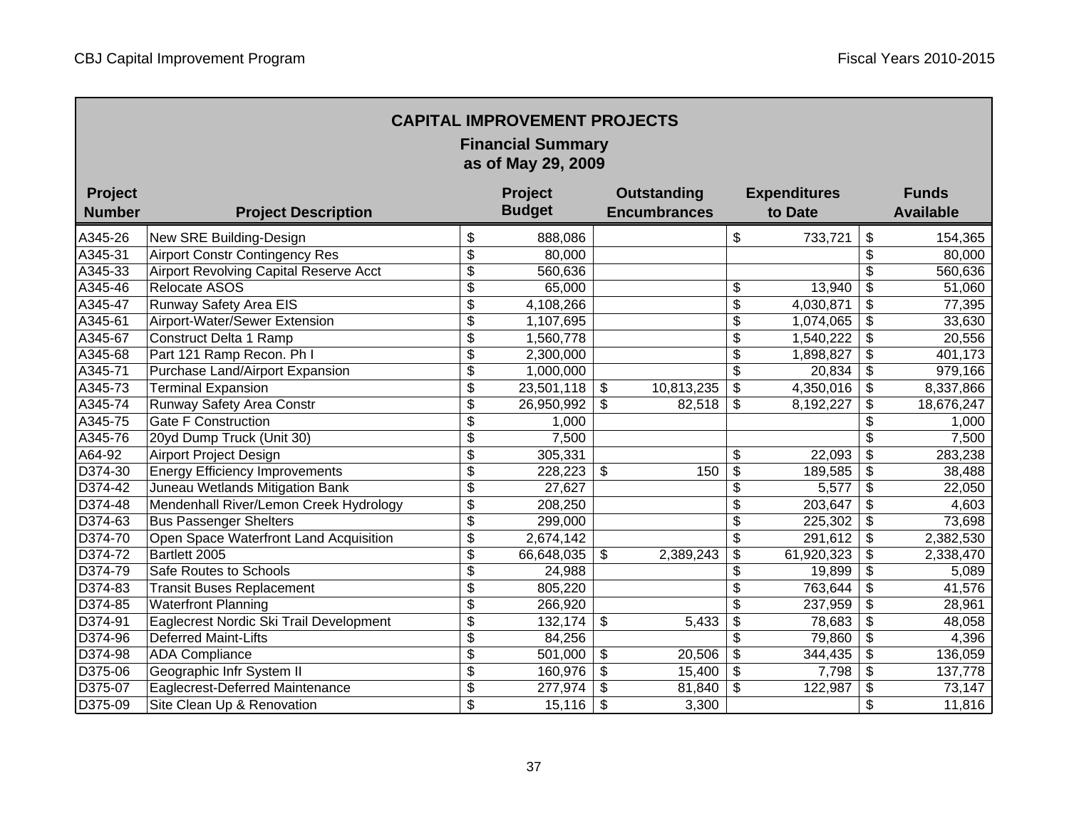## CAPITAL IMPROVEMENT PROJECTS

### Financial Summary as of May 29, 2009

| Project Number | Project Description | Project Budget | Outstanding Encumbrances | Expenditures to Date | Funds Available |
|---|---|---|---|---|---|
| A345-26 | New SRE Building-Design | $ 888,086 | | $ 733,721 | $ 154,365 |
| A345-31 | Airport Constr Contingency Res | $ 80,000 | | | $ 80,000 |
| A345-33 | Airport Revolving Capital Reserve Acct | $ 560,636 | | | $ 560,636 |
| A345-46 | Relocate ASOS | $ 65,000 | | $ 13,940 | $ 51,060 |
| A345-47 | Runway Safety Area EIS | $ 4,108,266 | | $ 4,030,871 | $ 77,395 |
| A345-61 | Airport-Water/Sewer Extension | $ 1,107,695 | | $ 1,074,065 | $ 33,630 |
| A345-67 | Construct Delta 1 Ramp | $ 1,560,778 | | $ 1,540,222 | $ 20,556 |
| A345-68 | Part 121 Ramp Recon. Ph I | $ 2,300,000 | | $ 1,898,827 | $ 401,173 |
| A345-71 | Purchase Land/Airport Expansion | $ 1,000,000 | | $ 20,834 | $ 979,166 |
| A345-73 | Terminal Expansion | $ 23,501,118 | $ 10,813,235 | $ 4,350,016 | $ 8,337,866 |
| A345-74 | Runway Safety Area Constr | $ 26,950,992 | $ 82,518 | $ 8,192,227 | $ 18,676,247 |
| A345-75 | Gate F Construction | $ 1,000 | | | $ 1,000 |
| A345-76 | 20yd Dump Truck (Unit 30) | $ 7,500 | | | $ 7,500 |
| A64-92 | Airport Project Design | $ 305,331 | | $ 22,093 | $ 283,238 |
| D374-30 | Energy Efficiency Improvements | $ 228,223 | $ 150 | $ 189,585 | $ 38,488 |
| D374-42 | Juneau Wetlands Mitigation Bank | $ 27,627 | | $ 5,577 | $ 22,050 |
| D374-48 | Mendenhall River/Lemon Creek Hydrology | $ 208,250 | | $ 203,647 | $ 4,603 |
| D374-63 | Bus Passenger Shelters | $ 299,000 | | $ 225,302 | $ 73,698 |
| D374-70 | Open Space Waterfront Land Acquisition | $ 2,674,142 | | $ 291,612 | $ 2,382,530 |
| D374-72 | Bartlett 2005 | $ 66,648,035 | $ 2,389,243 | $ 61,920,323 | $ 2,338,470 |
| D374-79 | Safe Routes to Schools | $ 24,988 | | $ 19,899 | $ 5,089 |
| D374-83 | Transit Buses Replacement | $ 805,220 | | $ 763,644 | $ 41,576 |
| D374-85 | Waterfront Planning | $ 266,920 | | $ 237,959 | $ 28,961 |
| D374-91 | Eaglecrest Nordic Ski Trail Development | $ 132,174 | $ 5,433 | $ 78,683 | $ 48,058 |
| D374-96 | Deferred Maint-Lifts | $ 84,256 | | $ 79,860 | $ 4,396 |
| D374-98 | ADA Compliance | $ 501,000 | $ 20,506 | $ 344,435 | $ 136,059 |
| D375-06 | Geographic Infr System II | $ 160,976 | $ 15,400 | $ 7,798 | $ 137,778 |
| D375-07 | Eaglecrest-Deferred Maintenance | $ 277,974 | $ 81,840 | $ 122,987 | $ 73,147 |
| D375-09 | Site Clean Up & Renovation | $ 15,116 | $ 3,300 | | $ 11,816 |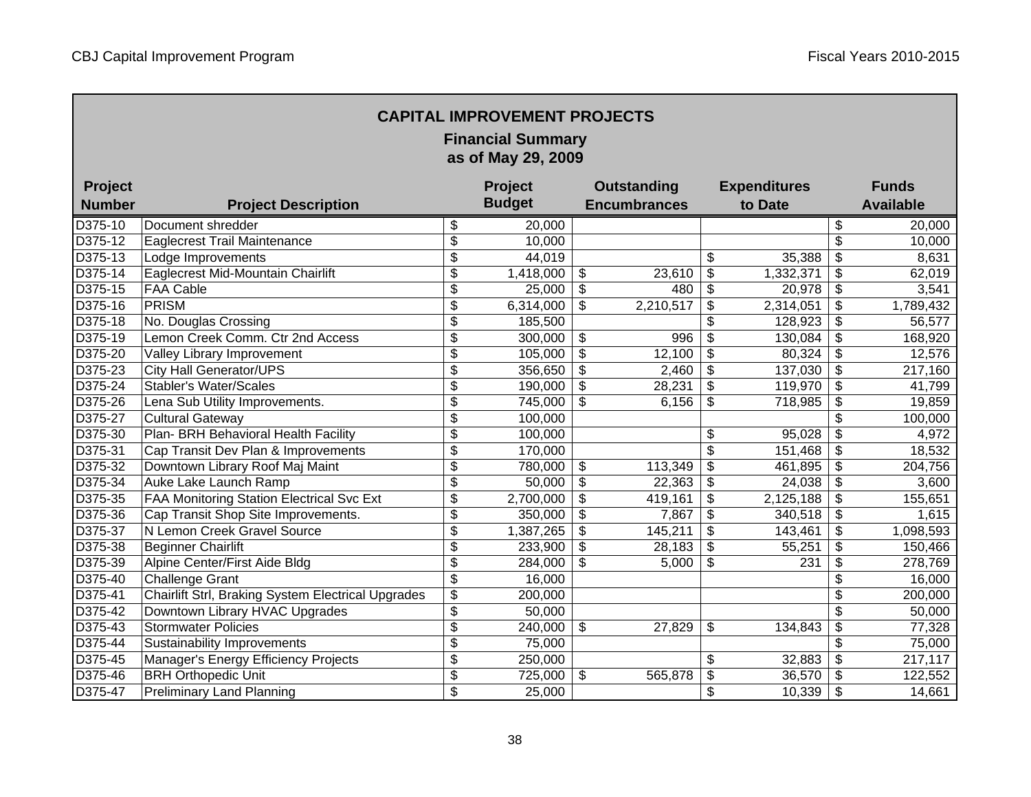## CAPITAL IMPROVEMENT PROJECTS

### Financial Summary
### as of May 29, 2009

| Project Number | Project Description | Project Budget | Outstanding Encumbrances | Expenditures to Date | Funds Available |
|---|---|---|---|---|---|
| D375-10 | Document shredder | $ 20,000 | | | $ 20,000 |
| D375-12 | Eaglecrest Trail Maintenance | $ 10,000 | | | $ 10,000 |
| D375-13 | Lodge Improvements | $ 44,019 | | $ 35,388 | $ 8,631 |
| D375-14 | Eaglecrest Mid-Mountain Chairlift | $ 1,418,000 | $ 23,610 | $ 1,332,371 | $ 62,019 |
| D375-15 | FAA Cable | $ 25,000 | $ 480 | $ 20,978 | $ 3,541 |
| D375-16 | PRISM | $ 6,314,000 | $ 2,210,517 | $ 2,314,051 | $ 1,789,432 |
| D375-18 | No. Douglas Crossing | $ 185,500 | | $ 128,923 | $ 56,577 |
| D375-19 | Lemon Creek Comm. Ctr 2nd Access | $ 300,000 | $ 996 | $ 130,084 | $ 168,920 |
| D375-20 | Valley Library Improvement | $ 105,000 | $ 12,100 | $ 80,324 | $ 12,576 |
| D375-23 | City Hall Generator/UPS | $ 356,650 | $ 2,460 | $ 137,030 | $ 217,160 |
| D375-24 | Stabler's Water/Scales | $ 190,000 | $ 28,231 | $ 119,970 | $ 41,799 |
| D375-26 | Lena Sub Utility Improvements. | $ 745,000 | $ 6,156 | $ 718,985 | $ 19,859 |
| D375-27 | Cultural Gateway | $ 100,000 | | | $ 100,000 |
| D375-30 | Plan- BRH Behavioral Health Facility | $ 100,000 | | $ 95,028 | $ 4,972 |
| D375-31 | Cap Transit Dev Plan & Improvements | $ 170,000 | | $ 151,468 | $ 18,532 |
| D375-32 | Downtown Library Roof Maj Maint | $ 780,000 | $ 113,349 | $ 461,895 | $ 204,756 |
| D375-34 | Auke Lake Launch Ramp | $ 50,000 | $ 22,363 | $ 24,038 | $ 3,600 |
| D375-35 | FAA Monitoring Station Electrical Svc Ext | $ 2,700,000 | $ 419,161 | $ 2,125,188 | $ 155,651 |
| D375-36 | Cap Transit Shop Site Improvements. | $ 350,000 | $ 7,867 | $ 340,518 | $ 1,615 |
| D375-37 | N Lemon Creek Gravel Source | $ 1,387,265 | $ 145,211 | $ 143,461 | $ 1,098,593 |
| D375-38 | Beginner Chairlift | $ 233,900 | $ 28,183 | $ 55,251 | $ 150,466 |
| D375-39 | Alpine Center/First Aide Bldg | $ 284,000 | $ 5,000 | $ 231 | $ 278,769 |
| D375-40 | Challenge Grant | $ 16,000 | | | $ 16,000 |
| D375-41 | Chairlift Strl, Braking System Electrical Upgrades | $ 200,000 | | | $ 200,000 |
| D375-42 | Downtown Library HVAC Upgrades | $ 50,000 | | | $ 50,000 |
| D375-43 | Stormwater Policies | $ 240,000 | $ 27,829 | $ 134,843 | $ 77,328 |
| D375-44 | Sustainability Improvements | $ 75,000 | | | $ 75,000 |
| D375-45 | Manager's Energy Efficiency Projects | $ 250,000 | | $ 32,883 | $ 217,117 |
| D375-46 | BRH Orthopedic Unit | $ 725,000 | $ 565,878 | $ 36,570 | $ 122,552 |
| D375-47 | Preliminary Land Planning | $ 25,000 | | $ 10,339 | $ 14,661 |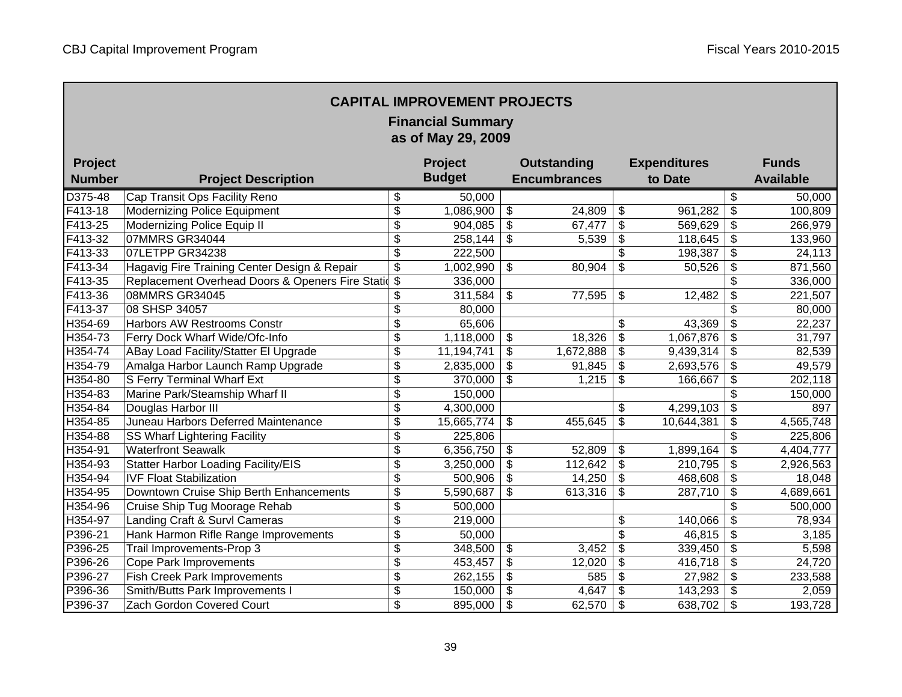## CAPITAL IMPROVEMENT PROJECTS

### Financial Summary
### as of May 29, 2009

| Project Number | Project Description | Project Budget | Outstanding Encumbrances | Expenditures to Date | Funds Available |
|---|---|---|---|---|---|
| D375-48 | Cap Transit Ops Facility Reno | $ 50,000 | | | $ 50,000 |
| F413-18 | Modernizing Police Equipment | $ 1,086,900 | $ 24,809 | $ 961,282 | $ 100,809 |
| F413-25 | Modernizing Police Equip II | $ 904,085 | $ 67,477 | $ 569,629 | $ 266,979 |
| F413-32 | 07MMRS GR34044 | $ 258,144 | $ 5,539 | $ 118,645 | $ 133,960 |
| F413-33 | 07LETPP GR34238 | $ 222,500 | | $ 198,387 | $ 24,113 |
| F413-34 | Hagavig Fire Training Center Design & Repair | $ 1,002,990 | $ 80,904 | $ 50,526 | $ 871,560 |
| F413-35 | Replacement Overhead Doors & Openers Fire Statio | $ 336,000 | | | $ 336,000 |
| F413-36 | 08MMRS GR34045 | $ 311,584 | $ 77,595 | $ 12,482 | $ 221,507 |
| F413-37 | 08 SHSP 34057 | $ 80,000 | | | $ 80,000 |
| H354-69 | Harbors AW Restrooms Constr | $ 65,606 | | $ 43,369 | $ 22,237 |
| H354-73 | Ferry Dock Wharf Wide/Ofc-Info | $ 1,118,000 | $ 18,326 | $ 1,067,876 | $ 31,797 |
| H354-74 | ABay Load Facility/Statter El Upgrade | $ 11,194,741 | $ 1,672,888 | $ 9,439,314 | $ 82,539 |
| H354-79 | Amalga Harbor Launch Ramp Upgrade | $ 2,835,000 | $ 91,845 | $ 2,693,576 | $ 49,579 |
| H354-80 | S Ferry Terminal Wharf Ext | $ 370,000 | $ 1,215 | $ 166,667 | $ 202,118 |
| H354-83 | Marine Park/Steamship Wharf II | $ 150,000 | | | $ 150,000 |
| H354-84 | Douglas Harbor III | $ 4,300,000 | | $ 4,299,103 | $ 897 |
| H354-85 | Juneau Harbors Deferred Maintenance | $ 15,665,774 | $ 455,645 | $ 10,644,381 | $ 4,565,748 |
| H354-88 | SS Wharf Lightering Facility | $ 225,806 | | | $ 225,806 |
| H354-91 | Waterfront Seawalk | $ 6,356,750 | $ 52,809 | $ 1,899,164 | $ 4,404,777 |
| H354-93 | Statter Harbor Loading Facility/EIS | $ 3,250,000 | $ 112,642 | $ 210,795 | $ 2,926,563 |
| H354-94 | IVF Float Stabilization | $ 500,906 | $ 14,250 | $ 468,608 | $ 18,048 |
| H354-95 | Downtown Cruise Ship Berth Enhancements | $ 5,590,687 | $ 613,316 | $ 287,710 | $ 4,689,661 |
| H354-96 | Cruise Ship Tug Moorage Rehab | $ 500,000 | | | $ 500,000 |
| H354-97 | Landing Craft & Survl Cameras | $ 219,000 | | $ 140,066 | $ 78,934 |
| P396-21 | Hank Harmon Rifle Range Improvements | $ 50,000 | | $ 46,815 | $ 3,185 |
| P396-25 | Trail Improvements-Prop 3 | $ 348,500 | $ 3,452 | $ 339,450 | $ 5,598 |
| P396-26 | Cope Park Improvements | $ 453,457 | $ 12,020 | $ 416,718 | $ 24,720 |
| P396-27 | Fish Creek Park Improvements | $ 262,155 | $ 585 | $ 27,982 | $ 233,588 |
| P396-36 | Smith/Butts Park Improvements I | $ 150,000 | $ 4,647 | $ 143,293 | $ 2,059 |
| P396-37 | Zach Gordon Covered Court | $ 895,000 | $ 62,570 | $ 638,702 | $ 193,728 |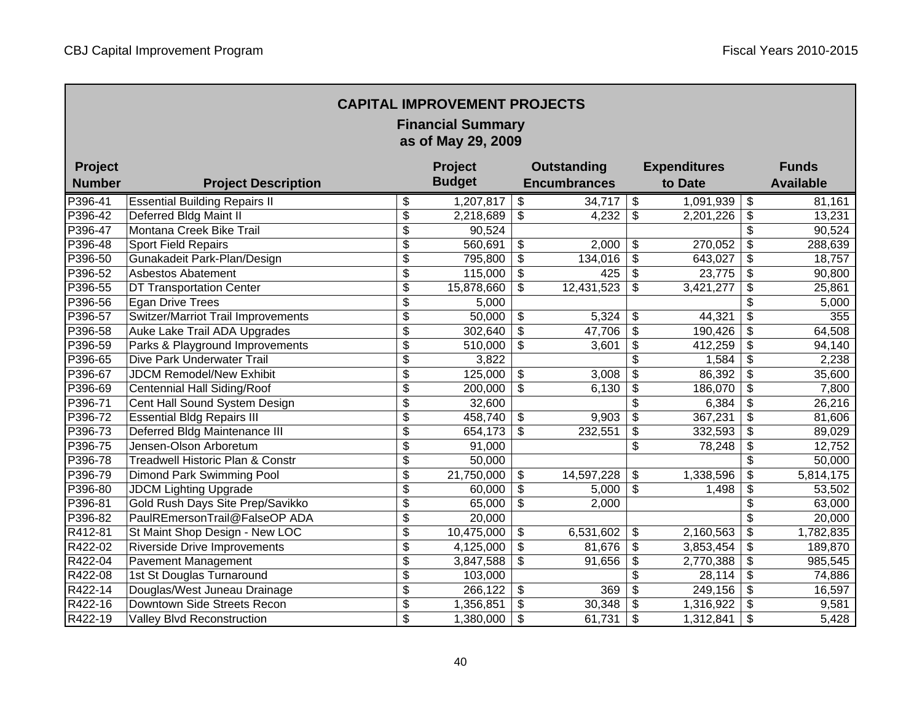## CAPITAL IMPROVEMENT PROJECTS

### Financial Summary
### as of May 29, 2009

| Project Number | Project Description | Project Budget | Outstanding Encumbrances | Expenditures to Date | Funds Available |
|---|---|---|---|---|---|
| P396-41 | Essential Building Repairs II | $ 1,207,817 | $ 34,717 | $ 1,091,939 | $ 81,161 |
| P396-42 | Deferred Bldg Maint II | $ 2,218,689 | $ 4,232 | $ 2,201,226 | $ 13,231 |
| P396-47 | Montana Creek Bike Trail | $ 90,524 | | | $ 90,524 |
| P396-48 | Sport Field Repairs | $ 560,691 | $ 2,000 | $ 270,052 | $ 288,639 |
| P396-50 | Gunakadeit Park-Plan/Design | $ 795,800 | $ 134,016 | $ 643,027 | $ 18,757 |
| P396-52 | Asbestos Abatement | $ 115,000 | $ 425 | $ 23,775 | $ 90,800 |
| P396-55 | DT Transportation Center | $ 15,878,660 | $ 12,431,523 | $ 3,421,277 | $ 25,861 |
| P396-56 | Egan Drive Trees | $ 5,000 | | | $ 5,000 |
| P396-57 | Switzer/Marriot Trail Improvements | $ 50,000 | $ 5,324 | $ 44,321 | $ 355 |
| P396-58 | Auke Lake Trail ADA Upgrades | $ 302,640 | $ 47,706 | $ 190,426 | $ 64,508 |
| P396-59 | Parks & Playground Improvements | $ 510,000 | $ 3,601 | $ 412,259 | $ 94,140 |
| P396-65 | Dive Park Underwater Trail | $ 3,822 | | $ 1,584 | $ 2,238 |
| P396-67 | JDCM Remodel/New Exhibit | $ 125,000 | $ 3,008 | $ 86,392 | $ 35,600 |
| P396-69 | Centennial Hall Siding/Roof | $ 200,000 | $ 6,130 | $ 186,070 | $ 7,800 |
| P396-71 | Cent Hall Sound System Design | $ 32,600 | | $ 6,384 | $ 26,216 |
| P396-72 | Essential Bldg Repairs III | $ 458,740 | $ 9,903 | $ 367,231 | $ 81,606 |
| P396-73 | Deferred Bldg Maintenance III | $ 654,173 | $ 232,551 | $ 332,593 | $ 89,029 |
| P396-75 | Jensen-Olson Arboretum | $ 91,000 | | $ 78,248 | $ 12,752 |
| P396-78 | Treadwell Historic Plan & Constr | $ 50,000 | | | $ 50,000 |
| P396-79 | Dimond Park Swimming Pool | $ 21,750,000 | $ 14,597,228 | $ 1,338,596 | $ 5,814,175 |
| P396-80 | JDCM Lighting Upgrade | $ 60,000 | $ 5,000 | $ 1,498 | $ 53,502 |
| P396-81 | Gold Rush Days Site Prep/Savikko | $ 65,000 | $ 2,000 | | $ 63,000 |
| P396-82 | PaulREmersonTrail@FalseOP ADA | $ 20,000 | | | $ 20,000 |
| R412-81 | St Maint Shop Design - New LOC | $ 10,475,000 | $ 6,531,602 | $ 2,160,563 | $ 1,782,835 |
| R422-02 | Riverside Drive Improvements | $ 4,125,000 | $ 81,676 | $ 3,853,454 | $ 189,870 |
| R422-04 | Pavement Management | $ 3,847,588 | $ 91,656 | $ 2,770,388 | $ 985,545 |
| R422-08 | 1st St Douglas Turnaround | $ 103,000 | | $ 28,114 | $ 74,886 |
| R422-14 | Douglas/West Juneau Drainage | $ 266,122 | $ 369 | $ 249,156 | $ 16,597 |
| R422-16 | Downtown Side Streets Recon | $ 1,356,851 | $ 30,348 | $ 1,316,922 | $ 9,581 |
| R422-19 | Valley Blvd Reconstruction | $ 1,380,000 | $ 61,731 | $ 1,312,841 | $ 5,428 |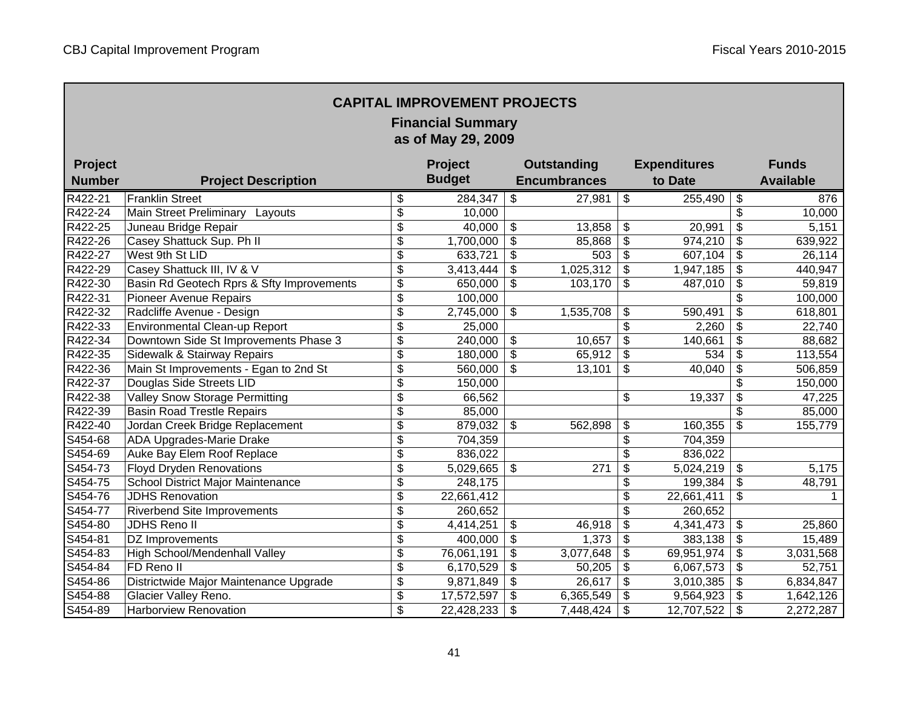CBJ Capital Improvement Program — Fiscal Years 2010-2015

## CAPITAL IMPROVEMENT PROJECTS

### Financial Summary
### as of May 29, 2009

| Project Number | Project Description | Project Budget | Outstanding Encumbrances | Expenditures to Date | Funds Available |
|---|---|---|---|---|---|
| R422-21 | Franklin Street | $ 284,347 | $ 27,981 | $ 255,490 | $ 876 |
| R422-24 | Main Street Preliminary Layouts | $ 10,000 | | | $ 10,000 |
| R422-25 | Juneau Bridge Repair | $ 40,000 | $ 13,858 | $ 20,991 | $ 5,151 |
| R422-26 | Casey Shattuck Sup. Ph II | $ 1,700,000 | $ 85,868 | $ 974,210 | $ 639,922 |
| R422-27 | West 9th St LID | $ 633,721 | $ 503 | $ 607,104 | $ 26,114 |
| R422-29 | Casey Shattuck III, IV & V | $ 3,413,444 | $ 1,025,312 | $ 1,947,185 | $ 440,947 |
| R422-30 | Basin Rd Geotech Rprs & Sfty Improvements | $ 650,000 | $ 103,170 | $ 487,010 | $ 59,819 |
| R422-31 | Pioneer Avenue Repairs | $ 100,000 | | | $ 100,000 |
| R422-32 | Radcliffe Avenue - Design | $ 2,745,000 | $ 1,535,708 | $ 590,491 | $ 618,801 |
| R422-33 | Environmental Clean-up Report | $ 25,000 | | $ 2,260 | $ 22,740 |
| R422-34 | Downtown Side St Improvements Phase 3 | $ 240,000 | $ 10,657 | $ 140,661 | $ 88,682 |
| R422-35 | Sidewalk & Stairway Repairs | $ 180,000 | $ 65,912 | $ 534 | $ 113,554 |
| R422-36 | Main St Improvements - Egan to 2nd St | $ 560,000 | $ 13,101 | $ 40,040 | $ 506,859 |
| R422-37 | Douglas Side Streets LID | $ 150,000 | | | $ 150,000 |
| R422-38 | Valley Snow Storage Permitting | $ 66,562 | | $ 19,337 | $ 47,225 |
| R422-39 | Basin Road Trestle Repairs | $ 85,000 | | | $ 85,000 |
| R422-40 | Jordan Creek Bridge Replacement | $ 879,032 | $ 562,898 | $ 160,355 | $ 155,779 |
| S454-68 | ADA Upgrades-Marie Drake | $ 704,359 | | $ 704,359 | |
| S454-69 | Auke Bay Elem Roof Replace | $ 836,022 | | $ 836,022 | |
| S454-73 | Floyd Dryden Renovations | $ 5,029,665 | $ 271 | $ 5,024,219 | $ 5,175 |
| S454-75 | School District Major Maintenance | $ 248,175 | | $ 199,384 | $ 48,791 |
| S454-76 | JDHS Renovation | $ 22,661,412 | | $ 22,661,411 | $ 1 |
| S454-77 | Riverbend Site Improvements | $ 260,652 | | $ 260,652 | |
| S454-80 | JDHS Reno II | $ 4,414,251 | $ 46,918 | $ 4,341,473 | $ 25,860 |
| S454-81 | DZ Improvements | $ 400,000 | $ 1,373 | $ 383,138 | $ 15,489 |
| S454-83 | High School/Mendenhall Valley | $ 76,061,191 | $ 3,077,648 | $ 69,951,974 | $ 3,031,568 |
| S454-84 | FD Reno II | $ 6,170,529 | $ 50,205 | $ 6,067,573 | $ 52,751 |
| S454-86 | Districtwide Major Maintenance Upgrade | $ 9,871,849 | $ 26,617 | $ 3,010,385 | $ 6,834,847 |
| S454-88 | Glacier Valley Reno. | $ 17,572,597 | $ 6,365,549 | $ 9,564,923 | $ 1,642,126 |
| S454-89 | Harborview Renovation | $ 22,428,233 | $ 7,448,424 | $ 12,707,522 | $ 2,272,287 |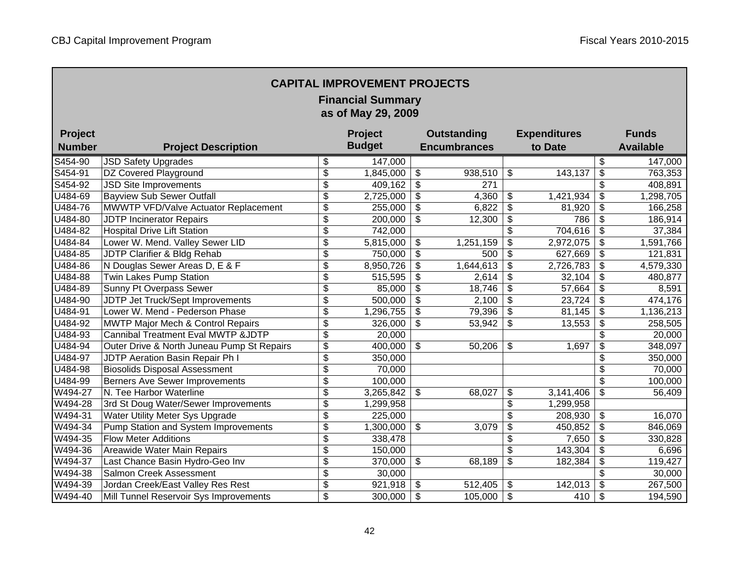## CAPITAL IMPROVEMENT PROJECTS

### Financial Summary
### as of May 29, 2009

| Project Number | Project Description | Project Budget | Outstanding Encumbrances | Expenditures to Date | Funds Available |
|---|---|---|---|---|---|
| S454-90 | JSD Safety Upgrades | $ 147,000 | | | $ 147,000 |
| S454-91 | DZ Covered Playground | $ 1,845,000 | $ 938,510 | $ 143,137 | $ 763,353 |
| S454-92 | JSD Site Improvements | $ 409,162 | $ 271 | | $ 408,891 |
| U484-69 | Bayview Sub Sewer Outfall | $ 2,725,000 | $ 4,360 | $ 1,421,934 | $ 1,298,705 |
| U484-76 | MWWTP VFD/Valve Actuator Replacement | $ 255,000 | $ 6,822 | $ 81,920 | $ 166,258 |
| U484-80 | JDTP Incinerator Repairs | $ 200,000 | $ 12,300 | $ 786 | $ 186,914 |
| U484-82 | Hospital Drive Lift Station | $ 742,000 | | $ 704,616 | $ 37,384 |
| U484-84 | Lower W. Mend. Valley Sewer LID | $ 5,815,000 | $ 1,251,159 | $ 2,972,075 | $ 1,591,766 |
| U484-85 | JDTP Clarifier & Bldg Rehab | $ 750,000 | $ 500 | $ 627,669 | $ 121,831 |
| U484-86 | N Douglas Sewer Areas D, E & F | $ 8,950,726 | $ 1,644,613 | $ 2,726,783 | $ 4,579,330 |
| U484-88 | Twin Lakes Pump Station | $ 515,595 | $ 2,614 | $ 32,104 | $ 480,877 |
| U484-89 | Sunny Pt Overpass Sewer | $ 85,000 | $ 18,746 | $ 57,664 | $ 8,591 |
| U484-90 | JDTP Jet Truck/Sept Improvements | $ 500,000 | $ 2,100 | $ 23,724 | $ 474,176 |
| U484-91 | Lower W. Mend - Pederson Phase | $ 1,296,755 | $ 79,396 | $ 81,145 | $ 1,136,213 |
| U484-92 | MWTP Major Mech & Control Repairs | $ 326,000 | $ 53,942 | $ 13,553 | $ 258,505 |
| U484-93 | Cannibal Treatment Eval MWTP &JDTP | $ 20,000 | | | $ 20,000 |
| U484-94 | Outer Drive & North Juneau Pump St Repairs | $ 400,000 | $ 50,206 | $ 1,697 | $ 348,097 |
| U484-97 | JDTP Aeration Basin Repair Ph I | $ 350,000 | | | $ 350,000 |
| U484-98 | Biosolids Disposal Assessment | $ 70,000 | | | $ 70,000 |
| U484-99 | Berners Ave Sewer Improvements | $ 100,000 | | | $ 100,000 |
| W494-27 | N. Tee Harbor Waterline | $ 3,265,842 | $ 68,027 | $ 3,141,406 | $ 56,409 |
| W494-28 | 3rd St Doug Water/Sewer Improvements | $ 1,299,958 | | $ 1,299,958 | |
| W494-31 | Water Utility Meter Sys Upgrade | $ 225,000 | | $ 208,930 | $ 16,070 |
| W494-34 | Pump Station and System Improvements | $ 1,300,000 | $ 3,079 | $ 450,852 | $ 846,069 |
| W494-35 | Flow Meter Additions | $ 338,478 | | $ 7,650 | $ 330,828 |
| W494-36 | Areawide Water Main Repairs | $ 150,000 | | $ 143,304 | $ 6,696 |
| W494-37 | Last Chance Basin Hydro-Geo Inv | $ 370,000 | $ 68,189 | $ 182,384 | $ 119,427 |
| W494-38 | Salmon Creek Assessment | $ 30,000 | | | $ 30,000 |
| W494-39 | Jordan Creek/East Valley Res Rest | $ 921,918 | $ 512,405 | $ 142,013 | $ 267,500 |
| W494-40 | Mill Tunnel Reservoir Sys Improvements | $ 300,000 | $ 105,000 | $ 410 | $ 194,590 |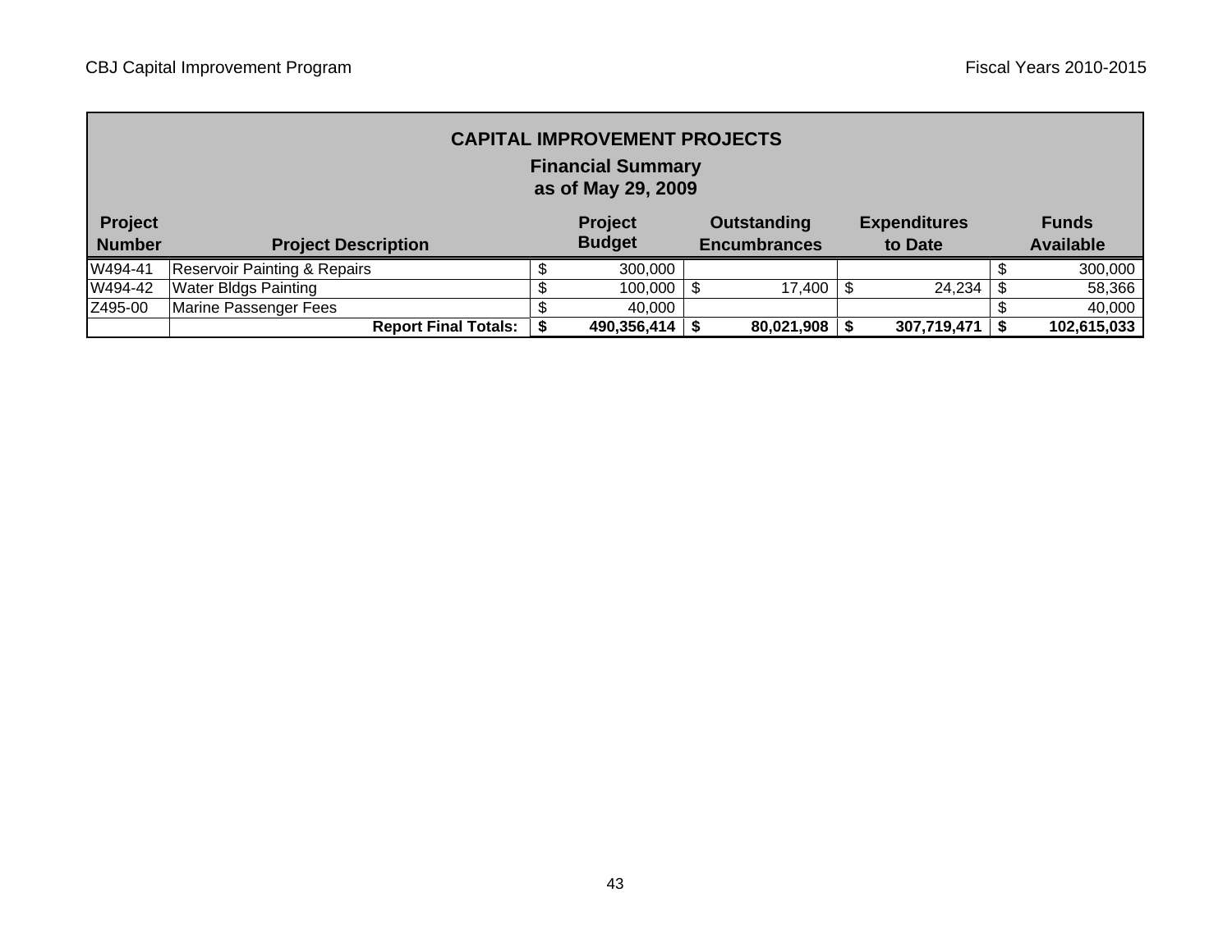## CAPITAL IMPROVEMENT PROJECTS

### Financial Summary
### as of May 29, 2009

| Project Number | Project Description | Project Budget | Outstanding Encumbrances | Expenditures to Date | Funds Available |
|---|---|---|---|---|---|
| W494-41 | Reservoir Painting & Repairs | $ 300,000 | | | $ 300,000 |
| W494-42 | Water Bldgs Painting | $ 100,000 | $ 17,400 | $ 24,234 | $ 58,366 |
| Z495-00 | Marine Passenger Fees | $ 40,000 | | | $ 40,000 |
| | **Report Final Totals:** | **$ 490,356,414** | **$ 80,021,908** | **$ 307,719,471** | **$ 102,615,033** |